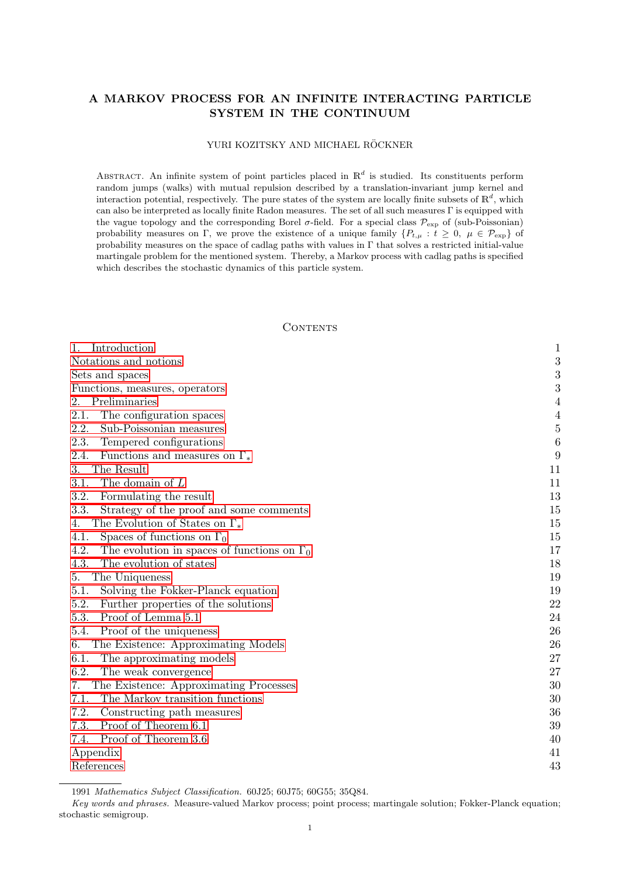# A MARKOV PROCESS FOR AN INFINITE INTERACTING PARTICLE SYSTEM IN THE CONTINUUM

YURI KOZITSKY AND MICHAEL RÖCKNER

ABSTRACT. An infinite system of point particles placed in $\mathbb{R}^d$ is studied. Its constituents perform random jumps (walks) with mutual repulsion described by a translation-invariant jump kernel and interaction potential, respectively. The pure states of the system are locally finite subsets of $\mathbb{R}^d$, which can also be interpreted as locally finite Radon measures. The set of all such measures $\Gamma$ is equipped with the vague topology and the corresponding Borel $\sigma$-field. For a special class $\mathcal{P}_{\rm exp}$ of (sub-Poissonian) probability measures on $\Gamma$, we prove the existence of a unique family $\{P_{t,\mu} : t \geq 0, \ \mu \in \mathcal{P}_{\rm exp}\}$ of probability measures on the space of cadlag paths with values in $\Gamma$ that solves a restricted initial-value martingale problem for the mentioned system. Thereby, a Markov process with cadlag paths is specified which describes the stochastic dynamics of this particle system.

## CONTENTS

- 1. Introduction — 1
- Notations and notions — 3
- Sets and spaces — 3
- Functions, measures, operators — 3
- 2. Preliminaries — 4
  - 2.1. The configuration spaces — 4
  - 2.2. Sub-Poissonian measures — 5
  - 2.3. Tempered configurations — 6
  - 2.4. Functions and measures on $\Gamma_*$ — 9
- 3. The Result — 11
  - 3.1. The domain of $L$ — 11
  - 3.2. Formulating the result — 13
  - 3.3. Strategy of the proof and some comments — 15
- 4. The Evolution of States on $\Gamma_*$ — 15
  - 4.1. Spaces of functions on $\Gamma_0$ — 15
  - 4.2. The evolution in spaces of functions on $\Gamma_0$ — 17
  - 4.3. The evolution of states — 18
- 5. The Uniqueness — 19
  - 5.1. Solving the Fokker-Planck equation — 19
  - 5.2. Further properties of the solutions — 22
  - 5.3. Proof of Lemma 5.1 — 24
  - 5.4. Proof of the uniqueness — 26
- 6. The Existence: Approximating Models — 26
  - 6.1. The approximating models — 27
  - 6.2. The weak convergence — 27
- 7. The Existence: Approximating Processes — 30
  - 7.1. The Markov transition functions — 30
  - 7.2. Constructing path measures — 36
  - 7.3. Proof of Theorem 6.1 — 39
  - 7.4. Proof of Theorem 3.6 — 40
- Appendix — 41
- References — 43

---

1991 *Mathematics Subject Classification.* 60J25; 60J75; 60G55; 35Q84.

*Key words and phrases.* Measure-valued Markov process; point process; martingale solution; Fokker-Planck equation; stochastic semigroup.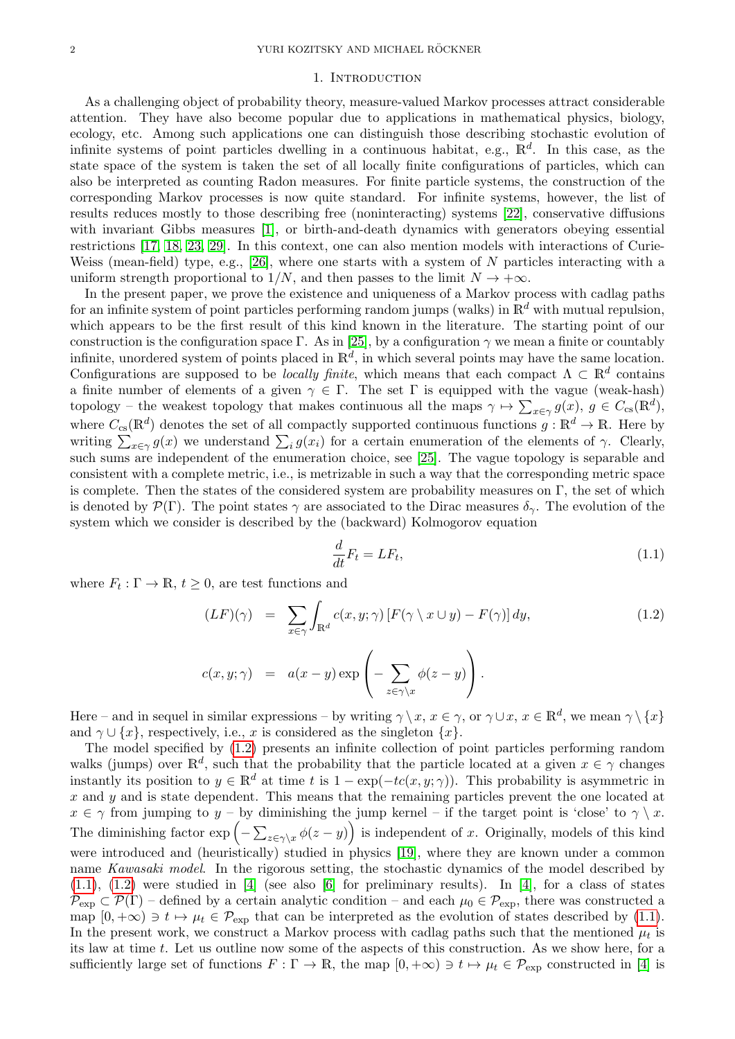# 1. Introduction

As a challenging object of probability theory, measure-valued Markov processes attract considerable attention. They have also become popular due to applications in mathematical physics, biology, ecology, etc. Among such applications one can distinguish those describing stochastic evolution of infinite systems of point particles dwelling in a continuous habitat, e.g., $\mathbb{R}^d$. In this case, as the state space of the system is taken the set of all locally finite configurations of particles, which can also be interpreted as counting Radon measures. For finite particle systems, the construction of the corresponding Markov processes is now quite standard. For infinite systems, however, the list of results reduces mostly to those describing free (noninteracting) systems [22], conservative diffusions with invariant Gibbs measures [1], or birth-and-death dynamics with generators obeying essential restrictions [17, 18, 23, 29]. In this context, one can also mention models with interactions of Curie-Weiss (mean-field) type, e.g., [26], where one starts with a system of $N$ particles interacting with a uniform strength proportional to $1/N$, and then passes to the limit $N \to +\infty$.

In the present paper, we prove the existence and uniqueness of a Markov process with cadlag paths for an infinite system of point particles performing random jumps (walks) in $\mathbb{R}^d$ with mutual repulsion, which appears to be the first result of this kind known in the literature. The starting point of our construction is the configuration space $\Gamma$. As in [25], by a configuration $\gamma$ we mean a finite or countably infinite, unordered system of points placed in $\mathbb{R}^d$, in which several points may have the same location. Configurations are supposed to be *locally finite*, which means that each compact $\Lambda \subset \mathbb{R}^d$ contains a finite number of elements of a given $\gamma \in \Gamma$. The set $\Gamma$ is equipped with the vague (weak-hash) topology – the weakest topology that makes continuous all the maps $\gamma \mapsto \sum_{x\in\gamma} g(x)$, $g \in C_{\rm cs}(\mathbb{R}^d)$, where $C_{\rm cs}(\mathbb{R}^d)$ denotes the set of all compactly supported continuous functions $g : \mathbb{R}^d \to \mathbb{R}$. Here by writing $\sum_{x\in\gamma} g(x)$ we understand $\sum_i g(x_i)$ for a certain enumeration of the elements of $\gamma$. Clearly, such sums are independent of the enumeration choice, see [25]. The vague topology is separable and consistent with a complete metric, i.e., is metrizable in such a way that the corresponding metric space is complete. Then the states of the considered system are probability measures on $\Gamma$, the set of which is denoted by $\mathcal{P}(\Gamma)$. The point states $\gamma$ are associated to the Dirac measures $\delta_\gamma$. The evolution of the system which we consider is described by the (backward) Kolmogorov equation

$$\frac{d}{dt} F_t = L F_t, \tag{1.1}$$

where $F_t : \Gamma \to \mathbb{R}$, $t \geq 0$, are test functions and

$$\begin{aligned} (LF)(\gamma) &= \sum_{x\in\gamma} \int_{\mathbb{R}^d} c(x, y; \gamma) \left[ F(\gamma \setminus x \cup y) - F(\gamma) \right] dy, \\ c(x, y; \gamma) &= a(x - y) \exp\left( - \sum_{z \in \gamma\setminus x} \phi(z - y) \right). \end{aligned} \tag{1.2}$$

Here – and in sequel in similar expressions – by writing $\gamma \setminus x$, $x \in \gamma$, or $\gamma \cup x$, $x \in \mathbb{R}^d$, we mean $\gamma \setminus \{x\}$ and $\gamma \cup \{x\}$, respectively, i.e., $x$ is considered as the singleton $\{x\}$.

The model specified by (1.2) presents an infinite collection of point particles performing random walks (jumps) over $\mathbb{R}^d$, such that the probability that the particle located at a given $x \in \gamma$ changes instantly its position to $y \in \mathbb{R}^d$ at time $t$ is $1 - \exp(-tc(x, y; \gamma))$. This probability is asymmetric in $x$ and $y$ and is state dependent. This means that the remaining particles prevent the one located at $x \in \gamma$ from jumping to $y$ – by diminishing the jump kernel – if the target point is 'close' to $\gamma \setminus x$. The diminishing factor $\exp\left( - \sum_{z\in\gamma\setminus x} \phi(z - y) \right)$ is independent of $x$. Originally, models of this kind were introduced and (heuristically) studied in physics [19], where they are known under a common name *Kawasaki model*. In the rigorous setting, the stochastic dynamics of the model described by (1.1), (1.2) were studied in [4] (see also [6] for preliminary results). In [4], for a class of states $\mathcal{P}_{\rm exp} \subset \mathcal{P}(\Gamma)$ – defined by a certain analytic condition – and each $\mu_0 \in \mathcal{P}_{\rm exp}$, there was constructed a map $[0, +\infty) \ni t \mapsto \mu_t \in \mathcal{P}_{\rm exp}$ that can be interpreted as the evolution of states described by (1.1). In the present work, we construct a Markov process with cadlag paths such that the mentioned $\mu_t$ is its law at time $t$. Let us outline now some of the aspects of this construction. As we show here, for a sufficiently large set of functions $F : \Gamma \to \mathbb{R}$, the map $[0, +\infty) \ni t \mapsto \mu_t \in \mathcal{P}_{\rm exp}$ constructed in [4] is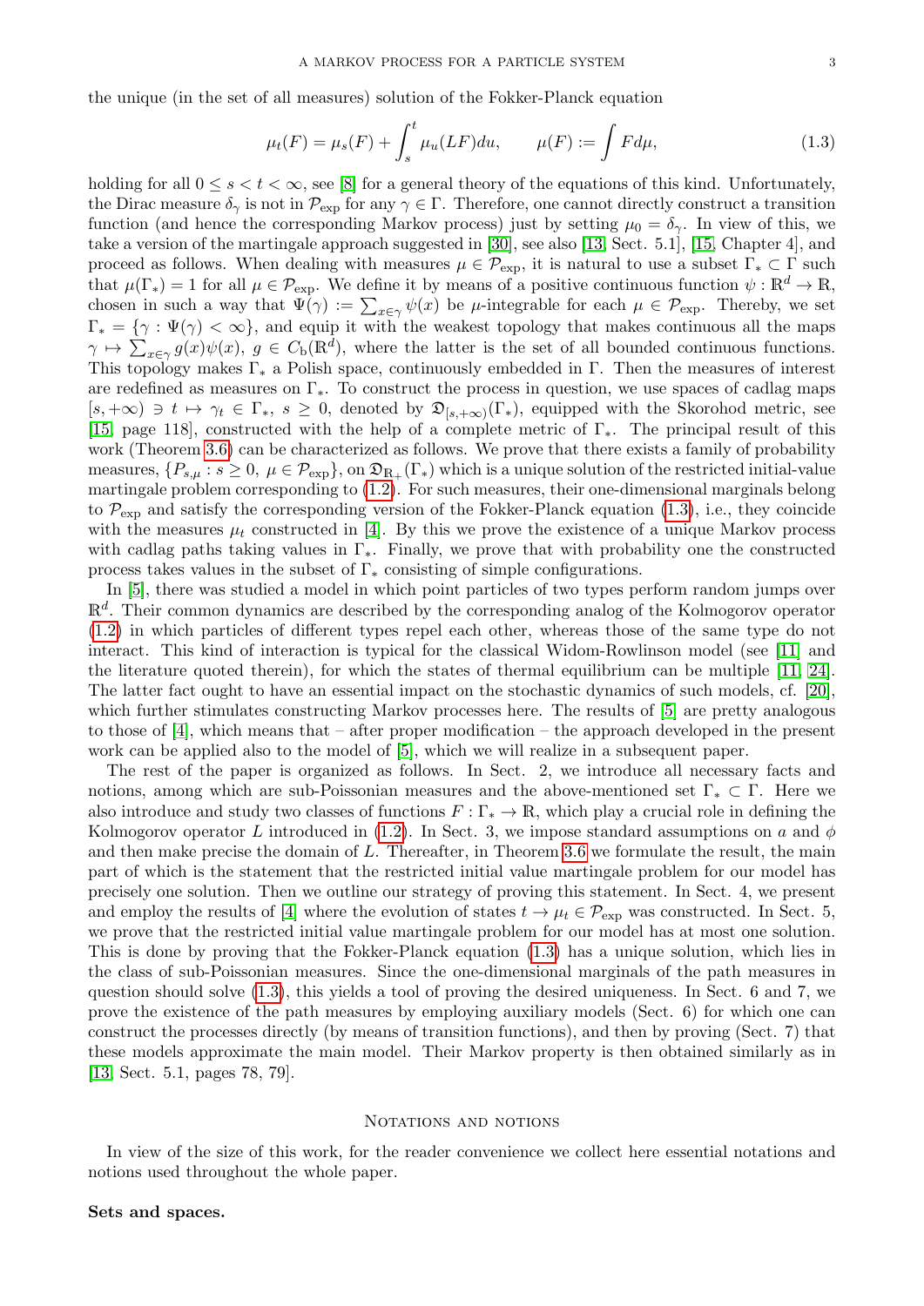the unique (in the set of all measures) solution of the Fokker-Planck equation

$$\mu_t(F) = \mu_s(F) + \int_s^t \mu_u(LF)du, \qquad \mu(F) := \int F d\mu, \tag{1.3}$$

holding for all $0 \leq s < t < \infty$, see [8] for a general theory of the equations of this kind. Unfortunately, the Dirac measure $\delta_\gamma$ is not in $\mathcal{P}_{\rm exp}$ for any $\gamma \in \Gamma$. Therefore, one cannot directly construct a transition function (and hence the corresponding Markov process) just by setting $\mu_0 = \delta_\gamma$. In view of this, we take a version of the martingale approach suggested in [30], see also [13, Sect. 5.1], [15, Chapter 4], and proceed as follows. When dealing with measures $\mu \in \mathcal{P}_{\rm exp}$, it is natural to use a subset $\Gamma_* \subset \Gamma$ such that $\mu(\Gamma_*) = 1$ for all $\mu \in \mathcal{P}_{\rm exp}$. We define it by means of a positive continuous function $\psi : \mathbb{R}^d \to \mathbb{R}$, chosen in such a way that $\Psi(\gamma) := \sum_{x\in\gamma} \psi(x)$ be $\mu$-integrable for each $\mu \in \mathcal{P}_{\rm exp}$. Thereby, we set $\Gamma_* = \{\gamma : \Psi(\gamma) < \infty\}$, and equip it with the weakest topology that makes continuous all the maps $\gamma \mapsto \sum_{x\in\gamma} g(x)\psi(x)$, $g \in C_{\rm b}(\mathbb{R}^d)$, where the latter is the set of all bounded continuous functions. This topology makes $\Gamma_*$ a Polish space, continuously embedded in $\Gamma$. Then the measures of interest are redefined as measures on $\Gamma_*$. To construct the process in question, we use spaces of cadlag maps $[s, +\infty) \ni t \mapsto \gamma_t \in \Gamma_*$, $s \geq 0$, denoted by $\mathfrak{D}_{[s,+\infty)}(\Gamma_*)$, equipped with the Skorohod metric, see [15, page 118], constructed with the help of a complete metric of $\Gamma_*$. The principal result of this work (Theorem 3.6) can be characterized as follows. We prove that there exists a family of probability measures, $\{P_{s,\mu} : s \geq 0, \ \mu \in \mathcal{P}_{\rm exp}\}$, on $\mathfrak{D}_{\mathbb{R}_+}(\Gamma_*)$ which is a unique solution of the restricted initial-value martingale problem corresponding to (1.2). For such measures, their one-dimensional marginals belong to $\mathcal{P}_{\rm exp}$ and satisfy the corresponding version of the Fokker-Planck equation (1.3), i.e., they coincide with the measures $\mu_t$ constructed in [4]. By this we prove the existence of a unique Markov process with cadlag paths taking values in $\Gamma_*$. Finally, we prove that with probability one the constructed process takes values in the subset of $\Gamma_*$ consisting of simple configurations.

In [5], there was studied a model in which point particles of two types perform random jumps over $\mathbb{R}^d$. Their common dynamics are described by the corresponding analog of the Kolmogorov operator (1.2) in which particles of different types repel each other, whereas those of the same type do not interact. This kind of interaction is typical for the classical Widom-Rowlinson model (see [11] and the literature quoted therein), for which the states of thermal equilibrium can be multiple [11, 24]. The latter fact ought to have an essential impact on the stochastic dynamics of such models, cf. [20], which further stimulates constructing Markov processes here. The results of [5] are pretty analogous to those of [4], which means that – after proper modification – the approach developed in the present work can be applied also to the model of [5], which we will realize in a subsequent paper.

The rest of the paper is organized as follows. In Sect. 2, we introduce all necessary facts and notions, among which are sub-Poissonian measures and the above-mentioned set $\Gamma_* \subset \Gamma$. Here we also introduce and study two classes of functions $F : \Gamma_* \to \mathbb{R}$, which play a crucial role in defining the Kolmogorov operator $L$ introduced in (1.2). In Sect. 3, we impose standard assumptions on $a$ and $\phi$ and then make precise the domain of $L$. Thereafter, in Theorem 3.6 we formulate the result, the main part of which is the statement that the restricted initial value martingale problem for our model has precisely one solution. Then we outline our strategy of proving this statement. In Sect. 4, we present and employ the results of [4] where the evolution of states $t \to \mu_t \in \mathcal{P}_{\rm exp}$ was constructed. In Sect. 5, we prove that the restricted initial value martingale problem for our model has at most one solution. This is done by proving that the Fokker-Planck equation (1.3) has a unique solution, which lies in the class of sub-Poissonian measures. Since the one-dimensional marginals of the path measures in question should solve (1.3), this yields a tool of proving the desired uniqueness. In Sect. 6 and 7, we prove the existence of the path measures by employing auxiliary models (Sect. 6) for which one can construct the processes directly (by means of transition functions), and then by proving (Sect. 7) that these models approximate the main model. Their Markov property is then obtained similarly as in [13, Sect. 5.1, pages 78, 79].

## Notations and notions

In view of the size of this work, for the reader convenience we collect here essential notations and notions used throughout the whole paper.

**Sets and spaces.**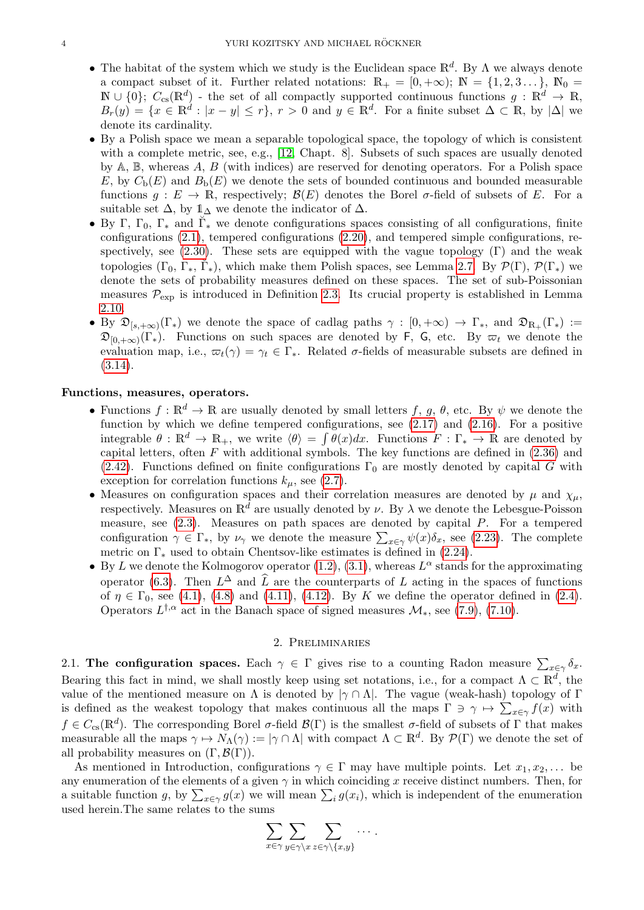- The habitat of the system which we study is the Euclidean space $\mathbb{R}^d$. By $\Lambda$ we always denote a compact subset of it. Further related notations: $\mathbb{R}_+ = [0, +\infty)$; $\mathbb{N} = \{1, 2, 3 \dots\}$, $\mathbb{N}_0 = \mathbb{N} \cup \{0\}$; $C_{\rm cs}(\mathbb{R}^d)$ - the set of all compactly supported continuous functions $g : \mathbb{R}^d \to \mathbb{R}$, $B_r(y) = \{x \in \mathbb{R}^d : |x - y| \leq r\}$, $r > 0$ and $y \in \mathbb{R}^d$. For a finite subset $\Delta \subset \mathbb{R}$, by $|\Delta|$ we denote its cardinality.
- By a Polish space we mean a separable topological space, the topology of which is consistent with a complete metric, see, e.g., [12, Chapt. 8]. Subsets of such spaces are usually denoted by $\mathbb{A}$, $\mathbb{B}$, whereas $A$, $B$ (with indices) are reserved for denoting operators. For a Polish space $E$, by $C_{\rm b}(E)$ and $B_{\rm b}(E)$ we denote the sets of bounded continuous and bounded measurable functions $g : E \to \mathbb{R}$, respectively; $\mathcal{B}(E)$ denotes the Borel $\sigma$-field of subsets of $E$. For a suitable set $\Delta$, by $\mathbb{1}_\Delta$ we denote the indicator of $\Delta$.
- By $\Gamma$, $\Gamma_0$, $\Gamma_*$ and $\breve{\Gamma}_*$ we denote configurations spaces consisting of all configurations, finite configurations (2.1), tempered configurations (2.20), and tempered simple configurations, respectively, see (2.30). These sets are equipped with the vague topology ($\Gamma$) and the weak topologies ($\Gamma_0$, $\Gamma_*$, $\breve{\Gamma}_*$), which make them Polish spaces, see Lemma 2.7. By $\mathcal{P}(\Gamma)$, $\mathcal{P}(\Gamma_*)$ we denote the sets of probability measures defined on these spaces. The set of sub-Poissonian measures $\mathcal{P}_{\rm exp}$ is introduced in Definition 2.3. Its crucial property is established in Lemma 2.10.
- By $\mathfrak{D}_{[s,+\infty)}(\Gamma_*)$ we denote the space of cadlag paths $\gamma : [0, +\infty) \to \Gamma_*$, and $\mathfrak{D}_{\mathbb{R}_+}(\Gamma_*) := \mathfrak{D}_{[0,+\infty)}(\Gamma_*)$. Functions on such spaces are denoted by $\mathsf{F}$, $\mathsf{G}$, etc. By $\varpi_t$ we denote the evaluation map, i.e., $\varpi_t(\gamma) = \gamma_t \in \Gamma_*$. Related $\sigma$-fields of measurable subsets are defined in (3.14).

**Functions, measures, operators.**

- Functions $f : \mathbb{R}^d \to \mathbb{R}$ are usually denoted by small letters $f$, $g$, $\theta$, etc. By $\psi$ we denote the function by which we define tempered configurations, see (2.17) and (2.16). For a positive integrable $\theta : \mathbb{R}^d \to \mathbb{R}_+$, we write $\langle \theta \rangle = \int \theta(x) dx$. Functions $F : \Gamma_* \to \mathbb{R}$ are denoted by capital letters, often $F$ with additional symbols. The key functions are defined in (2.36) and (2.42). Functions defined on finite configurations $\Gamma_0$ are mostly denoted by capital $G$ with exception for correlation functions $k_\mu$, see (2.7).
- Measures on configuration spaces and their correlation measures are denoted by $\mu$ and $\chi_\mu$, respectively. Measures on $\mathbb{R}^d$ are usually denoted by $\nu$. By $\lambda$ we denote the Lebesgue-Poisson measure, see (2.3). Measures on path spaces are denoted by capital $P$. For a tempered configuration $\gamma \in \Gamma_*$, by $\nu_\gamma$ we denote the measure $\sum_{x\in\gamma} \psi(x)\delta_x$, see (2.23). The complete metric on $\Gamma_*$ used to obtain Chentsov-like estimates is defined in (2.24).
- By $L$ we denote the Kolmogorov operator (1.2), (3.1), whereas $L^\alpha$ stands for the approximating operator (6.3). Then $L^\Delta$ and $\widehat{L}$ are the counterparts of $L$ acting in the spaces of functions of $\eta \in \Gamma_0$, see (4.1), (4.8) and (4.11), (4.12). By $K$ we define the operator defined in (2.4). Operators $L^{\dagger,\alpha}$ act in the Banach space of signed measures $\mathcal{M}_*$, see (7.9), (7.10).

## 2. Preliminaries

2.1. **The configuration spaces.** Each $\gamma \in \Gamma$ gives rise to a counting Radon measure $\sum_{x\in\gamma} \delta_x$. Bearing this fact in mind, we shall mostly keep using set notations, i.e., for a compact $\Lambda \subset \mathbb{R}^d$, the value of the mentioned measure on $\Lambda$ is denoted by $|\gamma \cap \Lambda|$. The vague (weak-hash) topology of $\Gamma$ is defined as the weakest topology that makes continuous all the maps $\Gamma \ni \gamma \mapsto \sum_{x\in\gamma} f(x)$ with $f \in C_{\rm cs}(\mathbb{R}^d)$. The corresponding Borel $\sigma$-field $\mathcal{B}(\Gamma)$ is the smallest $\sigma$-field of subsets of $\Gamma$ that makes measurable all the maps $\gamma \mapsto N_\Lambda(\gamma) := |\gamma \cap \Lambda|$ with compact $\Lambda \subset \mathbb{R}^d$. By $\mathcal{P}(\Gamma)$ we denote the set of all probability measures on $(\Gamma, \mathcal{B}(\Gamma))$.

As mentioned in Introduction, configurations $\gamma \in \Gamma$ may have multiple points. Let $x_1, x_2, \dots$ be any enumeration of the elements of a given $\gamma$ in which coinciding $x$ receive distinct numbers. Then, for a suitable function $g$, by $\sum_{x\in\gamma} g(x)$ we will mean $\sum_i g(x_i)$, which is independent of the enumeration used herein.The same relates to the sums

$$\sum_{x\in\gamma} \sum_{y\in\gamma\setminus x} \sum_{z\in\gamma\setminus\{x,y\}} \cdots .$$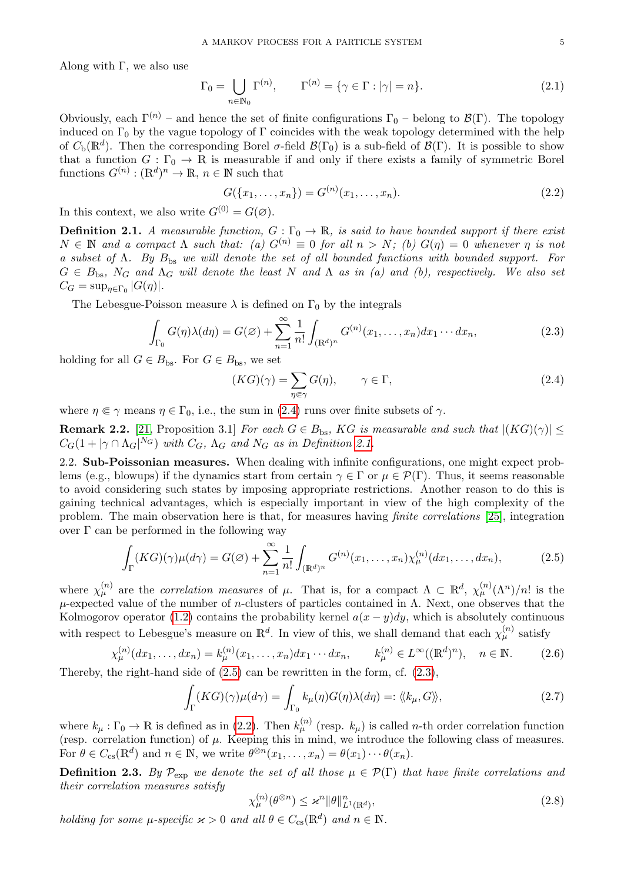Along with $\Gamma$, we also use

$$\Gamma_0 = \bigcup_{n\in\mathbb{N}_0} \Gamma^{(n)}, \qquad \Gamma^{(n)} = \{\gamma \in \Gamma : |\gamma| = n\}. \tag{2.1}$$

Obviously, each $\Gamma^{(n)}$ – and hence the set of finite configurations $\Gamma_0$ – belong to $\mathcal{B}(\Gamma)$. The topology induced on $\Gamma_0$ by the vague topology of $\Gamma$ coincides with the weak topology determined with the help of $C_{\rm b}(\mathbb{R}^d)$. Then the corresponding Borel $\sigma$-field $\mathcal{B}(\Gamma_0)$ is a sub-field of $\mathcal{B}(\Gamma)$. It is possible to show that a function $G : \Gamma_0 \to \mathbb{R}$ is measurable if and only if there exists a family of symmetric Borel functions $G^{(n)} : (\mathbb{R}^d)^n \to \mathbb{R}$, $n \in \mathbb{N}$ such that

$$G(\{x_1, \ldots, x_n\}) = G^{(n)}(x_1, \ldots, x_n). \tag{2.2}$$

In this context, we also write $G^{(0)} = G(\varnothing)$.

**Definition 2.1.** *A measurable function, $G : \Gamma_0 \to \mathbb{R}$, is said to have bounded support if there exist $N \in \mathbb{N}$ and a compact $\Lambda$ such that: (a) $G^{(n)} \equiv 0$ for all $n > N$; (b) $G(\eta) = 0$ whenever $\eta$ is not a subset of $\Lambda$. By $B_{\rm bs}$ we will denote the set of all bounded functions with bounded support. For $G \in B_{\rm bs}$, $N_G$ and $\Lambda_G$ will denote the least $N$ and $\Lambda$ as in (a) and (b), respectively. We also set $C_G = \sup_{\eta\in\Gamma_0} |G(\eta)|$.*

The Lebesgue-Poisson measure $\lambda$ is defined on $\Gamma_0$ by the integrals

$$\int_{\Gamma_0} G(\eta)\lambda(d\eta) = G(\varnothing) + \sum_{n=1}^{\infty} \frac{1}{n!} \int_{(\mathbb{R}^d)^n} G^{(n)}(x_1, \ldots, x_n) dx_1 \cdots dx_n, \tag{2.3}$$

holding for all $G \in B_{\rm bs}$. For $G \in B_{\rm bs}$, we set

$$(KG)(\gamma) = \sum_{\eta \Subset \gamma} G(\eta), \qquad \gamma \in \Gamma, \tag{2.4}$$

where $\eta \Subset \gamma$ means $\eta \in \Gamma_0$, i.e., the sum in (2.4) runs over finite subsets of $\gamma$.

**Remark 2.2.** [21, Proposition 3.1] *For each $G \in B_{\rm bs}$, $KG$ is measurable and such that $|(KG)(\gamma)| \leq C_G(1 + |\gamma \cap \Lambda_G|^{N_G})$ with $C_G$, $\Lambda_G$ and $N_G$ as in Definition 2.1.*

2.2. **Sub-Poissonian measures.** When dealing with infinite configurations, one might expect problems (e.g., blowups) if the dynamics start from certain $\gamma \in \Gamma$ or $\mu \in \mathcal{P}(\Gamma)$. Thus, it seems reasonable to avoid considering such states by imposing appropriate restrictions. Another reason to do this is gaining technical advantages, which is especially important in view of the high complexity of the problem. The main observation here is that, for measures having *finite correlations* [25], integration over $\Gamma$ can be performed in the following way

$$\int_{\Gamma} (KG)(\gamma)\mu(d\gamma) = G(\varnothing) + \sum_{n=1}^{\infty} \frac{1}{n!} \int_{(\mathbb{R}^d)^n} G^{(n)}(x_1, \ldots, x_n)\chi_\mu^{(n)}(dx_1, \ldots, dx_n), \tag{2.5}$$

where $\chi_\mu^{(n)}$ are the *correlation measures* of $\mu$. That is, for a compact $\Lambda \subset \mathbb{R}^d$, $\chi_\mu^{(n)}(\Lambda^n)/n!$ is the $\mu$-expected value of the number of $n$-clusters of particles contained in $\Lambda$. Next, one observes that the Kolmogorov operator (1.2) contains the probability kernel $a(x - y)dy$, which is absolutely continuous with respect to Lebesgue's measure on $\mathbb{R}^d$. In view of this, we shall demand that each $\chi_\mu^{(n)}$ satisfy

$$\chi_\mu^{(n)}(dx_1, \ldots, dx_n) = k_\mu^{(n)}(x_1, \ldots, x_n)dx_1 \cdots dx_n, \qquad k_\mu^{(n)} \in L^\infty((\mathbb{R}^d)^n), \quad n \in \mathbb{N}. \tag{2.6}$$

Thereby, the right-hand side of (2.5) can be rewritten in the form, cf. (2.3),

$$\int_{\Gamma} (KG)(\gamma)\mu(d\gamma) = \int_{\Gamma_0} k_\mu(\eta)G(\eta)\lambda(d\eta) =: \langle\!\langle k_\mu, G\rangle\!\rangle, \tag{2.7}$$

where $k_\mu : \Gamma_0 \to \mathbb{R}$ is defined as in (2.2). Then $k_\mu^{(n)}$ (resp. $k_\mu$) is called $n$-th order correlation function (resp. correlation function) of $\mu$. Keeping this in mind, we introduce the following class of measures. For $\theta \in C_{\rm cs}(\mathbb{R}^d)$ and $n \in \mathbb{N}$, we write $\theta^{\otimes n}(x_1, \ldots, x_n) = \theta(x_1) \cdots \theta(x_n)$.

**Definition 2.3.** *By $\mathcal{P}_{\rm exp}$ we denote the set of all those $\mu \in \mathcal{P}(\Gamma)$ that have finite correlations and their correlation measures satisfy*

$$\chi_\mu^{(n)}(\theta^{\otimes n}) \leq \varkappa^n \|\theta\|^n_{L^1(\mathbb{R}^d)}, \tag{2.8}$$

*holding for some $\mu$-specific $\varkappa > 0$ and all $\theta \in C_{\rm cs}(\mathbb{R}^d)$ and $n \in \mathbb{N}$.*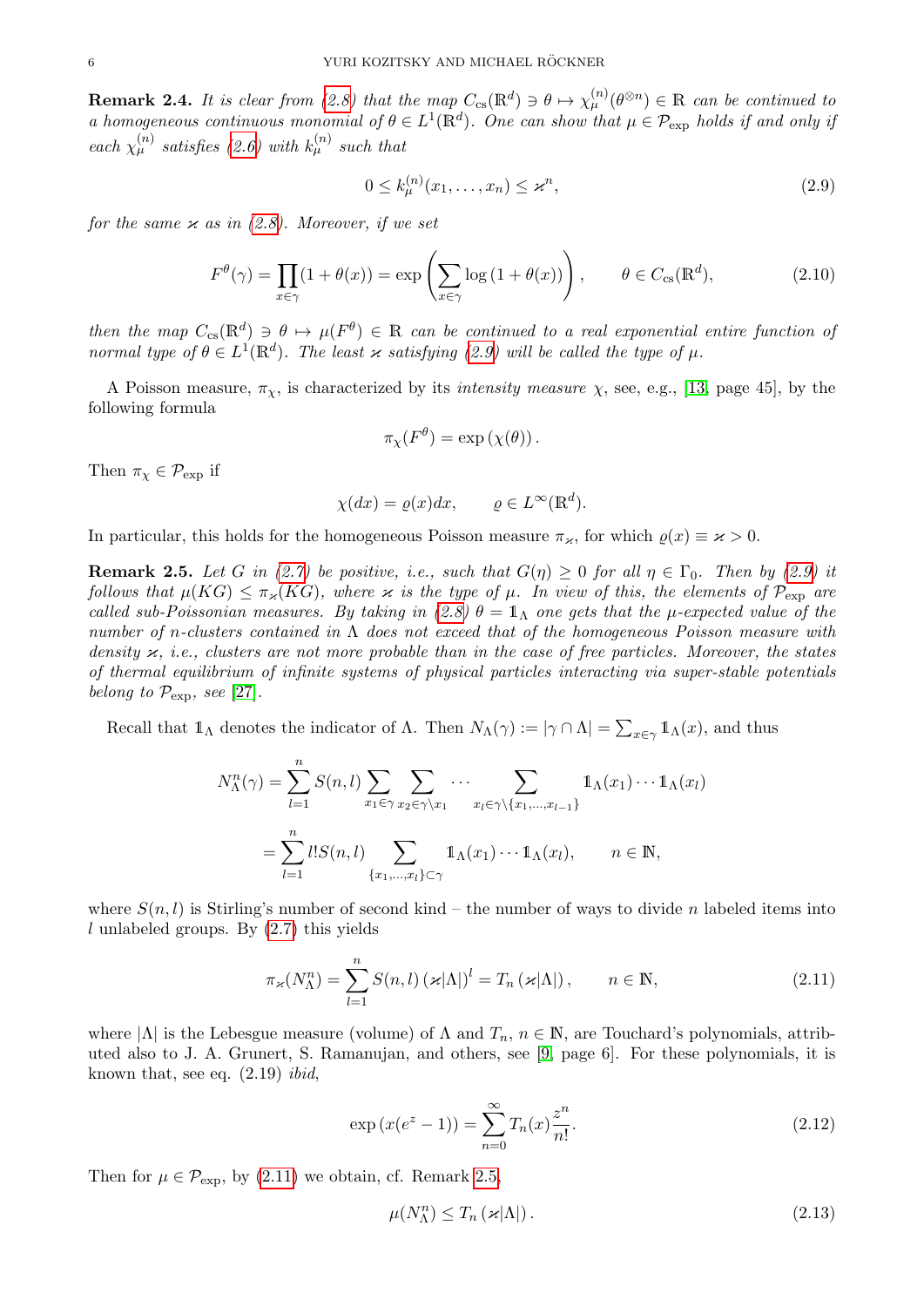**Remark 2.4.** *It is clear from (2.8) that the map $C_{\rm cs}(\mathbb{R}^d) \ni \theta \mapsto \chi_\mu^{(n)}(\theta^{\otimes n}) \in \mathbb{R}$ can be continued to a homogeneous continuous monomial of $\theta \in L^1(\mathbb{R}^d)$. One can show that $\mu \in \mathcal{P}_{\rm exp}$ holds if and only if each $\chi_\mu^{(n)}$ satisfies (2.6) with $k_\mu^{(n)}$ such that*

$$0 \leq k_\mu^{(n)}(x_1, \dots, x_n) \leq \varkappa^n, \tag{2.9}$$

*for the same $\varkappa$ as in (2.8). Moreover, if we set*

$$F^\theta(\gamma) = \prod_{x\in\gamma}(1+\theta(x)) = \exp\left(\sum_{x\in\gamma}\log\left(1+\theta(x)\right)\right), \qquad \theta \in C_{\rm cs}(\mathbb{R}^d), \tag{2.10}$$

*then the map $C_{\rm cs}(\mathbb{R}^d) \ni \theta \mapsto \mu(F^\theta) \in \mathbb{R}$ can be continued to a real exponential entire function of normal type of $\theta \in L^1(\mathbb{R}^d)$. The least $\varkappa$ satisfying (2.9) will be called the type of $\mu$.*

A Poisson measure, $\pi_\chi$, is characterized by its *intensity measure* $\chi$, see, e.g., [13, page 45], by the following formula

$$\pi_\chi(F^\theta) = \exp\left(\chi(\theta)\right).$$

Then $\pi_\chi \in \mathcal{P}_{\rm exp}$ if

$$\chi(dx) = \varrho(x)dx, \qquad \varrho \in L^\infty(\mathbb{R}^d).$$

In particular, this holds for the homogeneous Poisson measure $\pi_\varkappa$, for which $\varrho(x) \equiv \varkappa > 0$.

**Remark 2.5.** *Let $G$ in (2.7) be positive, i.e., such that $G(\eta) \geq 0$ for all $\eta \in \Gamma_0$. Then by (2.9) it follows that $\mu(KG) \leq \pi_\varkappa(KG)$, where $\varkappa$ is the type of $\mu$. In view of this, the elements of $\mathcal{P}_{\rm exp}$ are called sub-Poissonian measures. By taking in (2.8) $\theta = \mathbb{1}_\Lambda$ one gets that the $\mu$-expected value of the number of $n$-clusters contained in $\Lambda$ does not exceed that of the homogeneous Poisson measure with density $\varkappa$, i.e., clusters are not more probable than in the case of free particles. Moreover, the states of thermal equilibrium of infinite systems of physical particles interacting via super-stable potentials belong to $\mathcal{P}_{\rm exp}$, see [27].*

Recall that $\mathbb{1}_\Lambda$ denotes the indicator of $\Lambda$. Then $N_\Lambda(\gamma) := |\gamma \cap \Lambda| = \sum_{x\in\gamma}\mathbb{1}_\Lambda(x)$, and thus

$$\begin{aligned} N^n_\Lambda(\gamma) &= \sum_{l=1}^n S(n,l) \sum_{x_1\in\gamma}\sum_{x_2\in\gamma\setminus x_1}\cdots\sum_{x_l\in\gamma\setminus\{x_1,\dots,x_{l-1}\}} \mathbb{1}_\Lambda(x_1)\cdots\mathbb{1}_\Lambda(x_l) \\ &= \sum_{l=1}^n l! S(n,l) \sum_{\{x_1,\dots,x_l\}\subset\gamma} \mathbb{1}_\Lambda(x_1)\cdots\mathbb{1}_\Lambda(x_l), \qquad n \in \mathbb{N}, \end{aligned}$$

where $S(n,l)$ is Stirling's number of second kind – the number of ways to divide $n$ labeled items into $l$ unlabeled groups. By (2.7) this yields

$$\pi_\varkappa(N^n_\Lambda) = \sum_{l=1}^n S(n,l)\left(\varkappa|\Lambda|\right)^l = T_n\left(\varkappa|\Lambda|\right), \qquad n \in \mathbb{N}, \tag{2.11}$$

where $|\Lambda|$ is the Lebesgue measure (volume) of $\Lambda$ and $T_n$, $n \in \mathbb{N}$, are Touchard's polynomials, attributed also to J. A. Grunert, S. Ramanujan, and others, see [9, page 6]. For these polynomials, it is known that, see eq. (2.19) *ibid*,

$$\exp\left(x(e^z - 1)\right) = \sum_{n=0}^\infty T_n(x)\frac{z^n}{n!}. \tag{2.12}$$

Then for $\mu \in \mathcal{P}_{\rm exp}$, by (2.11) we obtain, cf. Remark 2.5,

$$\mu(N^n_\Lambda) \leq T_n\left(\varkappa|\Lambda|\right). \tag{2.13}$$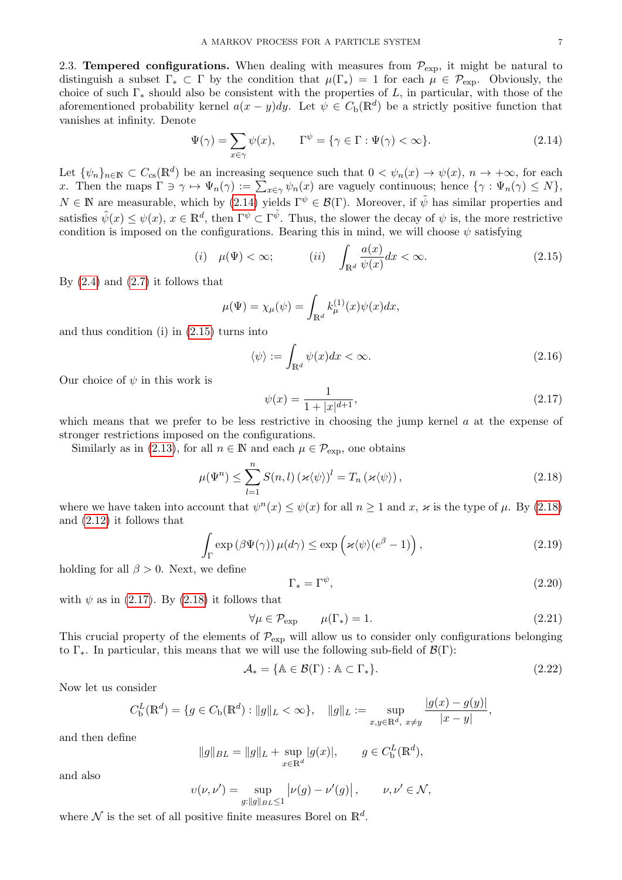2.3. **Tempered configurations.** When dealing with measures from $\mathcal{P}_{\rm exp}$, it might be natural to distinguish a subset $\Gamma_* \subset \Gamma$ by the condition that $\mu(\Gamma_*) = 1$ for each $\mu \in \mathcal{P}_{\rm exp}$. Obviously, the choice of such $\Gamma_*$ should also be consistent with the properties of $L$, in particular, with those of the aforementioned probability kernel $a(x-y)dy$. Let $\psi \in C_{\rm b}(\mathbb{R}^d)$ be a strictly positive function that vanishes at infinity. Denote

$$\Psi(\gamma) = \sum_{x\in\gamma} \psi(x), \qquad \Gamma^\psi = \{\gamma \in \Gamma : \Psi(\gamma) < \infty\}. \tag{2.14}$$

Let $\{\psi_n\}_{n\in\mathbb{N}} \subset C_{\rm cs}(\mathbb{R}^d)$ be an increasing sequence such that $0 < \psi_n(x) \to \psi(x)$, $n \to +\infty$, for each $x$. Then the maps $\Gamma \ni \gamma \mapsto \Psi_n(\gamma) := \sum_{x\in\gamma} \psi_n(x)$ are vaguely continuous; hence $\{\gamma : \Psi_n(\gamma) \leq N\}$, $N \in \mathbb{N}$ are measurable, which by (2.14) yields $\Gamma^\psi \in \mathcal{B}(\Gamma)$. Moreover, if $\tilde{\psi}$ has similar properties and satisfies $\tilde{\psi}(x) \leq \psi(x)$, $x \in \mathbb{R}^d$, then $\Gamma^\psi \subset \Gamma^{\tilde{\psi}}$. Thus, the slower the decay of $\psi$ is, the more restrictive condition is imposed on the configurations. Bearing this in mind, we will choose $\psi$ satisfying

$$(i) \quad \mu(\Psi) < \infty; \qquad\qquad (ii) \quad \int_{\mathbb{R}^d} \frac{a(x)}{\psi(x)} dx < \infty. \tag{2.15}$$

By (2.4) and (2.7) it follows that

$$\mu(\Psi) = \chi_\mu(\psi) = \int_{\mathbb{R}^d} k_\mu^{(1)}(x)\psi(x)dx,$$

and thus condition (i) in (2.15) turns into

$$\langle\psi\rangle := \int_{\mathbb{R}^d} \psi(x)dx < \infty. \tag{2.16}$$

Our choice of $\psi$ in this work is

$$\psi(x) = \frac{1}{1+|x|^{d+1}}, \tag{2.17}$$

which means that we prefer to be less restrictive in choosing the jump kernel $a$ at the expense of stronger restrictions imposed on the configurations.

Similarly as in (2.13), for all $n \in \mathbb{N}$ and each $\mu \in \mathcal{P}_{\rm exp}$, one obtains

$$\mu(\Psi^n) \leq \sum_{l=1}^{n} S(n,l) \left(\varkappa\langle\psi\rangle\right)^l = T_n\left(\varkappa\langle\psi\rangle\right), \tag{2.18}$$

where we have taken into account that $\psi^n(x) \leq \psi(x)$ for all $n \geq 1$ and $x$, $\varkappa$ is the type of $\mu$. By (2.18) and (2.12) it follows that

$$\int_\Gamma \exp\left(\beta\Psi(\gamma)\right)\mu(d\gamma) \leq \exp\left(\varkappa\langle\psi\rangle(e^\beta - 1)\right), \tag{2.19}$$

holding for all $\beta > 0$. Next, we define

$$\Gamma_* = \Gamma^\psi, \tag{2.20}$$

with $\psi$ as in (2.17). By (2.18) it follows that

$$\forall \mu \in \mathcal{P}_{\rm exp} \qquad \mu(\Gamma_*) = 1. \tag{2.21}$$

This crucial property of the elements of $\mathcal{P}_{\rm exp}$ will allow us to consider only configurations belonging to $\Gamma_*$. In particular, this means that we will use the following sub-field of $\mathcal{B}(\Gamma)$:

$$\mathcal{A}_* = \{\mathbb{A} \in \mathcal{B}(\Gamma) : \mathbb{A} \subset \Gamma_*\}. \tag{2.22}$$

Now let us consider

$$C_{\rm b}^L(\mathbb{R}^d) = \{g \in C_{\rm b}(\mathbb{R}^d) : \|g\|_L < \infty\}, \quad \|g\|_L := \sup_{x,y\in\mathbb{R}^d,\ x\neq y} \frac{|g(x)-g(y)|}{|x-y|},$$

and then define

$$\|g\|_{BL} = \|g\|_L + \sup_{x\in\mathbb{R}^d} |g(x)|, \qquad g \in C_{\rm b}^L(\mathbb{R}^d),$$

and also

$$\upsilon(\nu,\nu') = \sup_{g:\|g\|_{BL}\leq 1} \left|\nu(g) - \nu'(g)\right|, \qquad \nu,\nu' \in \mathcal{N},$$

where $\mathcal{N}$ is the set of all positive finite measures Borel on $\mathbb{R}^d$.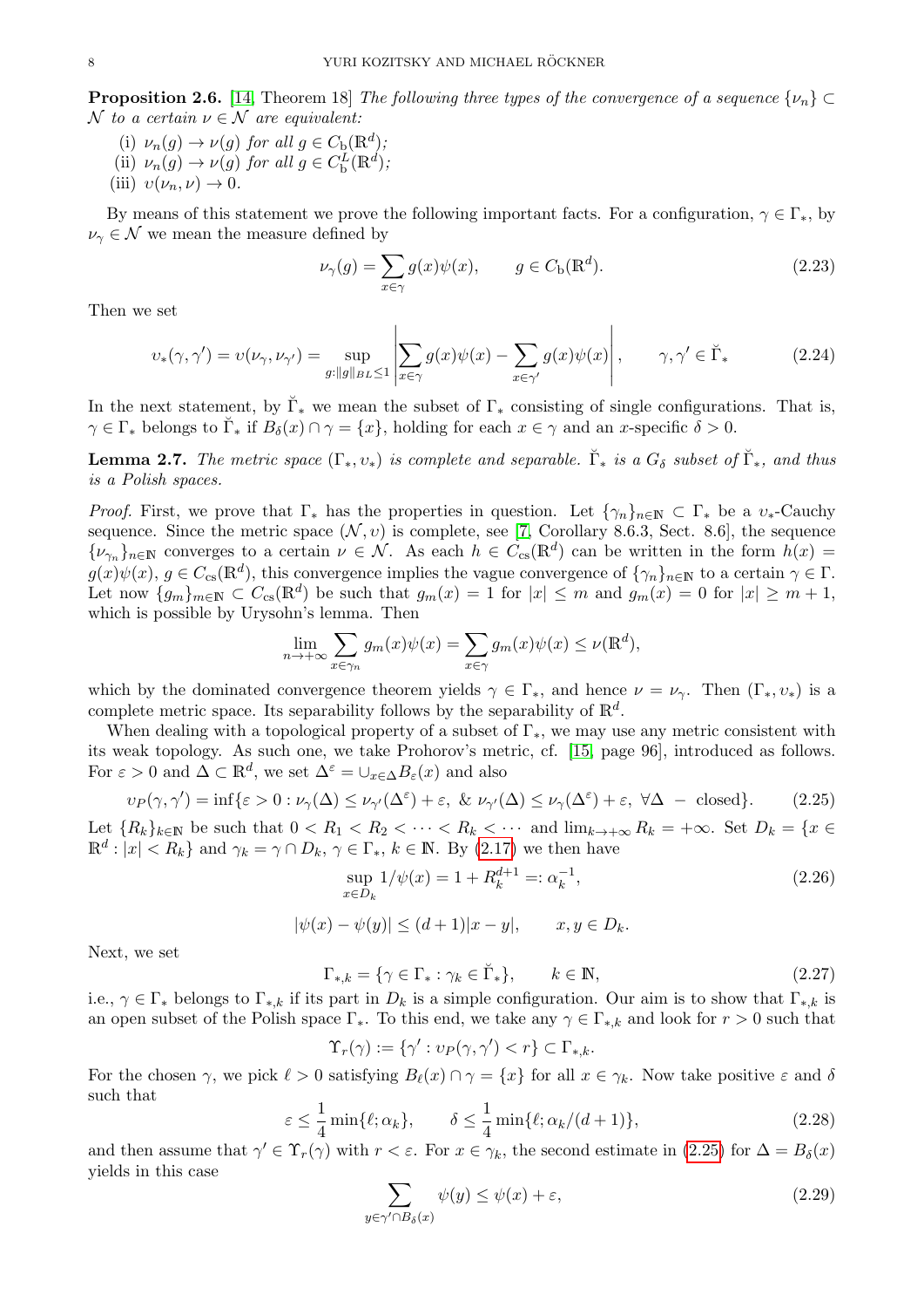**Proposition 2.6.** [14, Theorem 18] *The following three types of the convergence of a sequence $\{\nu_n\} \subset \mathcal{N}$ to a certain $\nu \in \mathcal{N}$ are equivalent:*

(i) $\nu_n(g) \to \nu(g)$ *for all* $g \in C_{\rm b}(\mathbb{R}^d)$;
(ii) $\nu_n(g) \to \nu(g)$ *for all* $g \in C^L_{\rm b}(\mathbb{R}^d)$;
(iii) $\upsilon(\nu_n, \nu) \to 0$.

By means of this statement we prove the following important facts. For a configuration, $\gamma \in \Gamma_*$, by $\nu_\gamma \in \mathcal{N}$ we mean the measure defined by

$$\nu_\gamma(g) = \sum_{x\in\gamma} g(x)\psi(x), \qquad g \in C_{\rm b}(\mathbb{R}^d). \tag{2.23}$$

Then we set

$$\upsilon_*(\gamma,\gamma') = \upsilon(\nu_\gamma,\nu_{\gamma'}) = \sup_{g:\|g\|_{BL}\leq 1}\left|\sum_{x\in\gamma} g(x)\psi(x) - \sum_{x\in\gamma'} g(x)\psi(x)\right|, \qquad \gamma,\gamma' \in \breve{\Gamma}_* \tag{2.24}$$

In the next statement, by $\breve{\Gamma}_*$ we mean the subset of $\Gamma_*$ consisting of single configurations. That is, $\gamma \in \Gamma_*$ belongs to $\breve{\Gamma}_*$ if $B_\delta(x)\cap\gamma = \{x\}$, holding for each $x \in \gamma$ and an $x$-specific $\delta > 0$.

**Lemma 2.7.** *The metric space $(\Gamma_*, \upsilon_*)$ is complete and separable. $\breve{\Gamma}_*$ is a $G_\delta$ subset of $\breve{\Gamma}_*$, and thus is a Polish spaces.*

*Proof.* First, we prove that $\Gamma_*$ has the properties in question. Let $\{\gamma_n\}_{n\in\mathbb{N}} \subset \Gamma_*$ be a $\upsilon_*$-Cauchy sequence. Since the metric space $(\mathcal{N},\upsilon)$ is complete, see [7, Corollary 8.6.3, Sect. 8.6], the sequence $\{\nu_{\gamma_n}\}_{n\in\mathbb{N}}$ converges to a certain $\nu \in \mathcal{N}$. As each $h \in C_{\rm cs}(\mathbb{R}^d)$ can be written in the form $h(x) = g(x)\psi(x)$, $g \in C_{\rm cs}(\mathbb{R}^d)$, this convergence implies the vague convergence of $\{\gamma_n\}_{n\in\mathbb{N}}$ to a certain $\gamma \in \Gamma$. Let now $\{g_m\}_{m\in\mathbb{N}} \subset C_{\rm cs}(\mathbb{R}^d)$ be such that $g_m(x) = 1$ for $|x| \leq m$ and $g_m(x) = 0$ for $|x| \geq m+1$, which is possible by Urysohn's lemma. Then

$$\lim_{n\to+\infty}\sum_{x\in\gamma_n} g_m(x)\psi(x) = \sum_{x\in\gamma} g_m(x)\psi(x) \leq \nu(\mathbb{R}^d),$$

which by the dominated convergence theorem yields $\gamma \in \Gamma_*$, and hence $\nu = \nu_\gamma$. Then $(\Gamma_*, \upsilon_*)$ is a complete metric space. Its separability follows by the separability of $\mathbb{R}^d$.

When dealing with a topological property of a subset of $\Gamma_*$, we may use any metric consistent with its weak topology. As such one, we take Prohorov's metric, cf. [15, page 96], introduced as follows. For $\varepsilon > 0$ and $\Delta \subset \mathbb{R}^d$, we set $\Delta^\varepsilon = \cup_{x\in\Delta}B_\varepsilon(x)$ and also

$$\upsilon_P(\gamma,\gamma') = \inf\{\varepsilon > 0 : \nu_\gamma(\Delta) \leq \nu_{\gamma'}(\Delta^\varepsilon) + \varepsilon, \ \& \ \nu_{\gamma'}(\Delta) \leq \nu_\gamma(\Delta^\varepsilon) + \varepsilon, \ \forall \Delta \ - \ \text{closed}\}. \tag{2.25}$$

Let $\{R_k\}_{k\in\mathbb{N}}$ be such that $0 < R_1 < R_2 < \cdots < R_k < \cdots$ and $\lim_{k\to+\infty} R_k = +\infty$. Set $D_k = \{x \in \mathbb{R}^d : |x| < R_k\}$ and $\gamma_k = \gamma \cap D_k$, $\gamma \in \Gamma_*$, $k \in \mathbb{N}$. By (2.17) we then have

$$\sup_{x\in D_k} 1/\psi(x) = 1 + R_k^{d+1} =: \alpha_k^{-1}, \tag{2.26}$$

$$|\psi(x) - \psi(y)| \leq (d+1)|x-y|, \qquad x,y \in D_k.$$

Next, we set

$$\Gamma_{*,k} = \{\gamma \in \Gamma_* : \gamma_k \in \breve{\Gamma}_*\}, \qquad k \in \mathbb{N}, \tag{2.27}$$

i.e., $\gamma \in \Gamma_*$ belongs to $\Gamma_{*,k}$ if its part in $D_k$ is a simple configuration. Our aim is to show that $\Gamma_{*,k}$ is an open subset of the Polish space $\Gamma_*$. To this end, we take any $\gamma \in \Gamma_{*,k}$ and look for $r > 0$ such that

$$\Upsilon_r(\gamma) := \{\gamma' : \upsilon_P(\gamma,\gamma') < r\} \subset \Gamma_{*,k}.$$

For the chosen $\gamma$, we pick $\ell > 0$ satisfying $B_\ell(x)\cap\gamma = \{x\}$ for all $x \in \gamma_k$. Now take positive $\varepsilon$ and $\delta$ such that

$$\varepsilon \leq \frac{1}{4}\min\{\ell;\alpha_k\}, \qquad \delta \leq \frac{1}{4}\min\{\ell;\alpha_k/(d+1)\}, \tag{2.28}$$

and then assume that $\gamma' \in \Upsilon_r(\gamma)$ with $r < \varepsilon$. For $x \in \gamma_k$, the second estimate in (2.25) for $\Delta = B_\delta(x)$ yields in this case

$$\sum_{y\in\gamma'\cap B_\delta(x)} \psi(y) \leq \psi(x) + \varepsilon, \tag{2.29}$$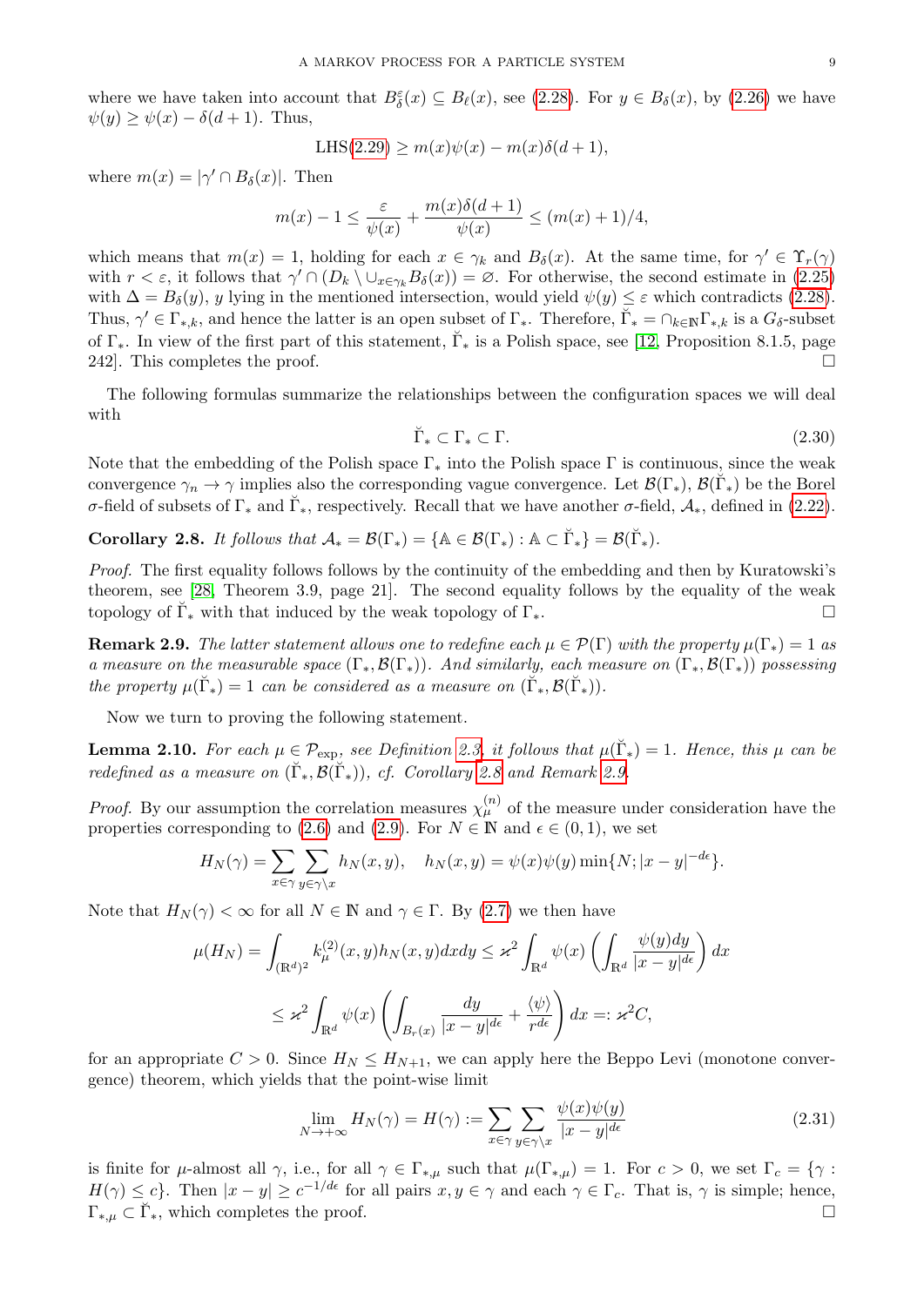where we have taken into account that $B_\delta^\varepsilon(x) \subseteq B_\ell(x)$, see (2.28). For $y \in B_\delta(x)$, by (2.26) we have $\psi(y) \geq \psi(x) - \delta(d+1)$. Thus,

$$\text{LHS(2.29)} \geq m(x)\psi(x) - m(x)\delta(d+1),$$

where $m(x) = |\gamma' \cap B_\delta(x)|$. Then

$$m(x) - 1 \leq \frac{\varepsilon}{\psi(x)} + \frac{m(x)\delta(d+1)}{\psi(x)} \leq (m(x)+1)/4,$$

which means that $m(x) = 1$, holding for each $x \in \gamma_k$ and $B_\delta(x)$. At the same time, for $\gamma' \in \Upsilon_r(\gamma)$ with $r < \varepsilon$, it follows that $\gamma' \cap (D_k \setminus \cup_{x\in\gamma_k} B_\delta(x)) = \varnothing$. For otherwise, the second estimate in (2.25) with $\Delta = B_\delta(y)$, $y$ lying in the mentioned intersection, would yield $\psi(y) \leq \varepsilon$ which contradicts (2.28). Thus, $\gamma' \in \Gamma_{*,k}$, and hence the latter is an open subset of $\Gamma_*$. Therefore, $\breve{\Gamma}_* = \cap_{k\in\mathbb{N}}\Gamma_{*,k}$ is a $G_\delta$-subset of $\Gamma_*$. In view of the first part of this statement, $\breve{\Gamma}_*$ is a Polish space, see [12, Proposition 8.1.5, page 242]. This completes the proof. $\square$

The following formulas summarize the relationships between the configuration spaces we will deal with

$$\breve{\Gamma}_* \subset \Gamma_* \subset \Gamma. \tag{2.30}$$

Note that the embedding of the Polish space $\Gamma_*$ into the Polish space $\Gamma$ is continuous, since the weak convergence $\gamma_n \to \gamma$ implies also the corresponding vague convergence. Let $\mathcal{B}(\Gamma_*)$, $\mathcal{B}(\breve{\Gamma}_*)$ be the Borel $\sigma$-field of subsets of $\Gamma_*$ and $\breve{\Gamma}_*$, respectively. Recall that we have another $\sigma$-field, $\mathcal{A}_*$, defined in (2.22).

**Corollary 2.8.** *It follows that $\mathcal{A}_* = \mathcal{B}(\Gamma_*) = \{\mathbb{A} \in \mathcal{B}(\Gamma_*) : \mathbb{A} \subset \breve{\Gamma}_*\} = \mathcal{B}(\breve{\Gamma}_*)$.*

*Proof.* The first equality follows follows by the continuity of the embedding and then by Kuratowski's theorem, see [28, Theorem 3.9, page 21]. The second equality follows by the equality of the weak topology of $\breve{\Gamma}_*$ with that induced by the weak topology of $\Gamma_*$. $\square$

**Remark 2.9.** *The latter statement allows one to redefine each $\mu \in \mathcal{P}(\Gamma)$ with the property $\mu(\Gamma_*) = 1$ as a measure on the measurable space $(\Gamma_*, \mathcal{B}(\Gamma_*))$. And similarly, each measure on $(\Gamma_*, \mathcal{B}(\Gamma_*))$ possessing the property $\mu(\breve{\Gamma}_*) = 1$ can be considered as a measure on $(\breve{\Gamma}_*, \mathcal{B}(\breve{\Gamma}_*))$.*

Now we turn to proving the following statement.

**Lemma 2.10.** *For each $\mu \in \mathcal{P}_{\exp}$, see Definition 2.3, it follows that $\mu(\breve{\Gamma}_*) = 1$. Hence, this $\mu$ can be redefined as a measure on $(\breve{\Gamma}_*, \mathcal{B}(\breve{\Gamma}_*))$, cf. Corollary 2.8 and Remark 2.9.*

*Proof.* By our assumption the correlation measures $\chi_\mu^{(n)}$ of the measure under consideration have the properties corresponding to (2.6) and (2.9). For $N \in \mathbb{N}$ and $\epsilon \in (0,1)$, we set

$$H_N(\gamma) = \sum_{x\in\gamma}\sum_{y\in\gamma\setminus x} h_N(x,y), \quad h_N(x,y) = \psi(x)\psi(y)\min\{N; |x-y|^{-d\epsilon}\}.$$

Note that $H_N(\gamma) < \infty$ for all $N \in \mathbb{N}$ and $\gamma \in \Gamma$. By (2.7) we then have

$$\mu(H_N) = \int_{(\mathbb{R}^d)^2} k_\mu^{(2)}(x,y)h_N(x,y)dxdy \leq \varkappa^2 \int_{\mathbb{R}^d} \psi(x)\left(\int_{\mathbb{R}^d} \frac{\psi(y)dy}{|x-y|^{d\epsilon}}\right)dx$$

$$\leq \varkappa^2 \int_{\mathbb{R}^d} \psi(x)\left(\int_{B_r(x)} \frac{dy}{|x-y|^{d\epsilon}} + \frac{\langle\psi\rangle}{r^{d\epsilon}}\right)dx =: \varkappa^2 C,$$

for an appropriate $C > 0$. Since $H_N \leq H_{N+1}$, we can apply here the Beppo Levi (monotone convergence) theorem, which yields that the point-wise limit

$$\lim_{N\to+\infty} H_N(\gamma) = H(\gamma) := \sum_{x\in\gamma}\sum_{y\in\gamma\setminus x} \frac{\psi(x)\psi(y)}{|x-y|^{d\epsilon}} \tag{2.31}$$

is finite for $\mu$-almost all $\gamma$, i.e., for all $\gamma \in \Gamma_{*,\mu}$ such that $\mu(\Gamma_{*,\mu}) = 1$. For $c > 0$, we set $\Gamma_c = \{\gamma : H(\gamma) \leq c\}$. Then $|x-y| \geq c^{-1/d\epsilon}$ for all pairs $x, y \in \gamma$ and each $\gamma \in \Gamma_c$. That is, $\gamma$ is simple; hence, $\Gamma_{*,\mu} \subset \breve{\Gamma}_*$, which completes the proof. $\square$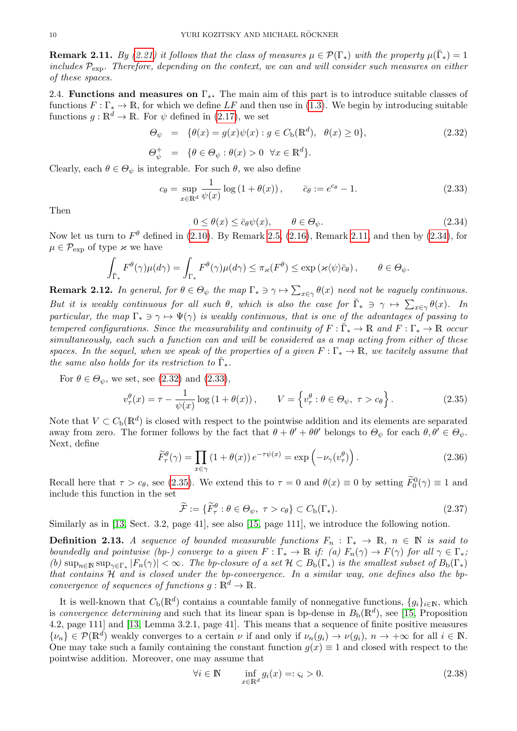**Remark 2.11.** *By (2.21) it follows that the class of measures $\mu \in \mathcal{P}(\Gamma_*)$ with the property $\mu(\breve{\Gamma}_*) = 1$ includes $\mathcal{P}_{\rm exp}$. Therefore, depending on the context, we can and will consider such measures on either of these spaces.*

2.4. **Functions and measures on $\Gamma_*$.** The main aim of this part is to introduce suitable classes of functions $F : \Gamma_* \to \mathbb{R}$, for which we define $LF$ and then use in (1.3). We begin by introducing suitable functions $g : \mathbb{R}^d \to \mathbb{R}$. For $\psi$ defined in (2.17), we set

$$
\begin{aligned}
\Theta_\psi &= \{\theta(x) = g(x)\psi(x) : g \in C_{\rm b}(\mathbb{R}^d), \ \ \theta(x) \geq 0\}, \qquad (2.32)\\
\Theta_\psi^+ &= \{\theta \in \Theta_\psi : \theta(x) > 0 \ \ \forall x \in \mathbb{R}^d\}.
\end{aligned}
$$

Clearly, each $\theta \in \Theta_\psi$ is integrable. For such $\theta$, we also define

$$
c_\theta = \sup_{x\in\mathbb{R}^d} \frac{1}{\psi(x)} \log\left(1 + \theta(x)\right), \qquad \bar{c}_\theta := e^{c_\theta} - 1. \tag{2.33}
$$

Then

$$
0 \leq \theta(x) \leq \bar{c}_\theta \psi(x), \qquad \theta \in \Theta_\psi. \tag{2.34}
$$

Now let us turn to $F^\theta$ defined in (2.10). By Remark 2.5, (2.16), Remark 2.11, and then by (2.34), for $\mu \in \mathcal{P}_{\rm exp}$ of type $\varkappa$ we have

$$
\int_{\breve{\Gamma}_*} F^\theta(\gamma)\mu(d\gamma) = \int_{\Gamma_*} F^\theta(\gamma)\mu(d\gamma) \leq \pi_\varkappa(F^\theta) \leq \exp\left(\varkappa\langle\psi\rangle\bar{c}_\theta\right), \qquad \theta \in \Theta_\psi.
$$

**Remark 2.12.** *In general, for $\theta \in \Theta_\psi$ the map $\Gamma_* \ni \gamma \mapsto \sum_{x\in\gamma}\theta(x)$ need not be vaguely continuous. But it is weakly continuous for all such $\theta$, which is also the case for $\breve{\Gamma}_* \ni \gamma \mapsto \sum_{x\in\gamma}\theta(x)$. In particular, the map $\Gamma_* \ni \gamma \mapsto \Psi(\gamma)$ is weakly continuous, that is one of the advantages of passing to tempered configurations. Since the measurability and continuity of $F : \breve{\Gamma}_* \to \mathbb{R}$ and $F : \Gamma_* \to \mathbb{R}$ occur simultaneously, each such a function can and will be considered as a map acting from either of these spaces. In the sequel, when we speak of the properties of a given $F : \Gamma_* \to \mathbb{R}$, we tacitely assume that the same also holds for its restriction to $\breve{\Gamma}_*$.*

For $\theta \in \Theta_\psi$, we set, see (2.32) and (2.33),

$$
v_\tau^\theta(x) = \tau - \frac{1}{\psi(x)} \log\left(1 + \theta(x)\right), \qquad V = \left\{v_\tau^\theta : \theta \in \Theta_\psi, \ \tau > c_\theta\right\}. \tag{2.35}
$$

Note that $V \subset C_{\rm b}(\mathbb{R}^d)$ is closed with respect to the pointwise addition and its elements are separated away from zero. The former follows by the fact that $\theta + \theta' + \theta\theta'$ belongs to $\Theta_\psi$ for each $\theta, \theta' \in \Theta_\psi$. Next, define

$$
\widetilde{F}_\tau^\theta(\gamma) = \prod_{x\in\gamma}\left(1 + \theta(x)\right)e^{-\tau\psi(x)} = \exp\left(-\nu_\gamma(v_\tau^\theta)\right). \tag{2.36}
$$

Recall here that $\tau > c_\theta$, see (2.35). We extend this to $\tau = 0$ and $\theta(x) \equiv 0$ by setting $\widetilde{F}_0^0(\gamma) \equiv 1$ and include this function in the set

$$
\widetilde{\mathcal{F}} := \{\widetilde{F}_\tau^\theta : \theta \in \Theta_\psi, \ \tau > c_\theta\} \subset C_{\rm b}(\Gamma_*). \tag{2.37}
$$

Similarly as in [13, Sect. 3.2, page 41], see also [15, page 111], we introduce the following notion.

**Definition 2.13.** *A sequence of bounded measurable functions $F_n : \Gamma_* \to \mathbb{R}$, $n \in \mathbb{N}$ is said to boundedly and pointwise (bp-) converge to a given $F : \Gamma_* \to \mathbb{R}$ if: (a) $F_n(\gamma) \to F(\gamma)$ for all $\gamma \in \Gamma_*$; (b) $\sup_{n\in\mathbb{N}}\sup_{\gamma\in\Gamma_*}|F_n(\gamma)| < \infty$. The bp-closure of a set $\mathcal{H} \subset B_{\rm b}(\Gamma_*)$ is the smallest subset of $B_{\rm b}(\Gamma_*)$ that contains $\mathcal{H}$ and is closed under the bp-convergence. In a similar way, one defines also the bp-convergence of sequences of functions $g : \mathbb{R}^d \to \mathbb{R}$.*

It is well-known that $C_{\rm b}(\mathbb{R}^d)$ contains a countable family of nonnegative functions, $\{g_i\}_{i\in\mathbb{N}}$, which is *convergence determining* and such that its linear span is bp-dense in $B_{\rm b}(\mathbb{R}^d)$, see [15, Proposition 4.2, page 111] and [13, Lemma 3.2.1, page 41]. This means that a sequence of finite positive measures $\{\nu_n\} \in \mathcal{P}(\mathbb{R}^d)$ weakly converges to a certain $\nu$ if and only if $\nu_n(g_i) \to \nu(g_i)$, $n \to +\infty$ for all $i \in \mathbb{N}$. One may take such a family containing the constant function $g(x) \equiv 1$ and closed with respect to the pointwise addition. Moreover, one may assume that

$$
\forall i \in \mathbb{N} \qquad \inf_{x\in\mathbb{R}^d} g_i(x) =: \varsigma_i > 0. \tag{2.38}
$$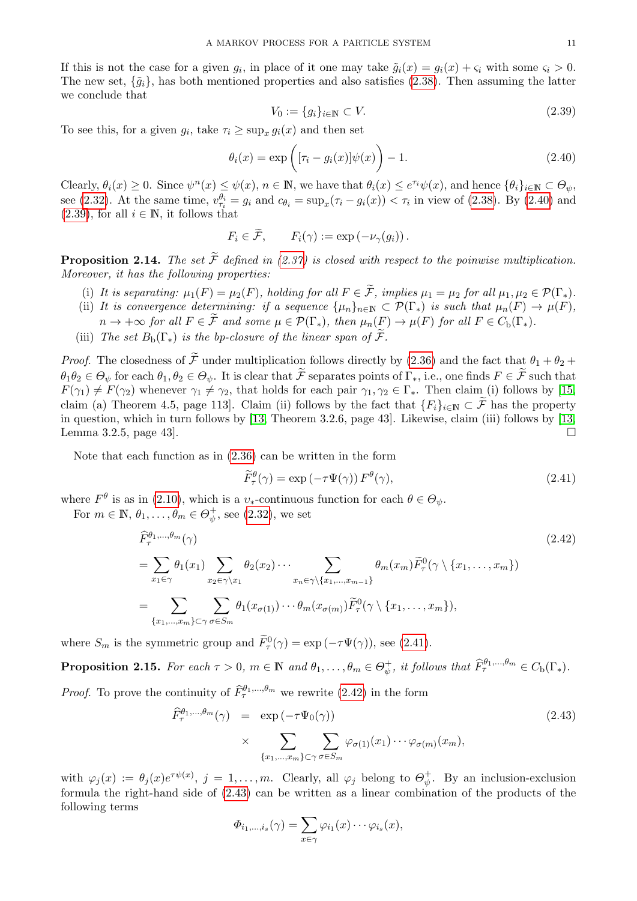If this is not the case for a given $g_i$, in place of it one may take $\tilde{g}_i(x) = g_i(x) + \varsigma_i$ with some $\varsigma_i > 0$. The new set, $\{\tilde{g}_i\}$, has both mentioned properties and also satisfies (2.38). Then assuming the latter we conclude that

$$V_0 := \{g_i\}_{i\in\mathbb{N}} \subset V. \tag{2.39}$$

To see this, for a given $g_i$, take $\tau_i \geq \sup_x g_i(x)$ and then set

$$\theta_i(x) = \exp\left([\tau_i - g_i(x)]\psi(x)\right) - 1. \tag{2.40}$$

Clearly, $\theta_i(x) \geq 0$. Since $\psi^n(x) \leq \psi(x)$, $n \in \mathbb{N}$, we have that $\theta_i(x) \leq e^{\tau_i}\psi(x)$, and hence $\{\theta_i\}_{i\in\mathbb{N}} \subset \Theta_\psi$, see (2.32). At the same time, $v^{\theta_i}_{\tau_i} = g_i$ and $c_{\theta_i} = \sup_x(\tau_i - g_i(x)) < \tau_i$ in view of (2.38). By (2.40) and (2.39), for all $i \in \mathbb{N}$, it follows that

$$F_i \in \widetilde{\mathcal{F}}, \qquad F_i(\gamma) := \exp\left(-\nu_\gamma(g_i)\right).$$

**Proposition 2.14.** *The set $\widetilde{\mathcal{F}}$ defined in (2.37) is closed with respect to the poinwise multiplication. Moreover, it has the following properties:*

(i) *It is separating: $\mu_1(F) = \mu_2(F)$, holding for all $F \in \widetilde{\mathcal{F}}$, implies $\mu_1 = \mu_2$ for all $\mu_1, \mu_2 \in \mathcal{P}(\Gamma_*)$.*

(ii) *It is convergence determining: if a sequence $\{\mu_n\}_{n\in\mathbb{N}} \subset \mathcal{P}(\Gamma_*)$ is such that $\mu_n(F) \to \mu(F)$, $n \to +\infty$ for all $F \in \widetilde{\mathcal{F}}$ and some $\mu \in \mathcal{P}(\Gamma_*)$, then $\mu_n(F) \to \mu(F)$ for all $F \in C_{\rm b}(\Gamma_*)$.*

(iii) *The set $B_{\rm b}(\Gamma_*)$ is the bp-closure of the linear span of $\widetilde{\mathcal{F}}$.*

*Proof.* The closedness of $\widetilde{\mathcal{F}}$ under multiplication follows directly by (2.36) and the fact that $\theta_1 + \theta_2 + \theta_1\theta_2 \in \Theta_\psi$ for each $\theta_1, \theta_2 \in \Theta_\psi$. It is clear that $\widetilde{\mathcal{F}}$ separates points of $\Gamma_*$, i.e., one finds $F \in \widetilde{\mathcal{F}}$ such that $F(\gamma_1) \neq F(\gamma_2)$ whenever $\gamma_1 \neq \gamma_2$, that holds for each pair $\gamma_1, \gamma_2 \in \Gamma_*$. Then claim (i) follows by [15, claim (a) Theorem 4.5, page 113]. Claim (ii) follows by the fact that $\{F_i\}_{i\in\mathbb{N}} \subset \widetilde{\mathcal{F}}$ has the property in question, which in turn follows by [13, Theorem 3.2.6, page 43]. Likewise, claim (iii) follows by [13, Lemma 3.2.5, page 43]. $\square$

Note that each function as in (2.36) can be written in the form

$$\widetilde{F}^\theta_\tau(\gamma) = \exp\left(-\tau\Psi(\gamma)\right) F^\theta(\gamma), \tag{2.41}$$

where $F^\theta$ is as in (2.10), which is a $\upsilon_*$-continuous function for each $\theta \in \Theta_\psi$.

For $m \in \mathbb{N}$, $\theta_1, \ldots, \theta_m \in \Theta^+_\psi$, see (2.32), we set

$$\begin{aligned}
&\widehat{F}^{\theta_1,\ldots,\theta_m}_\tau(\gamma) \\
&= \sum_{x_1\in\gamma} \theta_1(x_1) \sum_{x_2\in\gamma\setminus x_1} \theta_2(x_2) \cdots \sum_{x_n\in\gamma\setminus\{x_1,\ldots,x_{m-1}\}} \theta_m(x_m)\widetilde{F}^0_\tau(\gamma\setminus\{x_1,\ldots,x_m\}) \\
&= \sum_{\{x_1,\ldots,x_m\}\subset\gamma} \sum_{\sigma\in S_m} \theta_1(x_{\sigma(1)})\cdots\theta_m(x_{\sigma(m)})\widetilde{F}^0_\tau(\gamma\setminus\{x_1,\ldots,x_m\}),
\end{aligned} \tag{2.42}$$

where $S_m$ is the symmetric group and $\widetilde{F}^0_\tau(\gamma) = \exp\left(-\tau\Psi(\gamma)\right)$, see (2.41).

**Proposition 2.15.** *For each $\tau > 0$, $m \in \mathbb{N}$ and $\theta_1, \ldots, \theta_m \in \Theta^+_\psi$, it follows that $\widehat{F}^{\theta_1,\ldots,\theta_m}_\tau \in C_{\rm b}(\Gamma_*)$.*

*Proof.* To prove the continuity of $\widehat{F}^{\theta_1,\ldots,\theta_m}_\tau$ we rewrite (2.42) in the form

$$\begin{aligned}
\widehat{F}^{\theta_1,\ldots,\theta_m}_\tau(\gamma) &= \exp\left(-\tau\Psi_0(\gamma)\right) \\
&\times \sum_{\{x_1,\ldots,x_m\}\subset\gamma} \sum_{\sigma\in S_m} \varphi_{\sigma(1)}(x_1)\cdots\varphi_{\sigma(m)}(x_m),
\end{aligned} \tag{2.43}$$

with $\varphi_j(x) := \theta_j(x)e^{\tau\psi(x)}$, $j = 1, \ldots, m$. Clearly, all $\varphi_j$ belong to $\Theta^+_\psi$. By an inclusion-exclusion formula the right-hand side of (2.43) can be written as a linear combination of the products of the following terms

$$\Phi_{i_1,\ldots,i_s}(\gamma) = \sum_{x\in\gamma} \varphi_{i_1}(x)\cdots\varphi_{i_s}(x),$$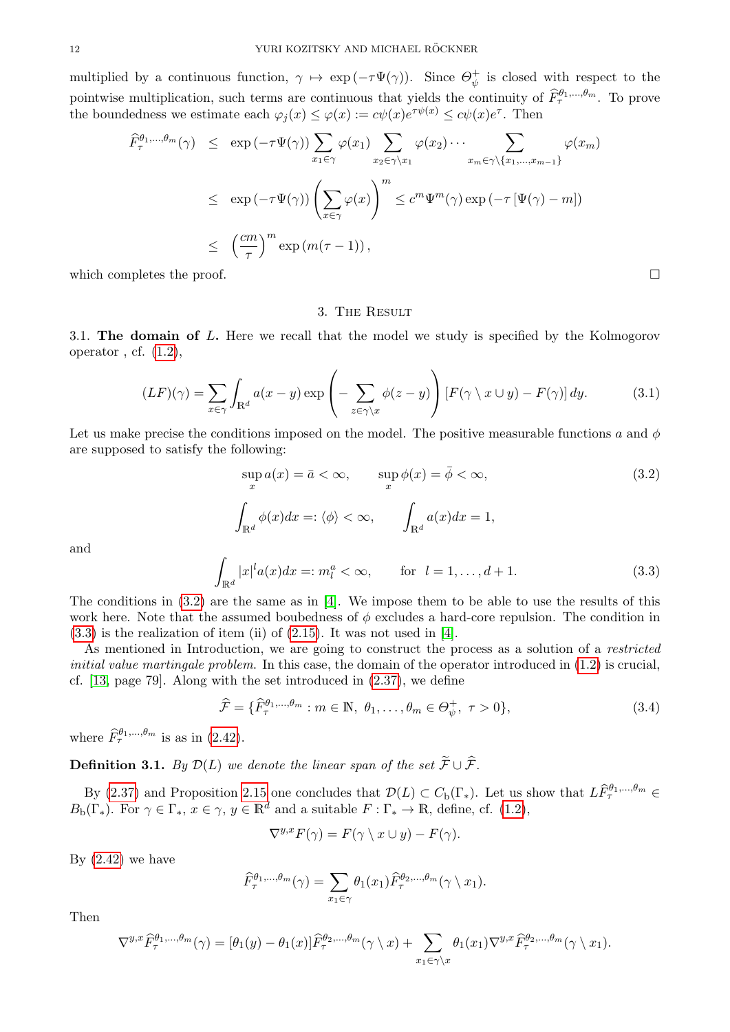multiplied by a continuous function, $\gamma \mapsto \exp(-\tau\Psi(\gamma))$. Since $\Theta_\psi^+$ is closed with respect to the pointwise multiplication, such terms are continuous that yields the continuity of $\widehat{F}_\tau^{\theta_1,\dots,\theta_m}$. To prove the boundedness we estimate each $\varphi_j(x) \leq \varphi(x) := c\psi(x)e^{\tau\psi(x)} \leq c\psi(x)e^\tau$. Then

$$
\begin{aligned}
\widehat{F}_\tau^{\theta_1,\dots,\theta_m}(\gamma) &\leq \exp(-\tau\Psi(\gamma)) \sum_{x_1\in\gamma}\varphi(x_1) \sum_{x_2\in\gamma\setminus x_1}\varphi(x_2)\cdots \sum_{x_m\in\gamma\setminus\{x_1,\dots,x_{m-1}\}}\varphi(x_m) \\
&\leq \exp(-\tau\Psi(\gamma)) \left(\sum_{x\in\gamma}\varphi(x)\right)^m \leq c^m\Psi^m(\gamma)\exp\left(-\tau\left[\Psi(\gamma)-m\right]\right) \\
&\leq \left(\frac{cm}{\tau}\right)^m \exp\left(m(\tau-1)\right),
\end{aligned}
$$

which completes the proof. □

## 3. The Result

**3.1. The domain of $L$.** Here we recall that the model we study is specified by the Kolmogorov operator , cf. (1.2),

$$
(LF)(\gamma) = \sum_{x\in\gamma}\int_{\mathbb{R}^d} a(x-y)\exp\left(-\sum_{z\in\gamma\setminus x}\phi(z-y)\right)[F(\gamma\setminus x\cup y) - F(\gamma)]\,dy. \tag{3.1}
$$

Let us make precise the conditions imposed on the model. The positive measurable functions $a$ and $\phi$ are supposed to satisfy the following:

$$
\begin{aligned}
&\sup_x a(x) = \bar{a} < \infty, \qquad \sup_x \phi(x) = \bar{\phi} < \infty, \\
&\int_{\mathbb{R}^d}\phi(x)dx =: \langle\phi\rangle < \infty, \qquad \int_{\mathbb{R}^d} a(x)dx = 1,
\end{aligned} \tag{3.2}
$$

and

$$
\int_{\mathbb{R}^d}|x|^l a(x)dx =: m_l^a < \infty, \qquad \text{for } \ l = 1,\dots,d+1. \tag{3.3}
$$

The conditions in (3.2) are the same as in [4]. We impose them to be able to use the results of this work here. Note that the assumed boubedness of $\phi$ excludes a hard-core repulsion. The condition in (3.3) is the realization of item (ii) of (2.15). It was not used in [4].

As mentioned in Introduction, we are going to construct the process as a solution of a *restricted initial value martingale problem*. In this case, the domain of the operator introduced in (1.2) is crucial, cf. [13, page 79]. Along with the set introduced in (2.37), we define

$$
\widehat{\mathcal{F}} = \{\widehat{F}_\tau^{\theta_1,\dots,\theta_m} : m\in\mathbb{N},\ \theta_1,\dots,\theta_m\in\Theta_\psi^+,\ \tau>0\}, \tag{3.4}
$$

where $\widehat{F}_\tau^{\theta_1,\dots,\theta_m}$ is as in (2.42).

**Definition 3.1.** *By $\mathcal{D}(L)$ we denote the linear span of the set $\widetilde{\mathcal{F}}\cup\widehat{\mathcal{F}}$.*

By (2.37) and Proposition 2.15 one concludes that $\mathcal{D}(L)\subset C_{\rm b}(\Gamma_*)$. Let us show that $L\widehat{F}_\tau^{\theta_1,\dots,\theta_m}\in B_{\rm b}(\Gamma_*)$. For $\gamma\in\Gamma_*$, $x\in\gamma$, $y\in\mathbb{R}^d$ and a suitable $F:\Gamma_*\to\mathbb{R}$, define, cf. (1.2),

$$
\nabla^{y,x}F(\gamma) = F(\gamma\setminus x\cup y) - F(\gamma).
$$

By (2.42) we have

$$
\widehat{F}_\tau^{\theta_1,\dots,\theta_m}(\gamma) = \sum_{x_1\in\gamma}\theta_1(x_1)\widehat{F}_\tau^{\theta_2,\dots,\theta_m}(\gamma\setminus x_1).
$$

Then

$$
\nabla^{y,x}\widehat{F}_\tau^{\theta_1,\dots,\theta_m}(\gamma) = [\theta_1(y)-\theta_1(x)]\widehat{F}_\tau^{\theta_2,\dots,\theta_m}(\gamma\setminus x) + \sum_{x_1\in\gamma\setminus x}\theta_1(x_1)\nabla^{y,x}\widehat{F}_\tau^{\theta_2,\dots,\theta_m}(\gamma\setminus x_1).
$$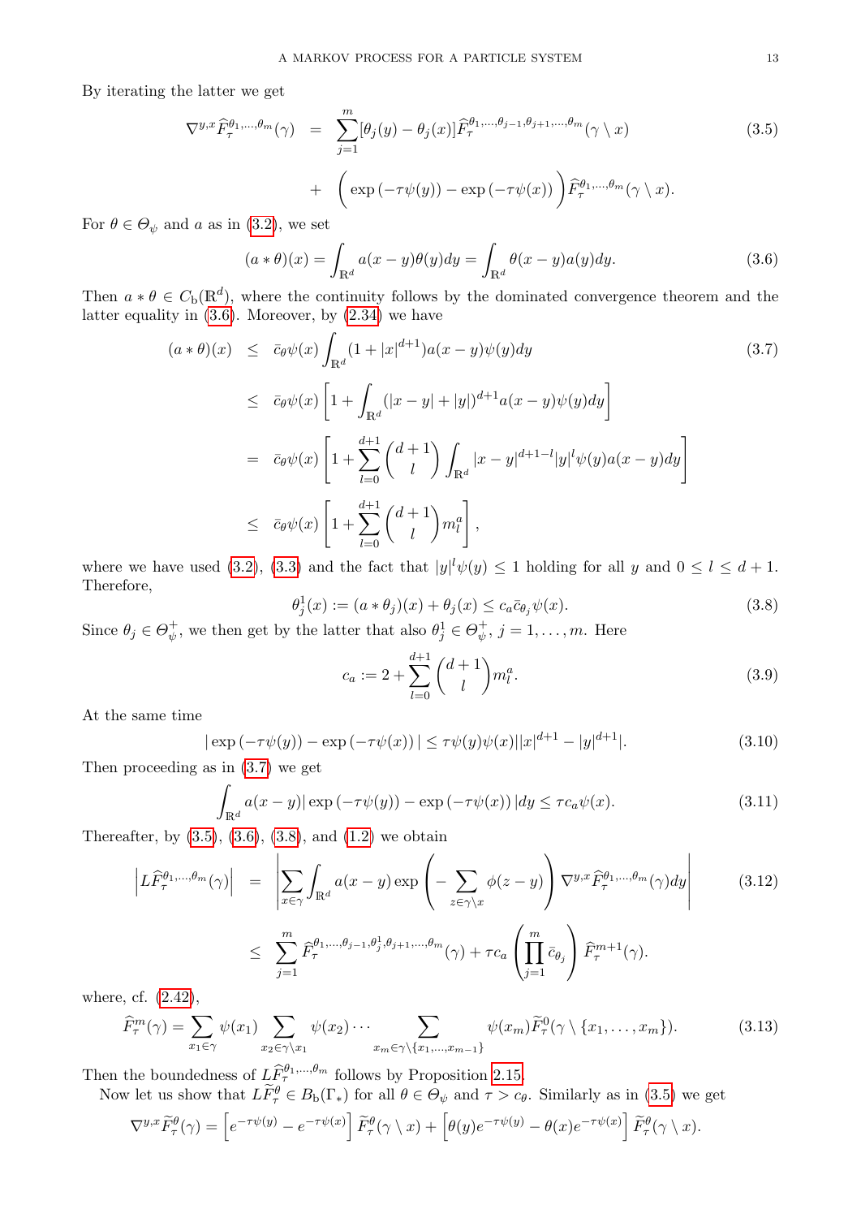By iterating the latter we get

$$
\begin{aligned}
\nabla^{y,x}\widehat{F}_\tau^{\theta_1,\dots,\theta_m}(\gamma) &= \sum_{j=1}^m [\theta_j(y)-\theta_j(x)]\widehat{F}_\tau^{\theta_1,\dots,\theta_{j-1},\theta_{j+1},\dots,\theta_m}(\gamma\setminus x) \\
&+ \Big(\exp\left(-\tau\psi(y)\right)-\exp\left(-\tau\psi(x)\right)\Big)\widehat{F}_\tau^{\theta_1,\dots,\theta_m}(\gamma\setminus x).
\end{aligned}
\tag{3.5}
$$

For $\theta\in\Theta_\psi$ and $a$ as in (3.2), we set

$$
(a*\theta)(x)=\int_{\mathbb{R}^d}a(x-y)\theta(y)dy=\int_{\mathbb{R}^d}\theta(x-y)a(y)dy. \tag{3.6}
$$

Then $a*\theta\in C_{\rm b}(\mathbb{R}^d)$, where the continuity follows by the dominated convergence theorem and the latter equality in (3.6). Moreover, by (2.34) we have

$$
\begin{aligned}
(a*\theta)(x) &\le \bar{c}_\theta\psi(x)\int_{\mathbb{R}^d}(1+|x|^{d+1})a(x-y)\psi(y)dy \\
&\le \bar{c}_\theta\psi(x)\left[1+\int_{\mathbb{R}^d}(|x-y|+|y|)^{d+1}a(x-y)\psi(y)dy\right] \\
&= \bar{c}_\theta\psi(x)\left[1+\sum_{l=0}^{d+1}\binom{d+1}{l}\int_{\mathbb{R}^d}|x-y|^{d+1-l}|y|^l\psi(y)a(x-y)dy\right] \\
&\le \bar{c}_\theta\psi(x)\left[1+\sum_{l=0}^{d+1}\binom{d+1}{l}m_l^a\right],
\end{aligned}
\tag{3.7}
$$

where we have used (3.2), (3.3) and the fact that $|y|^l\psi(y)\le 1$ holding for all $y$ and $0\le l\le d+1$. Therefore,

$$
\theta_j^1(x):=(a*\theta_j)(x)+\theta_j(x)\le c_a\bar{c}_{\theta_j}\psi(x). \tag{3.8}
$$

Since $\theta_j\in\Theta_\psi^+$, we then get by the latter that also $\theta_j^1\in\Theta_\psi^+$, $j=1,\dots,m$. Here

$$
c_a:=2+\sum_{l=0}^{d+1}\binom{d+1}{l}m_l^a. \tag{3.9}
$$

At the same time

$$
|\exp\left(-\tau\psi(y)\right)-\exp\left(-\tau\psi(x)\right)|\le\tau\psi(y)\psi(x)||x|^{d+1}-|y|^{d+1}|. \tag{3.10}
$$

Then proceeding as in (3.7) we get

$$
\int_{\mathbb{R}^d}a(x-y)|\exp\left(-\tau\psi(y)\right)-\exp\left(-\tau\psi(x)\right)|dy\le\tau c_a\psi(x). \tag{3.11}
$$

Thereafter, by (3.5), (3.6), (3.8), and (1.2) we obtain

$$
\begin{aligned}
\left|L\widehat{F}_\tau^{\theta_1,\dots,\theta_m}(\gamma)\right| &= \left|\sum_{x\in\gamma}\int_{\mathbb{R}^d}a(x-y)\exp\left(-\sum_{z\in\gamma\setminus x}\phi(z-y)\right)\nabla^{y,x}\widehat{F}_\tau^{\theta_1,\dots,\theta_m}(\gamma)dy\right| \\
&\le \sum_{j=1}^m\widehat{F}_\tau^{\theta_1,\dots,\theta_{j-1},\theta_j^1,\theta_{j+1},\dots,\theta_m}(\gamma)+\tau c_a\left(\prod_{j=1}^m\bar{c}_{\theta_j}\right)\widehat{F}_\tau^{m+1}(\gamma).
\end{aligned}
\tag{3.12}
$$

where, cf. (2.42),

$$
\widehat{F}_\tau^m(\gamma)=\sum_{x_1\in\gamma}\psi(x_1)\sum_{x_2\in\gamma\setminus x_1}\psi(x_2)\cdots\sum_{x_m\in\gamma\setminus\{x_1,\dots,x_{m-1}\}}\psi(x_m)\widetilde{F}_\tau^0(\gamma\setminus\{x_1,\dots,x_m\}). \tag{3.13}
$$

Then the boundedness of $L\widehat{F}_\tau^{\theta_1,\dots,\theta_m}$ follows by Proposition 2.15.

Now let us show that $L\widetilde{F}_\tau^\theta\in B_{\rm b}(\Gamma_*)$ for all $\theta\in\Theta_\psi$ and $\tau>c_\theta$. Similarly as in (3.5) we get

$$
\nabla^{y,x}\widetilde{F}_\tau^\theta(\gamma)=\left[e^{-\tau\psi(y)}-e^{-\tau\psi(x)}\right]\widetilde{F}_\tau^\theta(\gamma\setminus x)+\left[\theta(y)e^{-\tau\psi(y)}-\theta(x)e^{-\tau\psi(x)}\right]\widetilde{F}_\tau^\theta(\gamma\setminus x).
$$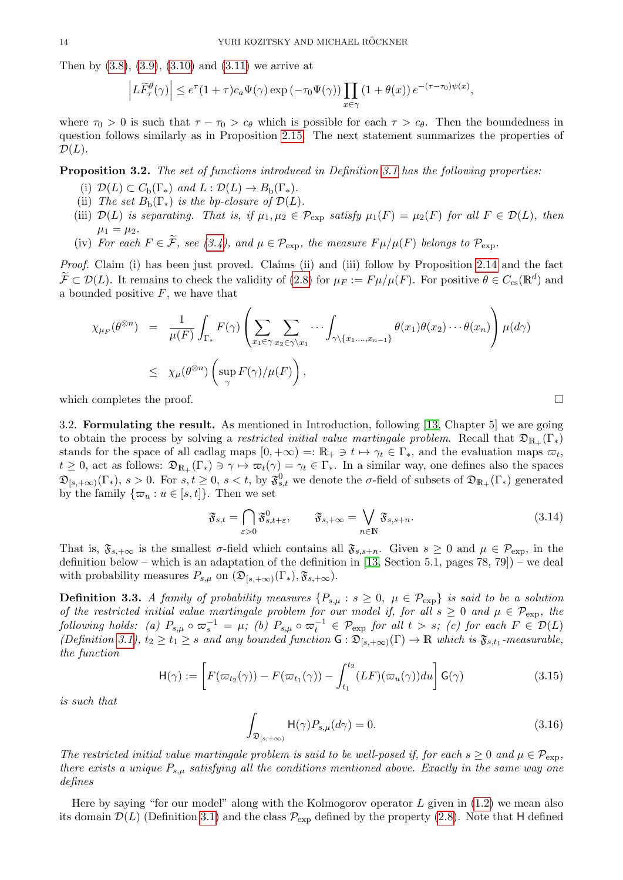Then by (3.8), (3.9), (3.10) and (3.11) we arrive at

$$\left| L\widetilde{F}^{\theta}_{\tau}(\gamma) \right| \leq e^{\tau}(1+\tau)c_a \Psi(\gamma) \exp\left(-\tau_0 \Psi(\gamma)\right) \prod_{x\in\gamma} \left(1+\theta(x)\right) e^{-(\tau-\tau_0)\psi(x)},$$

where $\tau_0 > 0$ is such that $\tau - \tau_0 > c_\theta$ which is possible for each $\tau > c_\theta$. Then the boundedness in question follows similarly as in Proposition 2.15. The next statement summarizes the properties of $\mathcal{D}(L)$.

**Proposition 3.2.** *The set of functions introduced in Definition 3.1 has the following properties:*

(i) *$\mathcal{D}(L) \subset C_{\rm b}(\Gamma_*)$ and $L : \mathcal{D}(L) \to B_{\rm b}(\Gamma_*)$.*

(ii) *The set $B_{\rm b}(\Gamma_*)$ is the bp-closure of $\mathcal{D}(L)$.*

(iii) *$\mathcal{D}(L)$ is separating. That is, if $\mu_1, \mu_2 \in \mathcal{P}_{\rm exp}$ satisfy $\mu_1(F) = \mu_2(F)$ for all $F \in \mathcal{D}(L)$, then $\mu_1 = \mu_2$.*

(iv) *For each $F \in \widetilde{\mathcal{F}}$, see (3.4), and $\mu \in \mathcal{P}_{\rm exp}$, the measure $F\mu/\mu(F)$ belongs to $\mathcal{P}_{\rm exp}$.*

*Proof.* Claim (i) has been just proved. Claims (ii) and (iii) follow by Proposition 2.14 and the fact $\widetilde{\mathcal{F}} \subset \mathcal{D}(L)$. It remains to check the validity of (2.8) for $\mu_F := F\mu/\mu(F)$. For positive $\theta \in C_{\rm cs}(\mathbb{R}^d)$ and a bounded positive $F$, we have that

$$\begin{aligned}
\chi_{\mu_F}(\theta^{\otimes n}) &= \frac{1}{\mu(F)} \int_{\Gamma_*} F(\gamma) \left( \sum_{x_1\in\gamma} \sum_{x_2\in\gamma\setminus x_1} \cdots \int_{\gamma\setminus\{x_1,\dots,x_{n-1}\}} \theta(x_1)\theta(x_2)\cdots\theta(x_n) \right) \mu(d\gamma) \\
&\leq \chi_\mu(\theta^{\otimes n}) \left( \sup_{\gamma} F(\gamma)/\mu(F) \right),
\end{aligned}$$

which completes the proof. $\square$

**3.2. Formulating the result.** As mentioned in Introduction, following [13, Chapter 5] we are going to obtain the process by solving a *restricted initial value martingale problem*. Recall that $\mathfrak{D}_{\mathbb{R}_+}(\Gamma_*)$ stands for the space of all cadlag maps $[0,+\infty) =: \mathbb{R}_+ \ni t \mapsto \gamma_t \in \Gamma_*$, and the evaluation maps $\varpi_t$, $t \geq 0$, act as follows: $\mathfrak{D}_{\mathbb{R}_+}(\Gamma_*) \ni \gamma \mapsto \varpi_t(\gamma) = \gamma_t \in \Gamma_*$. In a similar way, one defines also the spaces $\mathfrak{D}_{[s,+\infty)}(\Gamma_*)$, $s > 0$. For $s,t \geq 0$, $s < t$, by $\mathfrak{F}^0_{s,t}$ we denote the $\sigma$-field of subsets of $\mathfrak{D}_{\mathbb{R}_+}(\Gamma_*)$ generated by the family $\{\varpi_u : u \in [s,t]\}$. Then we set

$$\mathfrak{F}_{s,t} = \bigcap_{\varepsilon>0} \mathfrak{F}^0_{s,t+\varepsilon}, \qquad \mathfrak{F}_{s,+\infty} = \bigvee_{n\in\mathbb{N}} \mathfrak{F}_{s,s+n}. \tag{3.14}$$

That is, $\mathfrak{F}_{s,+\infty}$ is the smallest $\sigma$-field which contains all $\mathfrak{F}_{s,s+n}$. Given $s \geq 0$ and $\mu \in \mathcal{P}_{\rm exp}$, in the definition below – which is an adaptation of the definition in [13, Section 5.1, pages 78, 79]) – we deal with probability measures $P_{s,\mu}$ on $(\mathfrak{D}_{[s,+\infty)}(\Gamma_*), \mathfrak{F}_{s,+\infty})$.

**Definition 3.3.** *A family of probability measures $\{P_{s,\mu} : s \geq 0,\ \mu \in \mathcal{P}_{\rm exp}\}$ is said to be a solution of the restricted initial value martingale problem for our model if, for all $s \geq 0$ and $\mu \in \mathcal{P}_{\rm exp}$, the following holds: (a) $P_{s,\mu} \circ \varpi_s^{-1} = \mu$; (b) $P_{s,\mu} \circ \varpi_t^{-1} \in \mathcal{P}_{\rm exp}$ for all $t > s$; (c) for each $F \in \mathcal{D}(L)$ (Definition 3.1), $t_2 \geq t_1 \geq s$ and any bounded function $\mathsf{G} : \mathfrak{D}_{[s,+\infty)}(\Gamma) \to \mathbb{R}$ which is $\mathfrak{F}_{s,t_1}$-measurable, the function*

$$\mathsf{H}(\gamma) := \left[ F(\varpi_{t_2}(\gamma)) - F(\varpi_{t_1}(\gamma)) - \int_{t_1}^{t_2} (LF)(\varpi_u(\gamma)) du \right] \mathsf{G}(\gamma) \tag{3.15}$$

*is such that*

$$\int_{\mathfrak{D}_{[s,+\infty)}} \mathsf{H}(\gamma) P_{s,\mu}(d\gamma) = 0. \tag{3.16}$$

*The restricted initial value martingale problem is said to be well-posed if, for each $s \geq 0$ and $\mu \in \mathcal{P}_{\rm exp}$, there exists a unique $P_{s,\mu}$ satisfying all the conditions mentioned above. Exactly in the same way one defines*

Here by saying "for our model" along with the Kolmogorov operator $L$ given in (1.2) we mean also its domain $\mathcal{D}(L)$ (Definition 3.1) and the class $\mathcal{P}_{\rm exp}$ defined by the property (2.8). Note that $\mathsf{H}$ defined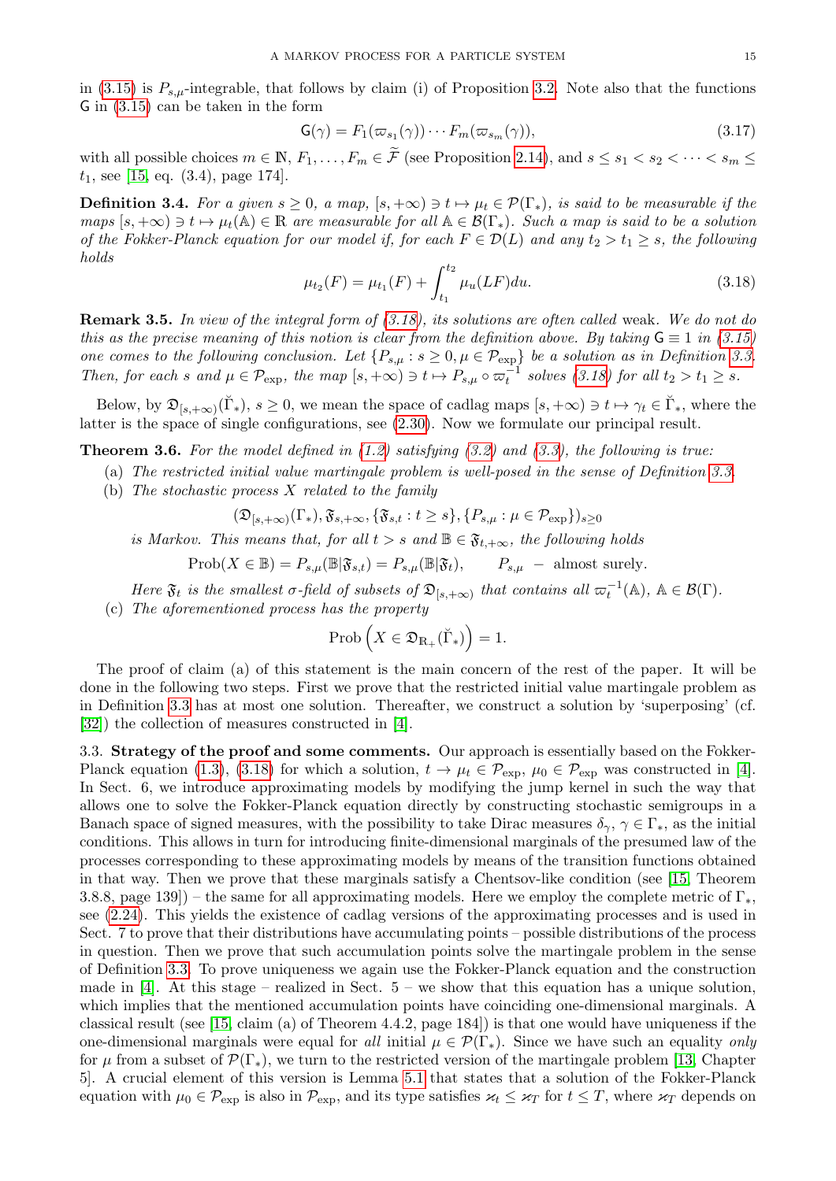in (3.15) is $P_{s,\mu}$-integrable, that follows by claim (i) of Proposition 3.2. Note also that the functions $\mathsf{G}$ in (3.15) can be taken in the form

$$
\mathsf{G}(\gamma) = F_1(\varpi_{s_1}(\gamma)) \cdots F_m(\varpi_{s_m}(\gamma)), \tag{3.17}
$$

with all possible choices $m \in \mathbb{N}$, $F_1, \dots, F_m \in \widetilde{\mathcal{F}}$ (see Proposition 2.14), and $s \le s_1 < s_2 < \cdots < s_m \le t_1$, see [15, eq. (3.4), page 174].

**Definition 3.4.** *For a given $s \ge 0$, a map, $[s, +\infty) \ni t \mapsto \mu_t \in \mathcal{P}(\Gamma_*)$, is said to be measurable if the maps $[s, +\infty) \ni t \mapsto \mu_t(\mathbb{A}) \in \mathbb{R}$ are measurable for all $\mathbb{A} \in \mathcal{B}(\Gamma_*)$. Such a map is said to be a solution of the Fokker-Planck equation for our model if, for each $F \in \mathcal{D}(L)$ and any $t_2 > t_1 \ge s$, the following holds*

$$
\mu_{t_2}(F) = \mu_{t_1}(F) + \int_{t_1}^{t_2} \mu_u(LF)du. \tag{3.18}
$$

**Remark 3.5.** *In view of the integral form of (3.18), its solutions are often called* weak. *We do not do this as the precise meaning of this notion is clear from the definition above. By taking $\mathsf{G} \equiv 1$ in (3.15) one comes to the following conclusion. Let $\{P_{s,\mu} : s \ge 0, \mu \in \mathcal{P}_{\rm exp}\}$ be a solution as in Definition 3.3. Then, for each $s$ and $\mu \in \mathcal{P}_{\rm exp}$, the map $[s, +\infty) \ni t \mapsto P_{s,\mu} \circ \varpi_t^{-1}$ solves (3.18) for all $t_2 > t_1 \ge s$.*

Below, by $\mathfrak{D}_{[s,+\infty)}(\breve{\Gamma}_*)$, $s \ge 0$, we mean the space of cadlag maps $[s, +\infty) \ni t \mapsto \gamma_t \in \breve{\Gamma}_*$, where the latter is the space of single configurations, see (2.30). Now we formulate our principal result.

**Theorem 3.6.** *For the model defined in (1.2) satisfying (3.2) and (3.3), the following is true:*

(a) *The restricted initial value martingale problem is well-posed in the sense of Definition 3.3.*

(b) *The stochastic process $X$ related to the family*

$$
(\mathfrak{D}_{[s,+\infty)}(\Gamma_*), \mathfrak{F}_{s,+\infty}, \{\mathfrak{F}_{s,t} : t \ge s\}, \{P_{s,\mu} : \mu \in \mathcal{P}_{\rm exp}\})_{s\ge 0}
$$

*is Markov. This means that, for all $t > s$ and $\mathbb{B} \in \mathfrak{F}_{t,+\infty}$, the following holds*

$$
{\rm Prob}(X \in \mathbb{B}) = P_{s,\mu}(\mathbb{B}|\mathfrak{F}_{s,t}) = P_{s,\mu}(\mathbb{B}|\mathfrak{F}_t), \qquad P_{s,\mu} \ - \ \text{almost surely}.
$$

*Here $\mathfrak{F}_t$ is the smallest $\sigma$-field of subsets of $\mathfrak{D}_{[s,+\infty)}$ that contains all $\varpi_t^{-1}(\mathbb{A})$, $\mathbb{A} \in \mathcal{B}(\Gamma)$.*

(c) *The aforementioned process has the property*

$$
{\rm Prob}\left(X \in \mathfrak{D}_{\mathbb{R}_+}(\breve{\Gamma}_*)\right) = 1.
$$

The proof of claim (a) of this statement is the main concern of the rest of the paper. It will be done in the following two steps. First we prove that the restricted initial value martingale problem as in Definition 3.3 has at most one solution. Thereafter, we construct a solution by 'superposing' (cf. [32]) the collection of measures constructed in [4].

3.3. **Strategy of the proof and some comments.** Our approach is essentially based on the Fokker-Planck equation (1.3), (3.18) for which a solution, $t \to \mu_t \in \mathcal{P}_{\rm exp}$, $\mu_0 \in \mathcal{P}_{\rm exp}$ was constructed in [4]. In Sect. 6, we introduce approximating models by modifying the jump kernel in such the way that allows one to solve the Fokker-Planck equation directly by constructing stochastic semigroups in a Banach space of signed measures, with the possibility to take Dirac measures $\delta_\gamma$, $\gamma \in \Gamma_*$, as the initial conditions. This allows in turn for introducing finite-dimensional marginals of the presumed law of the processes corresponding to these approximating models by means of the transition functions obtained in that way. Then we prove that these marginals satisfy a Chentsov-like condition (see [15, Theorem 3.8.8, page 139]) – the same for all approximating models. Here we employ the complete metric of $\Gamma_*$, see (2.24). This yields the existence of cadlag versions of the approximating processes and is used in Sect. 7 to prove that their distributions have accumulating points – possible distributions of the process in question. Then we prove that such accumulation points solve the martingale problem in the sense of Definition 3.3. To prove uniqueness we again use the Fokker-Planck equation and the construction made in [4]. At this stage – realized in Sect. 5 – we show that this equation has a unique solution, which implies that the mentioned accumulation points have coinciding one-dimensional marginals. A classical result (see [15, claim (a) of Theorem 4.4.2, page 184]) is that one would have uniqueness if the one-dimensional marginals were equal for *all* initial $\mu \in \mathcal{P}(\Gamma_*)$. Since we have such an equality *only* for $\mu$ from a subset of $\mathcal{P}(\Gamma_*)$, we turn to the restricted version of the martingale problem [13, Chapter 5]. A crucial element of this version is Lemma 5.1 that states that a solution of the Fokker-Planck equation with $\mu_0 \in \mathcal{P}_{\rm exp}$ is also in $\mathcal{P}_{\rm exp}$, and its type satisfies $\varkappa_t \le \varkappa_T$ for $t \le T$, where $\varkappa_T$ depends on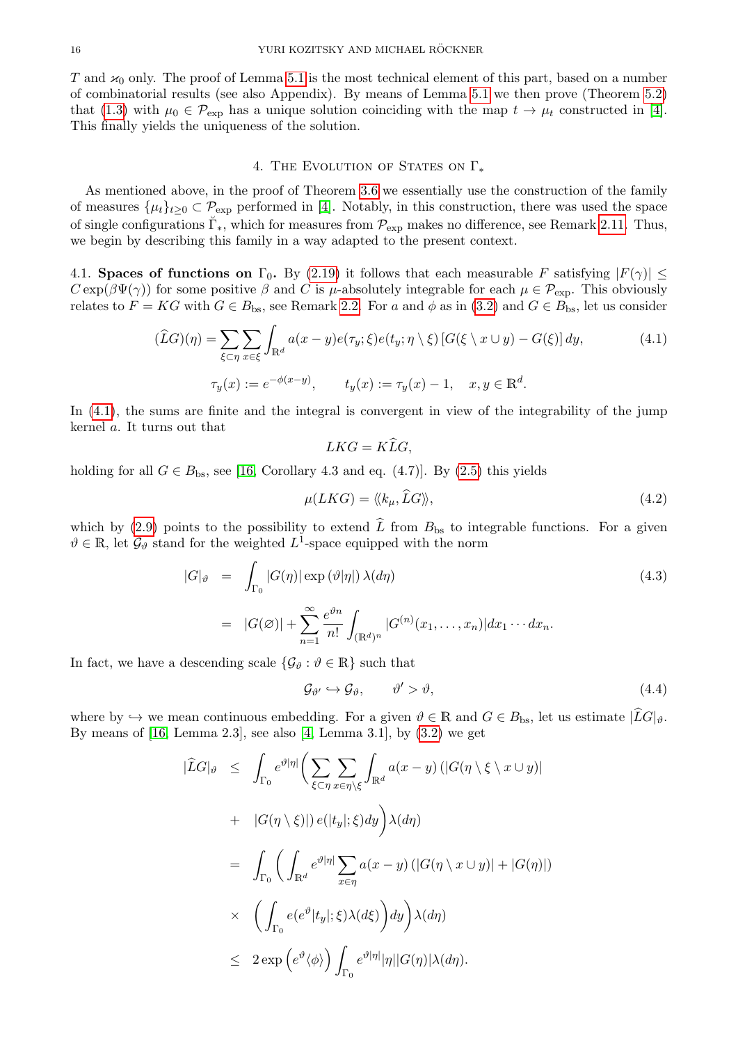$T$ and $\varkappa_0$ only. The proof of Lemma 5.1 is the most technical element of this part, based on a number of combinatorial results (see also Appendix). By means of Lemma 5.1 we then prove (Theorem 5.2) that (1.3) with $\mu_0 \in \mathcal{P}_{\rm exp}$ has a unique solution coinciding with the map $t \to \mu_t$ constructed in [4]. This finally yields the uniqueness of the solution.

## 4. The Evolution of States on $\Gamma_*$

As mentioned above, in the proof of Theorem 3.6 we essentially use the construction of the family of measures $\{\mu_t\}_{t\geq 0} \subset \mathcal{P}_{\rm exp}$ performed in [4]. Notably, in this construction, there was used the space of single configurations $\breve{\Gamma}_*$, which for measures from $\mathcal{P}_{\rm exp}$ makes no difference, see Remark 2.11. Thus, we begin by describing this family in a way adapted to the present context.

4.1. **Spaces of functions on $\Gamma_0$.** By (2.19) it follows that each measurable $F$ satisfying $|F(\gamma)| \leq C\exp(\beta \Psi(\gamma))$ for some positive $\beta$ and $C$ is $\mu$-absolutely integrable for each $\mu \in \mathcal{P}_{\rm exp}$. This obviously relates to $F = KG$ with $G \in B_{\rm bs}$, see Remark 2.2. For $a$ and $\phi$ as in (3.2) and $G \in B_{\rm bs}$, let us consider

$$(\widehat{L}G)(\eta) = \sum_{\xi\subset\eta}\sum_{x\in\xi}\int_{\mathbb{R}^d} a(x-y) e(\tau_y;\xi) e(t_y;\eta\setminus\xi)\left[G(\xi\setminus x\cup y) - G(\xi)\right]dy, \tag{4.1}$$

$$\tau_y(x) := e^{-\phi(x-y)}, \qquad t_y(x) := \tau_y(x) - 1, \quad x,y\in\mathbb{R}^d.$$

In (4.1), the sums are finite and the integral is convergent in view of the integrability of the jump kernel $a$. It turns out that

$$LKG = K\widehat{L}G,$$

holding for all $G \in B_{\rm bs}$, see [16, Corollary 4.3 and eq. (4.7)]. By (2.5) this yields

$$\mu(LKG) = \langle\!\langle k_\mu, \widehat{L}G\rangle\!\rangle, \tag{4.2}$$

which by (2.9) points to the possibility to extend $\widehat{L}$ from $B_{\rm bs}$ to integrable functions. For a given $\vartheta \in \mathbb{R}$, let $\mathcal{G}_\vartheta$ stand for the weighted $L^1$-space equipped with the norm

$$\begin{aligned} |G|_\vartheta &= \int_{\Gamma_0} |G(\eta)|\exp\left(\vartheta|\eta|\right)\lambda(d\eta) \\ &= |G(\varnothing)| + \sum_{n=1}^\infty \frac{e^{\vartheta n}}{n!}\int_{(\mathbb{R}^d)^n}|G^{(n)}(x_1,\dots,x_n)|dx_1\cdots dx_n. \end{aligned} \tag{4.3}$$

In fact, we have a descending scale $\{\mathcal{G}_\vartheta : \vartheta\in\mathbb{R}\}$ such that

$$\mathcal{G}_{\vartheta'} \hookrightarrow \mathcal{G}_\vartheta, \qquad \vartheta' > \vartheta, \tag{4.4}$$

where by $\hookrightarrow$ we mean continuous embedding. For a given $\vartheta\in\mathbb{R}$ and $G\in B_{\rm bs}$, let us estimate $|\widehat{L}G|_\vartheta$. By means of [16, Lemma 2.3], see also [4, Lemma 3.1], by (3.2) we get

$$\begin{aligned} |\widehat{L}G|_\vartheta &\leq \int_{\Gamma_0} e^{\vartheta|\eta|}\bigg(\sum_{\xi\subset\eta}\sum_{x\in\eta\setminus\xi}\int_{\mathbb{R}^d} a(x-y)\left(|G(\eta\setminus\xi\setminus x\cup y)|\right. \\ &+ \left.|G(\eta\setminus\xi)|\right) e(|t_y|;\xi)dy\bigg)\lambda(d\eta) \\ &= \int_{\Gamma_0}\bigg(\int_{\mathbb{R}^d} e^{\vartheta|\eta|}\sum_{x\in\eta} a(x-y)\left(|G(\eta\setminus x\cup y)| + |G(\eta)|\right) \\ &\times \left(\int_{\Gamma_0} e(e^\vartheta|t_y|;\xi)\lambda(d\xi)\right)dy\bigg)\lambda(d\eta) \\ &\leq 2\exp\left(e^\vartheta\langle\phi\rangle\right)\int_{\Gamma_0} e^{\vartheta|\eta|}|\eta||G(\eta)|\lambda(d\eta). \end{aligned}$$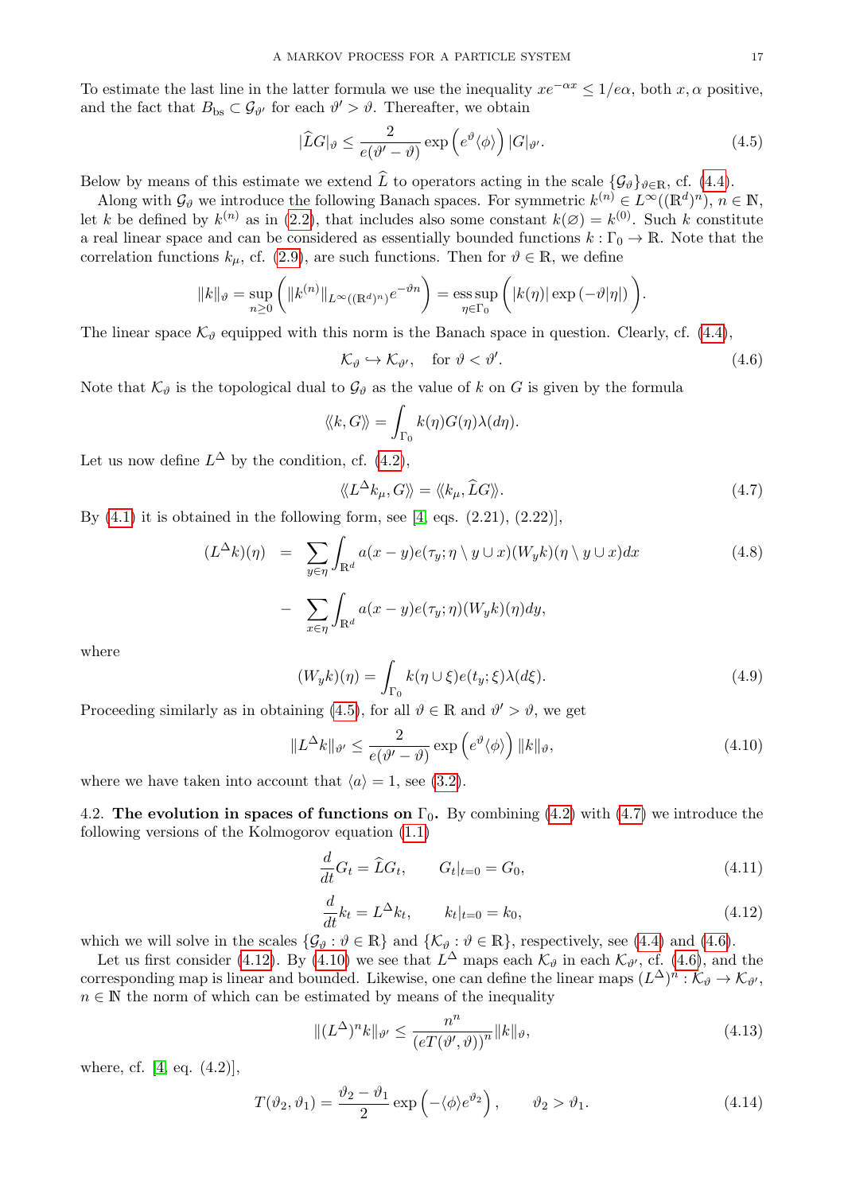To estimate the last line in the latter formula we use the inequality $xe^{-\alpha x} \leq 1/e\alpha$, both $x, \alpha$ positive, and the fact that $B_{\rm bs} \subset \mathcal{G}_{\vartheta'}$ for each $\vartheta' > \vartheta$. Thereafter, we obtain

$$
|\widehat{L}G|_{\vartheta} \leq \frac{2}{e(\vartheta' - \vartheta)} \exp\left(e^{\vartheta}\langle\phi\rangle\right) |G|_{\vartheta'}. \tag{4.5}
$$

Below by means of this estimate we extend $\widehat{L}$ to operators acting in the scale $\{\mathcal{G}_{\vartheta}\}_{\vartheta\in\mathbb{R}}$, cf. (4.4).

Along with $\mathcal{G}_{\vartheta}$ we introduce the following Banach spaces. For symmetric $k^{(n)} \in L^{\infty}((\mathbb{R}^d)^n)$, $n \in \mathbb{N}$, let $k$ be defined by $k^{(n)}$ as in (2.2), that includes also some constant $k(\varnothing) = k^{(0)}$. Such $k$ constitute a real linear space and can be considered as essentially bounded functions $k : \Gamma_0 \to \mathbb{R}$. Note that the correlation functions $k_\mu$, cf. (2.9), are such functions. Then for $\vartheta \in \mathbb{R}$, we define

$$
\|k\|_{\vartheta} = \sup_{n\geq 0}\left( \|k^{(n)}\|_{L^{\infty}((\mathbb{R}^d)^n)} e^{-\vartheta n}\right) = \operatorname*{ess\,sup}_{\eta\in\Gamma_0}\left( |k(\eta)| \exp\left(-\vartheta|\eta|\right)\right).
$$

The linear space $\mathcal{K}_{\vartheta}$ equipped with this norm is the Banach space in question. Clearly, cf. (4.4),

$$
\mathcal{K}_{\vartheta} \hookrightarrow \mathcal{K}_{\vartheta'}, \quad \text{for } \vartheta < \vartheta'. \tag{4.6}
$$

Note that $\mathcal{K}_{\vartheta}$ is the topological dual to $\mathcal{G}_{\vartheta}$ as the value of $k$ on $G$ is given by the formula

$$
\langle\!\langle k, G\rangle\!\rangle = \int_{\Gamma_0} k(\eta) G(\eta) \lambda(d\eta).
$$

Let us now define $L^{\Delta}$ by the condition, cf. (4.2),

$$
\langle\!\langle L^{\Delta} k_\mu, G\rangle\!\rangle = \langle\!\langle k_\mu, \widehat{L}G\rangle\!\rangle. \tag{4.7}
$$

By (4.1) it is obtained in the following form, see [4, eqs. (2.21), (2.22)],

$$
\begin{aligned}
(L^{\Delta}k)(\eta) &= \sum_{y\in\eta} \int_{\mathbb{R}^d} a(x-y) e(\tau_y; \eta\setminus y \cup x)(W_y k)(\eta \setminus y \cup x) dx \\
&- \sum_{x\in\eta} \int_{\mathbb{R}^d} a(x-y) e(\tau_y;\eta)(W_y k)(\eta) dy,
\end{aligned} \tag{4.8}
$$

where

$$
(W_y k)(\eta) = \int_{\Gamma_0} k(\eta \cup \xi) e(t_y; \xi) \lambda(d\xi). \tag{4.9}
$$

Proceeding similarly as in obtaining (4.5), for all $\vartheta \in \mathbb{R}$ and $\vartheta' > \vartheta$, we get

$$
\|L^{\Delta}k\|_{\vartheta'} \leq \frac{2}{e(\vartheta' - \vartheta)} \exp\left(e^{\vartheta}\langle\phi\rangle\right) \|k\|_{\vartheta}, \tag{4.10}
$$

where we have taken into account that $\langle a\rangle = 1$, see (3.2).

4.2. **The evolution in spaces of functions on** $\Gamma_0$**.** By combining (4.2) with (4.7) we introduce the following versions of the Kolmogorov equation (1.1)

$$
\frac{d}{dt} G_t = \widehat{L} G_t, \qquad G_t|_{t=0} = G_0, \tag{4.11}
$$

$$
\frac{d}{dt} k_t = L^{\Delta} k_t, \qquad k_t|_{t=0} = k_0, \tag{4.12}
$$

which we will solve in the scales $\{\mathcal{G}_{\vartheta} : \vartheta \in \mathbb{R}\}$ and $\{\mathcal{K}_{\vartheta} : \vartheta \in \mathbb{R}\}$, respectively, see (4.4) and (4.6).

Let us first consider (4.12). By (4.10) we see that $L^{\Delta}$ maps each $\mathcal{K}_{\vartheta}$ in each $\mathcal{K}_{\vartheta'}$, cf. (4.6), and the corresponding map is linear and bounded. Likewise, one can define the linear maps $(L^{\Delta})^n : \mathcal{K}_{\vartheta} \to \mathcal{K}_{\vartheta'}$, $n \in \mathbb{N}$ the norm of which can be estimated by means of the inequality

$$
\|(L^{\Delta})^n k\|_{\vartheta'} \leq \frac{n^n}{(eT(\vartheta', \vartheta))^n} \|k\|_{\vartheta}, \tag{4.13}
$$

where, cf. [4, eq. (4.2)],

$$
T(\vartheta_2, \vartheta_1) = \frac{\vartheta_2 - \vartheta_1}{2} \exp\left(-\langle\phi\rangle e^{\vartheta_2}\right), \qquad \vartheta_2 > \vartheta_1. \tag{4.14}
$$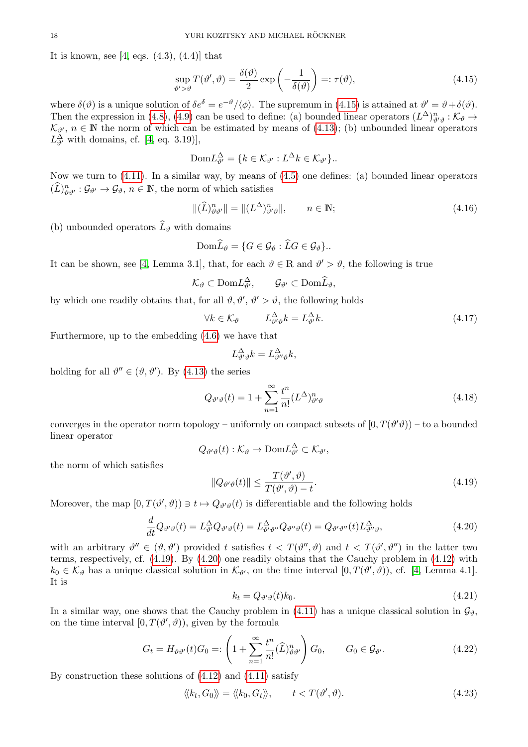It is known, see [4, eqs. (4.3), (4.4)] that

$$\sup_{\vartheta' > \vartheta} T(\vartheta', \vartheta) = \frac{\delta(\vartheta)}{2} \exp\left(-\frac{1}{\delta(\vartheta)}\right) =: \tau(\vartheta), \tag{4.15}$$

where $\delta(\vartheta)$ is a unique solution of $\delta e^{\delta} = e^{-\vartheta}/\langle \phi \rangle$. The supremum in (4.15) is attained at $\vartheta' = \vartheta + \delta(\vartheta)$. Then the expression in (4.8), (4.9) can be used to define: (a) bounded linear operators $(L^{\Delta})^n_{\vartheta'\vartheta} : \mathcal{K}_{\vartheta} \to \mathcal{K}_{\vartheta'}$, $n \in \mathbb{N}$ the norm of which can be estimated by means of (4.13); (b) unbounded linear operators $L^{\Delta}_{\vartheta'}$ with domains, cf. [4, eq. 3.19)],

$$\mathrm{Dom} L^{\Delta}_{\vartheta'} = \{k \in \mathcal{K}_{\vartheta'} : L^{\Delta} k \in \mathcal{K}_{\vartheta'}\}..$$

Now we turn to (4.11). In a similar way, by means of (4.5) one defines: (a) bounded linear operators $(\widehat{L})^n_{\vartheta\vartheta'} : \mathcal{G}_{\vartheta'} \to \mathcal{G}_{\vartheta}$, $n \in \mathbb{N}$, the norm of which satisfies

$$\|(\widehat{L})^n_{\vartheta\vartheta'}\| = \|(L^{\Delta})^n_{\vartheta'\vartheta}\|, \qquad n \in \mathbb{N}; \tag{4.16}$$

(b) unbounded operators $\widehat{L}_{\vartheta}$ with domains

$$\mathrm{Dom} \widehat{L}_{\vartheta} = \{G \in \mathcal{G}_{\vartheta} : \widehat{L} G \in \mathcal{G}_{\vartheta}\}..$$

It can be shown, see [4, Lemma 3.1], that, for each $\vartheta \in \mathbb{R}$ and $\vartheta' > \vartheta$, the following is true

$$\mathcal{K}_{\vartheta} \subset \mathrm{Dom} L^{\Delta}_{\vartheta'}, \qquad \mathcal{G}_{\vartheta'} \subset \mathrm{Dom} \widehat{L}_{\vartheta},$$

by which one readily obtains that, for all $\vartheta, \vartheta'$, $\vartheta' > \vartheta$, the following holds

$$\forall k \in \mathcal{K}_{\vartheta} \qquad L^{\Delta}_{\vartheta'\vartheta} k = L^{\Delta}_{\vartheta'} k. \tag{4.17}$$

Furthermore, up to the embedding (4.6) we have that

$$L^{\Delta}_{\vartheta'\vartheta} k = L^{\Delta}_{\vartheta''\vartheta} k,$$

holding for all $\vartheta'' \in (\vartheta, \vartheta')$. By (4.13) the series

$$Q_{\vartheta'\vartheta}(t) = 1 + \sum_{n=1}^{\infty} \frac{t^n}{n!} (L^{\Delta})^n_{\vartheta'\vartheta} \tag{4.18}$$

converges in the operator norm topology – uniformly on compact subsets of $[0, T(\vartheta'\vartheta))$ – to a bounded linear operator

$$Q_{\vartheta'\vartheta}(t) : \mathcal{K}_{\vartheta} \to \mathrm{Dom} L^{\Delta}_{\vartheta'} \subset \mathcal{K}_{\vartheta'},$$

the norm of which satisfies

$$\|Q_{\vartheta'\vartheta}(t)\| \leq \frac{T(\vartheta', \vartheta)}{T(\vartheta', \vartheta) - t}. \tag{4.19}$$

Moreover, the map $[0, T(\vartheta', \vartheta)) \ni t \mapsto Q_{\vartheta'\vartheta}(t)$ is differentiable and the following holds

$$\frac{d}{dt} Q_{\vartheta'\vartheta}(t) = L^{\Delta}_{\vartheta'} Q_{\vartheta'\vartheta}(t) = L^{\Delta}_{\vartheta'\vartheta''} Q_{\vartheta''\vartheta}(t) = Q_{\vartheta'\vartheta''}(t) L^{\Delta}_{\vartheta''\vartheta}, \tag{4.20}$$

with an arbitrary $\vartheta'' \in (\vartheta, \vartheta')$ provided $t$ satisfies $t < T(\vartheta'', \vartheta)$ and $t < T(\vartheta', \vartheta'')$ in the latter two terms, respectively, cf. (4.19). By (4.20) one readily obtains that the Cauchy problem in (4.12) with $k_0 \in \mathcal{K}_{\vartheta}$ has a unique classical solution in $\mathcal{K}_{\vartheta'}$, on the time interval $[0, T(\vartheta', \vartheta))$, cf. [4, Lemma 4.1]. It is

$$k_t = Q_{\vartheta'\vartheta}(t) k_0. \tag{4.21}$$

In a similar way, one shows that the Cauchy problem in (4.11) has a unique classical solution in $\mathcal{G}_{\vartheta}$, on the time interval $[0, T(\vartheta', \vartheta))$, given by the formula

$$G_t = H_{\vartheta\vartheta'}(t) G_0 =: \left(1 + \sum_{n=1}^{\infty} \frac{t^n}{n!} (\widehat{L})^n_{\vartheta\vartheta'}\right) G_0, \qquad G_0 \in \mathcal{G}_{\vartheta'}. \tag{4.22}$$

By construction these solutions of (4.12) and (4.11) satisfy

$$\langle\!\langle k_t, G_0 \rangle\!\rangle = \langle\!\langle k_0, G_t \rangle\!\rangle, \qquad t < T(\vartheta', \vartheta). \tag{4.23}$$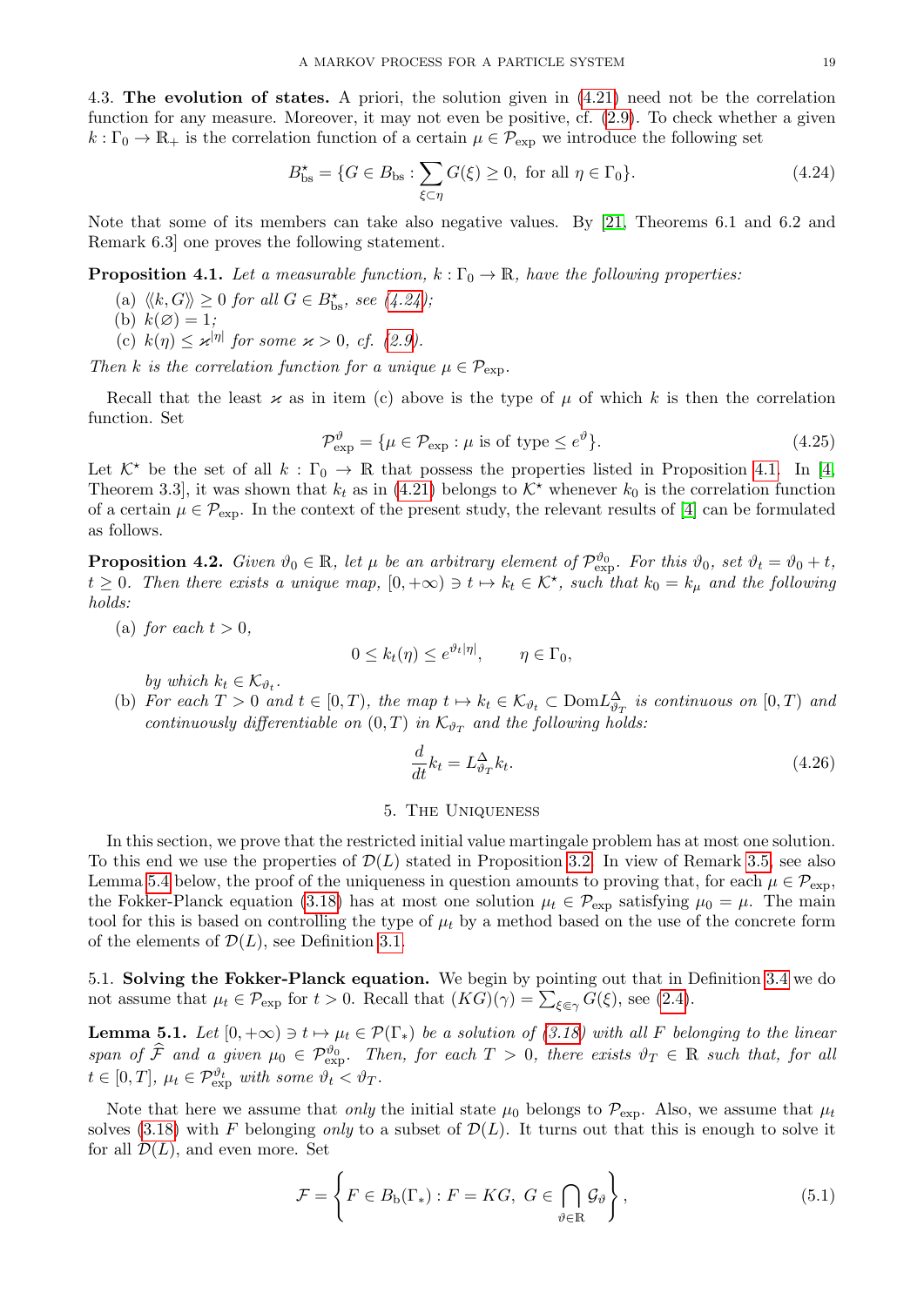4.3. **The evolution of states.** A priori, the solution given in (4.21) need not be the correlation function for any measure. Moreover, it may not even be positive, cf. (2.9). To check whether a given $k : \Gamma_0 \to \mathbb{R}_+$ is the correlation function of a certain $\mu \in \mathcal{P}_{\rm exp}$ we introduce the following set

$$B^\star_{\rm bs} = \{G \in B_{\rm bs} : \sum_{\xi \subset \eta} G(\xi) \geq 0, \text{ for all } \eta \in \Gamma_0\}. \tag{4.24}$$

Note that some of its members can take also negative values. By [21, Theorems 6.1 and 6.2 and Remark 6.3] one proves the following statement.

**Proposition 4.1.** *Let a measurable function, $k : \Gamma_0 \to \mathbb{R}$, have the following properties:*

(a) *$\langle\!\langle k, G \rangle\!\rangle \geq 0$ for all $G \in B^\star_{\rm bs}$, see (4.24);*
(b) *$k(\varnothing) = 1$;*
(c) *$k(\eta) \leq \varkappa^{|\eta|}$ for some $\varkappa > 0$, cf. (2.9).*

*Then $k$ is the correlation function for a unique $\mu \in \mathcal{P}_{\rm exp}$.*

Recall that the least $\varkappa$ as in item (c) above is the type of $\mu$ of which $k$ is then the correlation function. Set

$$\mathcal{P}^\vartheta_{\rm exp} = \{\mu \in \mathcal{P}_{\rm exp} : \mu \text{ is of type} \leq e^\vartheta\}. \tag{4.25}$$

Let $\mathcal{K}^\star$ be the set of all $k : \Gamma_0 \to \mathbb{R}$ that possess the properties listed in Proposition 4.1. In [4, Theorem 3.3], it was shown that $k_t$ as in (4.21) belongs to $\mathcal{K}^\star$ whenever $k_0$ is the correlation function of a certain $\mu \in \mathcal{P}_{\rm exp}$. In the context of the present study, the relevant results of [4] can be formulated as follows.

**Proposition 4.2.** *Given $\vartheta_0 \in \mathbb{R}$, let $\mu$ be an arbitrary element of $\mathcal{P}^{\vartheta_0}_{\rm exp}$. For this $\vartheta_0$, set $\vartheta_t = \vartheta_0 + t$, $t \geq 0$. Then there exists a unique map, $[0, +\infty) \ni t \mapsto k_t \in \mathcal{K}^\star$, such that $k_0 = k_\mu$ and the following holds:*

(a) *for each $t > 0$,*
$$0 \leq k_t(\eta) \leq e^{\vartheta_t |\eta|}, \qquad \eta \in \Gamma_0,$$
*by which $k_t \in \mathcal{K}_{\vartheta_t}$.*

(b) *For each $T > 0$ and $t \in [0, T)$, the map $t \mapsto k_t \in \mathcal{K}_{\vartheta_t} \subset {\rm Dom} L^\Delta_{\vartheta_T}$ is continuous on $[0, T)$ and continuously differentiable on $(0, T)$ in $\mathcal{K}_{\vartheta_T}$ and the following holds:*
$$\frac{d}{dt} k_t = L^\Delta_{\vartheta_T} k_t. \tag{4.26}$$

## 5. The Uniqueness

In this section, we prove that the restricted initial value martingale problem has at most one solution. To this end we use the properties of $\mathcal{D}(L)$ stated in Proposition 3.2. In view of Remark 3.5, see also Lemma 5.4 below, the proof of the uniqueness in question amounts to proving that, for each $\mu \in \mathcal{P}_{\rm exp}$, the Fokker-Planck equation (3.18) has at most one solution $\mu_t \in \mathcal{P}_{\rm exp}$ satisfying $\mu_0 = \mu$. The main tool for this is based on controlling the type of $\mu_t$ by a method based on the use of the concrete form of the elements of $\mathcal{D}(L)$, see Definition 3.1.

5.1. **Solving the Fokker-Planck equation.** We begin by pointing out that in Definition 3.4 we do not assume that $\mu_t \in \mathcal{P}_{\rm exp}$ for $t > 0$. Recall that $(KG)(\gamma) = \sum_{\xi \Subset \gamma} G(\xi)$, see (2.4).

**Lemma 5.1.** *Let $[0, +\infty) \ni t \mapsto \mu_t \in \mathcal{P}(\Gamma_*)$ be a solution of (3.18) with all $F$ belonging to the linear span of $\widehat{\mathcal{F}}$ and a given $\mu_0 \in \mathcal{P}^{\vartheta_0}_{\rm exp}$. Then, for each $T > 0$, there exists $\vartheta_T \in \mathbb{R}$ such that, for all $t \in [0, T]$, $\mu_t \in \mathcal{P}^{\vartheta_t}_{\rm exp}$ with some $\vartheta_t < \vartheta_T$.*

Note that here we assume that *only* the initial state $\mu_0$ belongs to $\mathcal{P}_{\rm exp}$. Also, we assume that $\mu_t$ solves (3.18) with $F$ belonging *only* to a subset of $\mathcal{D}(L)$. It turns out that this is enough to solve it for all $\mathcal{D}(L)$, and even more. Set

$$\mathcal{F} = \left\{ F \in B_{\rm b}(\Gamma_*) : F = KG, \ G \in \bigcap_{\vartheta \in \mathbb{R}} \mathcal{G}_\vartheta \right\}, \tag{5.1}$$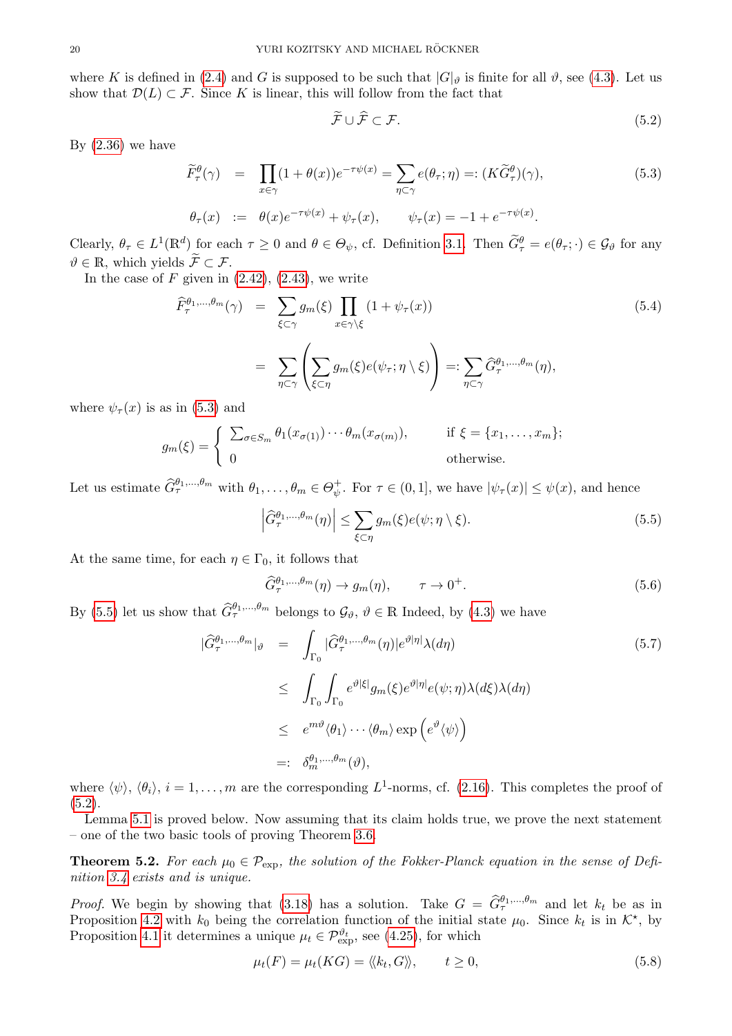where $K$ is defined in (2.4) and $G$ is supposed to be such that $|G|_\vartheta$ is finite for all $\vartheta$, see (4.3). Let us show that $\mathcal{D}(L) \subset \mathcal{F}$. Since $K$ is linear, this will follow from the fact that

$$
\widetilde{\mathcal{F}} \cup \widehat{\mathcal{F}} \subset \mathcal{F}. \tag{5.2}
$$

By (2.36) we have

$$
\begin{aligned}
\widetilde{F}^\theta_\tau(\gamma) &= \prod_{x\in\gamma}(1+\theta(x))e^{-\tau\psi(x)} = \sum_{\eta\subset\gamma} e(\theta_\tau;\eta) =: (K\widetilde{G}^\theta_\tau)(\gamma), \\
\theta_\tau(x) &:= \theta(x)e^{-\tau\psi(x)} + \psi_\tau(x), \qquad \psi_\tau(x) = -1 + e^{-\tau\psi(x)}.
\end{aligned}
\tag{5.3}
$$

Clearly, $\theta_\tau \in L^1(\mathbb{R}^d)$ for each $\tau \geq 0$ and $\theta \in \Theta_\psi$, cf. Definition 3.1. Then $\widetilde{G}^\theta_\tau = e(\theta_\tau;\cdot) \in \mathcal{G}_\vartheta$ for any $\vartheta \in \mathbb{R}$, which yields $\widetilde{\mathcal{F}} \subset \mathcal{F}$.

In the case of $F$ given in (2.42), (2.43), we write

$$
\begin{aligned}
\widehat{F}^{\theta_1,\dots,\theta_m}_\tau(\gamma) &= \sum_{\xi\subset\gamma} g_m(\xi) \prod_{x\in\gamma\setminus\xi}(1+\psi_\tau(x)) \\
&= \sum_{\eta\subset\gamma}\left(\sum_{\xi\subset\eta} g_m(\xi) e(\psi_\tau;\eta\setminus\xi)\right) =: \sum_{\eta\subset\gamma}\widehat{G}^{\theta_1,\dots,\theta_m}_\tau(\eta),
\end{aligned}
\tag{5.4}
$$

where $\psi_\tau(x)$ is as in (5.3) and

$$
g_m(\xi) = \begin{cases} \sum_{\sigma\in S_m} \theta_1(x_{\sigma(1)})\cdots\theta_m(x_{\sigma(m)}), & \text{if } \xi = \{x_1,\dots,x_m\}; \\ 0 & \text{otherwise.} \end{cases}
$$

Let us estimate $\widehat{G}^{\theta_1,\dots,\theta_m}_\tau$ with $\theta_1,\dots,\theta_m \in \Theta^+_\psi$. For $\tau \in (0,1]$, we have $|\psi_\tau(x)| \leq \psi(x)$, and hence

$$
\left|\widehat{G}^{\theta_1,\dots,\theta_m}_\tau(\eta)\right| \leq \sum_{\xi\subset\eta} g_m(\xi) e(\psi;\eta\setminus\xi). \tag{5.5}
$$

At the same time, for each $\eta \in \Gamma_0$, it follows that

$$
\widehat{G}^{\theta_1,\dots,\theta_m}_\tau(\eta) \to g_m(\eta), \qquad \tau \to 0^+. \tag{5.6}
$$

By (5.5) let us show that $\widehat{G}^{\theta_1,\dots,\theta_m}_\tau$ belongs to $\mathcal{G}_\vartheta$, $\vartheta \in \mathbb{R}$ Indeed, by (4.3) we have

$$
\begin{aligned}
|\widehat{G}^{\theta_1,\dots,\theta_m}_\tau|_\vartheta &= \int_{\Gamma_0} |\widehat{G}^{\theta_1,\dots,\theta_m}_\tau(\eta)| e^{\vartheta|\eta|}\lambda(d\eta) \\
&\leq \int_{\Gamma_0}\int_{\Gamma_0} e^{\vartheta|\xi|} g_m(\xi) e^{\vartheta|\eta|} e(\psi;\eta)\lambda(d\xi)\lambda(d\eta) \\
&\leq e^{m\vartheta}\langle\theta_1\rangle\cdots\langle\theta_m\rangle \exp\left(e^\vartheta\langle\psi\rangle\right) \\
&=: \delta^{\theta_1,\dots,\theta_m}_m(\vartheta),
\end{aligned}
\tag{5.7}
$$

where $\langle\psi\rangle$, $\langle\theta_i\rangle$, $i = 1,\dots,m$ are the corresponding $L^1$-norms, cf. (2.16). This completes the proof of (5.2).

Lemma 5.1 is proved below. Now assuming that its claim holds true, we prove the next statement – one of the two basic tools of proving Theorem 3.6.

**Theorem 5.2.** *For each $\mu_0 \in \mathcal{P}_{\rm exp}$, the solution of the Fokker-Planck equation in the sense of Definition 3.4 exists and is unique.*

*Proof.* We begin by showing that (3.18) has a solution. Take $G = \widehat{G}^{\theta_1,\dots,\theta_m}_\tau$ and let $k_t$ be as in Proposition 4.2 with $k_0$ being the correlation function of the initial state $\mu_0$. Since $k_t$ is in $\mathcal{K}^\star$, by Proposition 4.1 it determines a unique $\mu_t \in \mathcal{P}^{\vartheta_t}_{\rm exp}$, see (4.25), for which

$$
\mu_t(F) = \mu_t(KG) = \langle\!\langle k_t, G\rangle\!\rangle, \qquad t \geq 0, \tag{5.8}
$$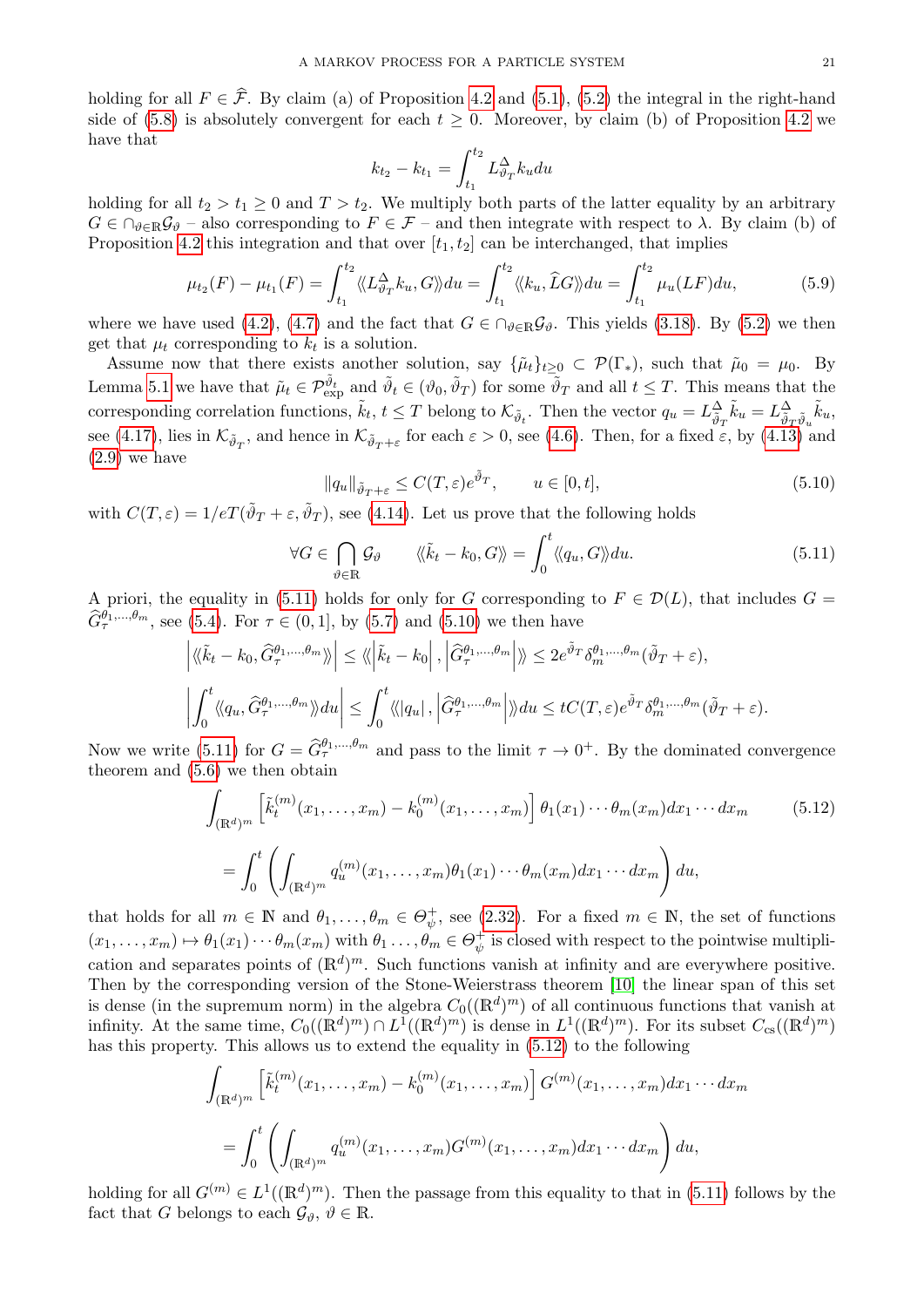holding for all $F \in \widehat{\mathcal{F}}$. By claim (a) of Proposition 4.2 and (5.1), (5.2) the integral in the right-hand side of (5.8) is absolutely convergent for each $t \geq 0$. Moreover, by claim (b) of Proposition 4.2 we have that

$$k_{t_2} - k_{t_1} = \int_{t_1}^{t_2} L^{\Delta}_{\vartheta_T} k_u du$$

holding for all $t_2 > t_1 \geq 0$ and $T > t_2$. We multiply both parts of the latter equality by an arbitrary $G \in \cap_{\vartheta \in \mathbb{R}} \mathcal{G}_\vartheta$ – also corresponding to $F \in \mathcal{F}$ – and then integrate with respect to $\lambda$. By claim (b) of Proposition 4.2 this integration and that over $[t_1, t_2]$ can be interchanged, that implies

$$\mu_{t_2}(F) - \mu_{t_1}(F) = \int_{t_1}^{t_2} \langle\!\langle L^{\Delta}_{\vartheta_T} k_u, G \rangle\!\rangle du = \int_{t_1}^{t_2} \langle\!\langle k_u, \widehat{L} G \rangle\!\rangle du = \int_{t_1}^{t_2} \mu_u(LF) du, \tag{5.9}$$

where we have used (4.2), (4.7) and the fact that $G \in \cap_{\vartheta \in \mathbb{R}} \mathcal{G}_\vartheta$. This yields (3.18). By (5.2) we then get that $\mu_t$ corresponding to $k_t$ is a solution.

Assume now that there exists another solution, say $\{\tilde{\mu}_t\}_{t \geq 0} \subset \mathcal{P}(\Gamma_*)$, such that $\tilde{\mu}_0 = \mu_0$. By Lemma 5.1 we have that $\tilde{\mu}_t \in \mathcal{P}^{\tilde{\vartheta}_t}_{\rm exp}$ and $\tilde{\vartheta}_t \in (\vartheta_0, \tilde{\vartheta}_T)$ for some $\tilde{\vartheta}_T$ and all $t \leq T$. This means that the corresponding correlation functions, $\tilde{k}_t$, $t \leq T$ belong to $\mathcal{K}_{\tilde{\vartheta}_t}$. Then the vector $q_u = L^{\Delta}_{\tilde{\vartheta}_T} \tilde{k}_u = L^{\Delta}_{\tilde{\vartheta}_T \tilde{\vartheta}_u} \tilde{k}_u$, see (4.17), lies in $\mathcal{K}_{\tilde{\vartheta}_T}$, and hence in $\mathcal{K}_{\tilde{\vartheta}_T + \varepsilon}$ for each $\varepsilon > 0$, see (4.6). Then, for a fixed $\varepsilon$, by (4.13) and (2.9) we have

$$\|q_u\|_{\tilde{\vartheta}_T + \varepsilon} \leq C(T, \varepsilon) e^{\tilde{\vartheta}_T}, \qquad u \in [0, t], \tag{5.10}$$

with $C(T, \varepsilon) = 1/eT(\tilde{\vartheta}_T + \varepsilon, \tilde{\vartheta}_T)$, see (4.14). Let us prove that the following holds

$$\forall G \in \bigcap_{\vartheta \in \mathbb{R}} \mathcal{G}_\vartheta \qquad \langle\!\langle \tilde{k}_t - k_0, G \rangle\!\rangle = \int_0^t \langle\!\langle q_u, G \rangle\!\rangle du. \tag{5.11}$$

A priori, the equality in (5.11) holds for only for $G$ corresponding to $F \in \mathcal{D}(L)$, that includes $G = \widehat{G}^{\theta_1, \dots, \theta_m}_\tau$, see (5.4). For $\tau \in (0, 1]$, by (5.7) and (5.10) we then have

$$\left| \langle\!\langle \tilde{k}_t - k_0, \widehat{G}^{\theta_1, \dots, \theta_m}_\tau \rangle\!\rangle \right| \leq \langle\!\langle \left| \tilde{k}_t - k_0 \right|, \left| \widehat{G}^{\theta_1, \dots, \theta_m}_\tau \right| \rangle\!\rangle \leq 2 e^{\tilde{\vartheta}_T} \delta^{\theta_1, \dots, \theta_m}_m (\tilde{\vartheta}_T + \varepsilon),$$

$$\left| \int_0^t \langle\!\langle q_u, \widehat{G}^{\theta_1, \dots, \theta_m}_\tau \rangle\!\rangle du \right| \leq \int_0^t \langle\!\langle |q_u|, \left| \widehat{G}^{\theta_1, \dots, \theta_m}_\tau \right| \rangle\!\rangle du \leq t C(T, \varepsilon) e^{\tilde{\vartheta}_T} \delta^{\theta_1, \dots, \theta_m}_m (\tilde{\vartheta}_T + \varepsilon).$$

Now we write (5.11) for $G = \widehat{G}^{\theta_1, \dots, \theta_m}_\tau$ and pass to the limit $\tau \to 0^+$. By the dominated convergence theorem and (5.6) we then obtain

$$\int_{(\mathbb{R}^d)^m} \left[ \tilde{k}^{(m)}_t (x_1, \dots, x_m) - k^{(m)}_0 (x_1, \dots, x_m) \right] \theta_1(x_1) \cdots \theta_m(x_m) dx_1 \cdots dx_m \tag{5.12}$$

$$= \int_0^t \left( \int_{(\mathbb{R}^d)^m} q^{(m)}_u (x_1, \dots, x_m) \theta_1(x_1) \cdots \theta_m(x_m) dx_1 \cdots dx_m \right) du,$$

that holds for all $m \in \mathbb{N}$ and $\theta_1, \dots, \theta_m \in \Theta^+_\psi$, see (2.32). For a fixed $m \in \mathbb{N}$, the set of functions $(x_1, \dots, x_m) \mapsto \theta_1(x_1) \cdots \theta_m(x_m)$ with $\theta_1 \dots, \theta_m \in \Theta^+_\psi$ is closed with respect to the pointwise multiplication and separates points of $(\mathbb{R}^d)^m$. Such functions vanish at infinity and are everywhere positive. Then by the corresponding version of the Stone-Weierstrass theorem [10] the linear span of this set is dense (in the supremum norm) in the algebra $C_0((\mathbb{R}^d)^m)$ of all continuous functions that vanish at infinity. At the same time, $C_0((\mathbb{R}^d)^m) \cap L^1((\mathbb{R}^d)^m)$ is dense in $L^1((\mathbb{R}^d)^m)$. For its subset $C_{\rm cs}((\mathbb{R}^d)^m)$ has this property. This allows us to extend the equality in (5.12) to the following

$$\int_{(\mathbb{R}^d)^m} \left[ \tilde{k}^{(m)}_t (x_1, \dots, x_m) - k^{(m)}_0 (x_1, \dots, x_m) \right] G^{(m)}(x_1, \dots, x_m) dx_1 \cdots dx_m$$

$$= \int_0^t \left( \int_{(\mathbb{R}^d)^m} q^{(m)}_u (x_1, \dots, x_m) G^{(m)}(x_1, \dots, x_m) dx_1 \cdots dx_m \right) du,$$

holding for all $G^{(m)} \in L^1((\mathbb{R}^d)^m)$. Then the passage from this equality to that in (5.11) follows by the fact that $G$ belongs to each $\mathcal{G}_\vartheta$, $\vartheta \in \mathbb{R}$.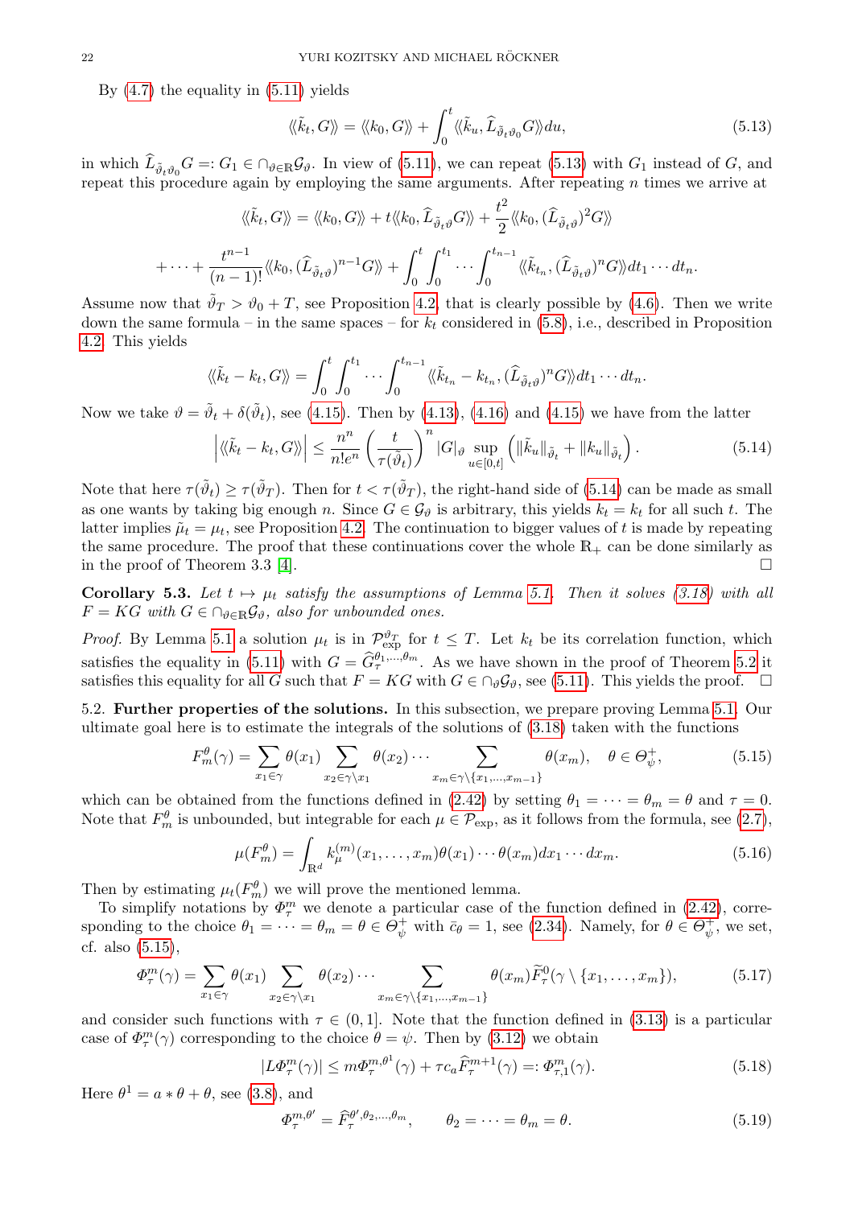By (4.7) the equality in (5.11) yields

$$\langle\!\langle \tilde{k}_t, G\rangle\!\rangle = \langle\!\langle k_0, G\rangle\!\rangle + \int_0^t \langle\!\langle \tilde{k}_u, \widehat{L}_{\tilde{\vartheta}_t\vartheta_0} G\rangle\!\rangle du, \tag{5.13}$$

in which $\widehat{L}_{\tilde{\vartheta}_t\vartheta_0} G =: G_1 \in \cap_{\vartheta\in\mathbb{R}}\mathcal{G}_\vartheta$. In view of (5.11), we can repeat (5.13) with $G_1$ instead of $G$, and repeat this procedure again by employing the same arguments. After repeating $n$ times we arrive at

$$\langle\!\langle \tilde{k}_t, G\rangle\!\rangle = \langle\!\langle k_0, G\rangle\!\rangle + t\langle\!\langle k_0, \widehat{L}_{\tilde{\vartheta}_t\vartheta} G\rangle\!\rangle + \frac{t^2}{2}\langle\!\langle k_0, (\widehat{L}_{\tilde{\vartheta}_t\vartheta})^2 G\rangle\!\rangle$$

$$+\cdots + \frac{t^{n-1}}{(n-1)!}\langle\!\langle k_0, (\widehat{L}_{\tilde{\vartheta}_t\vartheta})^{n-1} G\rangle\!\rangle + \int_0^t\int_0^{t_1}\cdots\int_0^{t_{n-1}} \langle\!\langle \tilde{k}_{t_n}, (\widehat{L}_{\tilde{\vartheta}_t\vartheta})^{n} G\rangle\!\rangle dt_1\cdots dt_n.$$

Assume now that $\tilde{\vartheta}_T > \vartheta_0 + T$, see Proposition 4.2, that is clearly possible by (4.6). Then we write down the same formula – in the same spaces – for $k_t$ considered in (5.8), i.e., described in Proposition 4.2. This yields

$$\langle\!\langle \tilde{k}_t - k_t, G\rangle\!\rangle = \int_0^t\int_0^{t_1}\cdots\int_0^{t_{n-1}} \langle\!\langle \tilde{k}_{t_n} - k_{t_n}, (\widehat{L}_{\tilde{\vartheta}_t\vartheta})^{n} G\rangle\!\rangle dt_1\cdots dt_n.$$

Now we take $\vartheta = \tilde{\vartheta}_t + \delta(\tilde{\vartheta}_t)$, see (4.15). Then by (4.13), (4.16) and (4.15) we have from the latter

$$\left|\langle\!\langle \tilde{k}_t - k_t, G\rangle\!\rangle\right| \leq \frac{n^n}{n! e^n}\left(\frac{t}{\tau(\tilde{\vartheta}_t)}\right)^n |G|_\vartheta \sup_{u\in[0,t]}\left(\|\tilde{k}_u\|_{\tilde{\vartheta}_t} + \|k_u\|_{\tilde{\vartheta}_t}\right). \tag{5.14}$$

Note that here $\tau(\tilde{\vartheta}_t) \geq \tau(\tilde{\vartheta}_T)$. Then for $t < \tau(\tilde{\vartheta}_T)$, the right-hand side of (5.14) can be made as small as one wants by taking big enough $n$. Since $G \in \mathcal{G}_\vartheta$ is arbitrary, this yields $k_t = k_t$ for all such $t$. The latter implies $\tilde{\mu}_t = \mu_t$, see Proposition 4.2. The continuation to bigger values of $t$ is made by repeating the same procedure. The proof that these continuations cover the whole $\mathbb{R}_+$ can be done similarly as in the proof of Theorem 3.3 [4]. $\square$

**Corollary 5.3.** *Let $t \mapsto \mu_t$ satisfy the assumptions of Lemma 5.1. Then it solves (3.18) with all $F = KG$ with $G \in \cap_{\vartheta\in\mathbb{R}}\mathcal{G}_\vartheta$, also for unbounded ones.*

*Proof.* By Lemma 5.1 a solution $\mu_t$ is in $\mathcal{P}_{\rm exp}^{\vartheta_T}$ for $t \leq T$. Let $k_t$ be its correlation function, which satisfies the equality in (5.11) with $G = \widehat{G}_\tau^{\theta_1,\dots,\theta_m}$. As we have shown in the proof of Theorem 5.2 it satisfies this equality for all $G$ such that $F = KG$ with $G \in \cap_\vartheta \mathcal{G}_\vartheta$, see (5.11). This yields the proof. $\square$

5.2. **Further properties of the solutions.** In this subsection, we prepare proving Lemma 5.1. Our ultimate goal here is to estimate the integrals of the solutions of (3.18) taken with the functions

$$F_m^\theta(\gamma) = \sum_{x_1\in\gamma}\theta(x_1)\sum_{x_2\in\gamma\setminus x_1}\theta(x_2)\cdots\sum_{x_m\in\gamma\setminus\{x_1,\dots,x_{m-1}\}}\theta(x_m), \quad \theta\in\Theta_\psi^+, \tag{5.15}$$

which can be obtained from the functions defined in (2.42) by setting $\theta_1 = \cdots = \theta_m = \theta$ and $\tau = 0$. Note that $F_m^\theta$ is unbounded, but integrable for each $\mu \in \mathcal{P}_{\rm exp}$, as it follows from the formula, see (2.7),

$$\mu(F_m^\theta) = \int_{\mathbb{R}^d} k_\mu^{(m)}(x_1,\dots,x_m)\theta(x_1)\cdots\theta(x_m)dx_1\cdots dx_m. \tag{5.16}$$

Then by estimating $\mu_t(F_m^\theta)$ we will prove the mentioned lemma.

To simplify notations by $\Phi_\tau^m$ we denote a particular case of the function defined in (2.42), corresponding to the choice $\theta_1 = \cdots = \theta_m = \theta \in \Theta_\psi^+$ with $\bar{c}_\theta = 1$, see (2.34). Namely, for $\theta\in\Theta_\psi^+$, we set, cf. also (5.15),

$$\Phi_\tau^m(\gamma) = \sum_{x_1\in\gamma}\theta(x_1)\sum_{x_2\in\gamma\setminus x_1}\theta(x_2)\cdots\sum_{x_m\in\gamma\setminus\{x_1,\dots,x_{m-1}\}}\theta(x_m)\widetilde{F}_\tau^0(\gamma\setminus\{x_1,\dots,x_m\}), \tag{5.17}$$

and consider such functions with $\tau\in(0,1]$. Note that the function defined in (3.13) is a particular case of $\Phi_\tau^m(\gamma)$ corresponding to the choice $\theta = \psi$. Then by (3.12) we obtain

$$|L\Phi_\tau^m(\gamma)| \leq m\Phi_\tau^{m,\theta^1}(\gamma) + \tau c_a \widehat{F}_\tau^{m+1}(\gamma) =: \Phi_{\tau,1}^m(\gamma). \tag{5.18}$$

Here $\theta^1 = a*\theta + \theta$, see (3.8), and

$$\Phi_\tau^{m,\theta'} = \widehat{F}_\tau^{\theta',\theta_2,\dots,\theta_m}, \qquad \theta_2 = \cdots = \theta_m = \theta. \tag{5.19}$$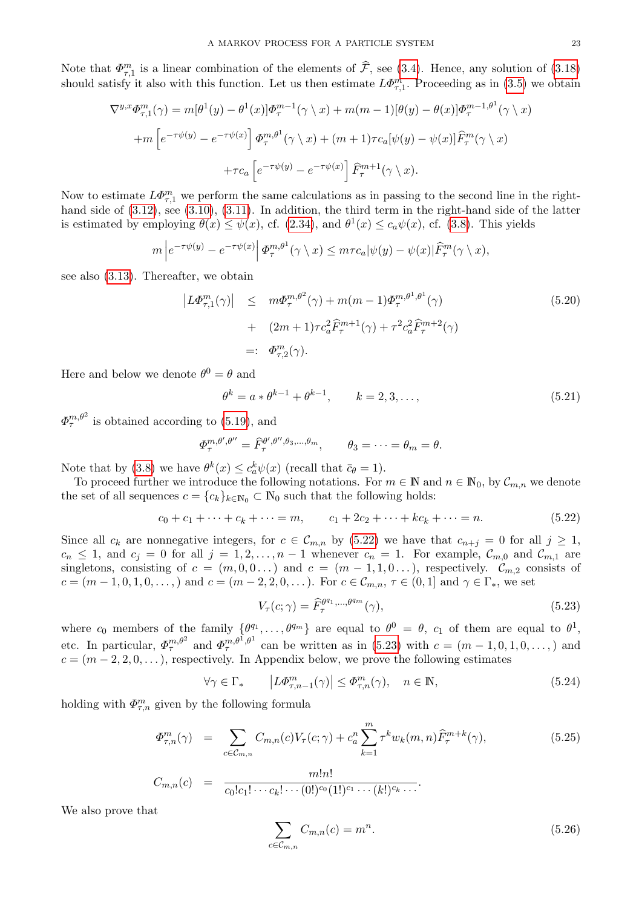Note that $\varPhi^m_{\tau,1}$ is a linear combination of the elements of $\widehat{\mathcal{F}}$, see (3.4). Hence, any solution of (3.18) should satisfy it also with this function. Let us then estimate $L\varPhi^m_{\tau,1}$. Proceeding as in (3.5) we obtain

$$
\begin{aligned}
\nabla^{y,x}\varPhi^m_{\tau,1}(\gamma) &= m[\theta^1(y) - \theta^1(x)]\varPhi^{m-1}_\tau(\gamma\setminus x) + m(m-1)[\theta(y)-\theta(x)]\varPhi^{m-1,\theta^1}_\tau(\gamma\setminus x)\\
&+m\left[e^{-\tau\psi(y)} - e^{-\tau\psi(x)}\right]\varPhi^{m,\theta^1}_\tau(\gamma\setminus x) + (m+1)\tau c_a[\psi(y)-\psi(x)]\widehat{F}^m_\tau(\gamma\setminus x)\\
&+\tau c_a\left[e^{-\tau\psi(y)} - e^{-\tau\psi(x)}\right]\widehat{F}^{m+1}_\tau(\gamma\setminus x).
\end{aligned}
$$

Now to estimate $L\varPhi^m_{\tau,1}$ we perform the same calculations as in passing to the second line in the right-hand side of (3.12), see (3.10), (3.11). In addition, the third term in the right-hand side of the latter is estimated by employing $\theta(x)\leq\psi(x)$, cf. (2.34), and $\theta^1(x)\leq c_a\psi(x)$, cf. (3.8). This yields

$$
m\left|e^{-\tau\psi(y)} - e^{-\tau\psi(x)}\right|\varPhi^{m,\theta^1}_\tau(\gamma\setminus x) \leq m\tau c_a|\psi(y)-\psi(x)|\widehat{F}^m_\tau(\gamma\setminus x),
$$

see also (3.13). Thereafter, we obtain

$$
\begin{aligned}
\left|L\varPhi^m_{\tau,1}(\gamma)\right| &\leq m\varPhi^{m,\theta^2}_\tau(\gamma) + m(m-1)\varPhi^{m,\theta^1,\theta^1}_\tau(\gamma) \\
&+ (2m+1)\tau c_a^2\widehat{F}^{m+1}_\tau(\gamma) + \tau^2c_a^2\widehat{F}^{m+2}_\tau(\gamma)\\
&=: \varPhi^m_{\tau,2}(\gamma).
\end{aligned}
\tag{5.20}
$$

Here and below we denote $\theta^0=\theta$ and

$$
\theta^k = a*\theta^{k-1} + \theta^{k-1}, \qquad k=2,3,\dots, \tag{5.21}
$$

$\varPhi^{m,\theta^2}_\tau$ is obtained according to (5.19), and

$$
\varPhi^{m,\theta',\theta''}_\tau = \widehat{F}^{\theta',\theta'',\theta_3,\dots,\theta_m}_\tau, \qquad \theta_3=\cdots=\theta_m=\theta.
$$

Note that by (3.8) we have $\theta^k(x)\leq c_a^k\psi(x)$ (recall that $\bar{c}_\theta=1$).

To proceed further we introduce the following notations. For $m\in\mathbb{N}$ and $n\in\mathbb{N}_0$, by $\mathcal{C}_{m,n}$ we denote the set of all sequences $c=\{c_k\}_{k\in\mathbb{N}_0}\subset\mathbb{N}_0$ such that the following holds:

$$
c_0+c_1+\cdots+c_k+\cdots = m, \qquad c_1+2c_2+\cdots+kc_k+\cdots=n. \tag{5.22}
$$

Since all $c_k$ are nonnegative integers, for $c\in\mathcal{C}_{m,n}$ by (5.22) we have that $c_{n+j}=0$ for all $j\geq1$, $c_n\leq1$, and $c_j=0$ for all $j=1,2,\dots,n-1$ whenever $c_n=1$. For example, $\mathcal{C}_{m,0}$ and $\mathcal{C}_{m,1}$ are singletons, consisting of $c=(m,0,0\dots)$ and $c=(m-1,1,0\dots)$, respectively. $\mathcal{C}_{m,2}$ consists of $c=(m-1,0,1,0,\dots,)$ and $c=(m-2,2,0,\dots)$. For $c\in\mathcal{C}_{m,n}$, $\tau\in(0,1]$ and $\gamma\in\Gamma_*$, we set

$$
V_\tau(c;\gamma) = \widehat{F}^{\theta^{q_1},\dots,\theta^{q_m}}_\tau(\gamma), \tag{5.23}
$$

where $c_0$ members of the family $\{\theta^{q_1},\dots,\theta^{q_m}\}$ are equal to $\theta^0=\theta$, $c_1$ of them are equal to $\theta^1$, etc. In particular, $\varPhi^{m,\theta^2}_\tau$ and $\varPhi^{m,\theta^1,\theta^1}_\tau$ can be written as in (5.23) with $c=(m-1,0,1,0,\dots,)$ and $c=(m-2,2,0,\dots)$, respectively. In Appendix below, we prove the following estimates

$$
\forall\gamma\in\Gamma_* \qquad \left|L\varPhi^m_{\tau,n-1}(\gamma)\right|\leq\varPhi^m_{\tau,n}(\gamma), \quad n\in\mathbb{N}, \tag{5.24}
$$

holding with $\varPhi^m_{\tau,n}$ given by the following formula

$$
\begin{aligned}
\varPhi^m_{\tau,n}(\gamma) &= \sum_{c\in\mathcal{C}_{m,n}} C_{m,n}(c)V_\tau(c;\gamma) + c_a^n\sum_{k=1}^m\tau^kw_k(m,n)\widehat{F}^{m+k}_\tau(\gamma),\\
C_{m,n}(c) &= \frac{m!n!}{c_0!c_1!\cdots c_k!\cdots(0!)^{c_0}(1!)^{c_1}\cdots(k!)^{c_k}\cdots}.
\end{aligned}
\tag{5.25}
$$

We also prove that

$$
\sum_{c\in\mathcal{C}_{m,n}} C_{m,n}(c) = m^n. \tag{5.26}
$$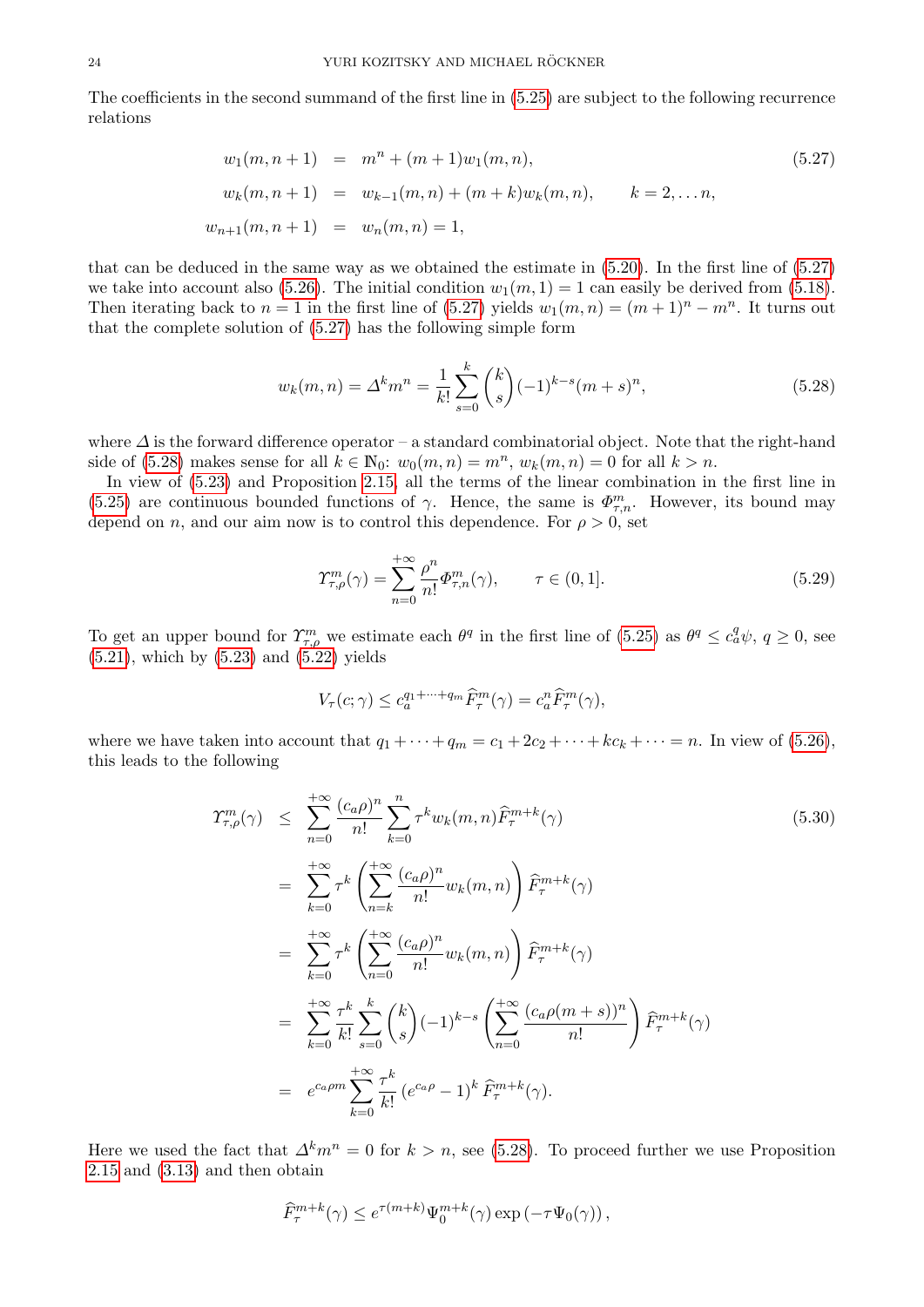The coefficients in the second summand of the first line in (5.25) are subject to the following recurrence relations

$$
\begin{aligned}
w_1(m, n+1) &= m^n + (m+1) w_1(m,n), \\
w_k(m, n+1) &= w_{k-1}(m,n) + (m+k) w_k(m,n), \qquad k = 2, \ldots n, \\
w_{n+1}(m, n+1) &= w_n(m,n) = 1,
\end{aligned} \tag{5.27}
$$

that can be deduced in the same way as we obtained the estimate in (5.20). In the first line of (5.27) we take into account also (5.26). The initial condition $w_1(m,1) = 1$ can easily be derived from (5.18). Then iterating back to $n = 1$ in the first line of (5.27) yields $w_1(m,n) = (m+1)^n - m^n$. It turns out that the complete solution of (5.27) has the following simple form

$$
w_k(m,n) = \Delta^k m^n = \frac{1}{k!} \sum_{s=0}^{k} \binom{k}{s} (-1)^{k-s} (m+s)^n, \tag{5.28}
$$

where $\Delta$ is the forward difference operator – a standard combinatorial object. Note that the right-hand side of (5.28) makes sense for all $k \in \mathbb{N}_0$: $w_0(m,n) = m^n$, $w_k(m,n) = 0$ for all $k > n$.

In view of (5.23) and Proposition 2.15, all the terms of the linear combination in the first line in (5.25) are continuous bounded functions of $\gamma$. Hence, the same is $\Phi^m_{\tau,n}$. However, its bound may depend on $n$, and our aim now is to control this dependence. For $\rho > 0$, set

$$
\Upsilon^m_{\tau,\rho}(\gamma) = \sum_{n=0}^{+\infty} \frac{\rho^n}{n!} \Phi^m_{\tau,n}(\gamma), \qquad \tau \in (0,1]. \tag{5.29}
$$

To get an upper bound for $\Upsilon^m_{\tau,\rho}$ we estimate each $\theta^q$ in the first line of (5.25) as $\theta^q \leq c_a^q \psi$, $q \geq 0$, see (5.21), which by (5.23) and (5.22) yields

$$
V_\tau(c;\gamma) \leq c_a^{q_1 + \cdots + q_m} \widehat{F}^m_\tau(\gamma) = c_a^n \widehat{F}^m_\tau(\gamma),
$$

where we have taken into account that $q_1 + \cdots + q_m = c_1 + 2c_2 + \cdots + kc_k + \cdots = n$. In view of (5.26), this leads to the following

$$
\begin{aligned}
\Upsilon^m_{\tau,\rho}(\gamma) &\leq \sum_{n=0}^{+\infty} \frac{(c_a \rho)^n}{n!} \sum_{k=0}^{n} \tau^k w_k(m,n) \widehat{F}^{m+k}_\tau(\gamma) \\
&= \sum_{k=0}^{+\infty} \tau^k \left( \sum_{n=k}^{+\infty} \frac{(c_a\rho)^n}{n!} w_k(m,n) \right) \widehat{F}^{m+k}_\tau(\gamma) \\
&= \sum_{k=0}^{+\infty} \tau^k \left( \sum_{n=0}^{+\infty} \frac{(c_a\rho)^n}{n!} w_k(m,n) \right) \widehat{F}^{m+k}_\tau(\gamma) \\
&= \sum_{k=0}^{+\infty} \frac{\tau^k}{k!} \sum_{s=0}^{k} \binom{k}{s} (-1)^{k-s} \left( \sum_{n=0}^{+\infty} \frac{(c_a \rho (m+s))^n}{n!} \right) \widehat{F}^{m+k}_\tau(\gamma) \\
&= e^{c_a \rho m} \sum_{k=0}^{+\infty} \frac{\tau^k}{k!} \left( e^{c_a \rho} - 1 \right)^k \widehat{F}^{m+k}_\tau(\gamma).
\end{aligned} \tag{5.30}
$$

Here we used the fact that $\Delta^k m^n = 0$ for $k > n$, see (5.28). To proceed further we use Proposition 2.15 and (3.13) and then obtain

$$
\widehat{F}^{m+k}_\tau(\gamma) \leq e^{\tau(m+k)} \Psi_0^{m+k}(\gamma) \exp\left(-\tau \Psi_0(\gamma)\right),
$$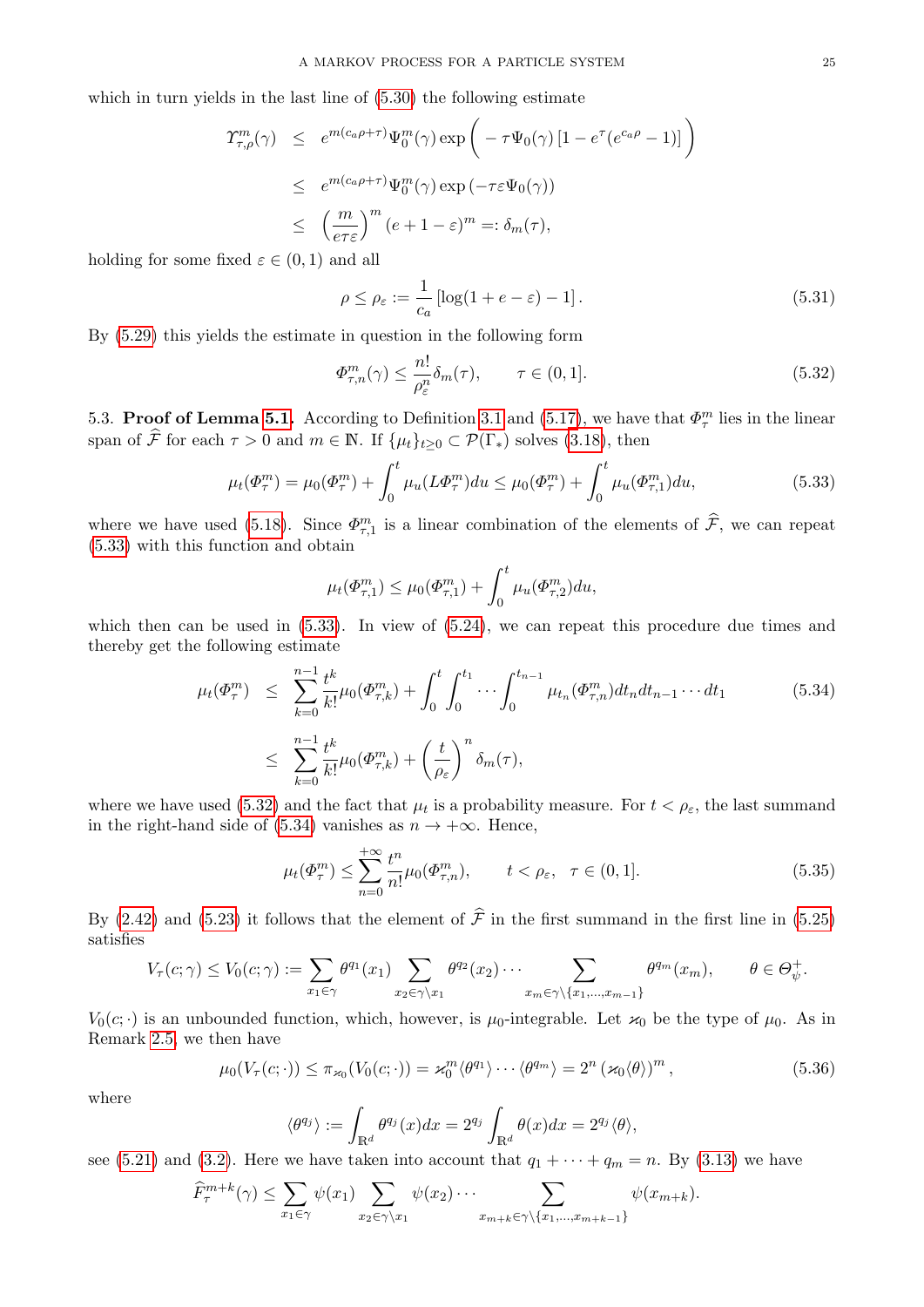which in turn yields in the last line of (5.30) the following estimate

$$
\begin{aligned}
\varUpsilon^m_{\tau,\rho}(\gamma) &\leq e^{m(c_a\rho+\tau)}\Psi_0^m(\gamma)\exp\bigg(-\tau\Psi_0(\gamma)\,[1-e^{\tau}(e^{c_a\rho}-1)]\bigg)\\
&\leq e^{m(c_a\rho+\tau)}\Psi_0^m(\gamma)\exp\left(-\tau\varepsilon\Psi_0(\gamma)\right)\\
&\leq \left(\frac{m}{e\tau\varepsilon}\right)^m(e+1-\varepsilon)^m =: \delta_m(\tau),
\end{aligned}
$$

holding for some fixed $\varepsilon\in(0,1)$ and all

$$
\rho\leq\rho_\varepsilon := \frac{1}{c_a}\left[\log(1+e-\varepsilon)-1\right]. \tag{5.31}
$$

By (5.29) this yields the estimate in question in the following form

$$
\varPhi^m_{\tau,n}(\gamma)\leq\frac{n!}{\rho_\varepsilon^n}\delta_m(\tau),\qquad \tau\in(0,1]. \tag{5.32}
$$

5.3. **Proof of Lemma 5.1.** According to Definition 3.1 and (5.17), we have that $\varPhi^m_\tau$ lies in the linear span of $\widehat{\mathcal{F}}$ for each $\tau>0$ and $m\in\mathbb{N}$. If $\{\mu_t\}_{t\geq0}\subset\mathcal{P}(\Gamma_*)$ solves (3.18), then

$$
\mu_t(\varPhi^m_\tau)=\mu_0(\varPhi^m_\tau)+\int_0^t\mu_u(L\varPhi^m_\tau)du\leq\mu_0(\varPhi^m_\tau)+\int_0^t\mu_u(\varPhi^m_{\tau,1})du, \tag{5.33}
$$

where we have used (5.18). Since $\varPhi^m_{\tau,1}$ is a linear combination of the elements of $\widehat{\mathcal{F}}$, we can repeat (5.33) with this function and obtain

$$
\mu_t(\varPhi^m_{\tau,1})\leq\mu_0(\varPhi^m_{\tau,1})+\int_0^t\mu_u(\varPhi^m_{\tau,2})du,
$$

which then can be used in (5.33). In view of (5.24), we can repeat this procedure due times and thereby get the following estimate

$$
\begin{aligned}
\mu_t(\varPhi^m_\tau) &\leq \sum_{k=0}^{n-1}\frac{t^k}{k!}\mu_0(\varPhi^m_{\tau,k})+\int_0^t\int_0^{t_1}\cdots\int_0^{t_{n-1}}\mu_{t_n}(\varPhi^m_{\tau,n})dt_ndt_{n-1}\cdots dt_1\\
&\leq \sum_{k=0}^{n-1}\frac{t^k}{k!}\mu_0(\varPhi^m_{\tau,k})+\left(\frac{t}{\rho_\varepsilon}\right)^n\delta_m(\tau),
\end{aligned} \tag{5.34}
$$

where we have used (5.32) and the fact that $\mu_t$ is a probability measure. For $t<\rho_\varepsilon$, the last summand in the right-hand side of (5.34) vanishes as $n\to+\infty$. Hence,

$$
\mu_t(\varPhi^m_\tau)\leq\sum_{n=0}^{+\infty}\frac{t^n}{n!}\mu_0(\varPhi^m_{\tau,n}),\qquad t<\rho_\varepsilon,\quad \tau\in(0,1]. \tag{5.35}
$$

By (2.42) and (5.23) it follows that the element of $\widehat{\mathcal{F}}$ in the first summand in the first line in (5.25) satisfies

$$
V_\tau(c;\gamma)\leq V_0(c;\gamma):=\sum_{x_1\in\gamma}\theta^{q_1}(x_1)\sum_{x_2\in\gamma\setminus x_1}\theta^{q_2}(x_2)\cdots\sum_{x_m\in\gamma\setminus\{x_1,\dots,x_{m-1}\}}\theta^{q_m}(x_m),\qquad \theta\in\Theta^+_\psi.
$$

$V_0(c;\cdot)$ is an unbounded function, which, however, is $\mu_0$-integrable. Let $\varkappa_0$ be the type of $\mu_0$. As in Remark 2.5, we then have

$$
\mu_0(V_\tau(c;\cdot))\leq\pi_{\varkappa_0}(V_0(c;\cdot))=\varkappa_0^m\langle\theta^{q_1}\rangle\cdots\langle\theta^{q_m}\rangle=2^n\left(\varkappa_0\langle\theta\rangle\right)^m, \tag{5.36}
$$

where

$$
\langle\theta^{q_j}\rangle:=\int_{\mathbb{R}^d}\theta^{q_j}(x)dx=2^{q_j}\int_{\mathbb{R}^d}\theta(x)dx=2^{q_j}\langle\theta\rangle,
$$

see (5.21) and (3.2). Here we have taken into account that $q_1+\dots+q_m=n$. By (3.13) we have

$$
\widehat{F}^{m+k}_\tau(\gamma)\leq\sum_{x_1\in\gamma}\psi(x_1)\sum_{x_2\in\gamma\setminus x_1}\psi(x_2)\cdots\sum_{x_{m+k}\in\gamma\setminus\{x_1,\dots,x_{m+k-1}\}}\psi(x_{m+k}).
$$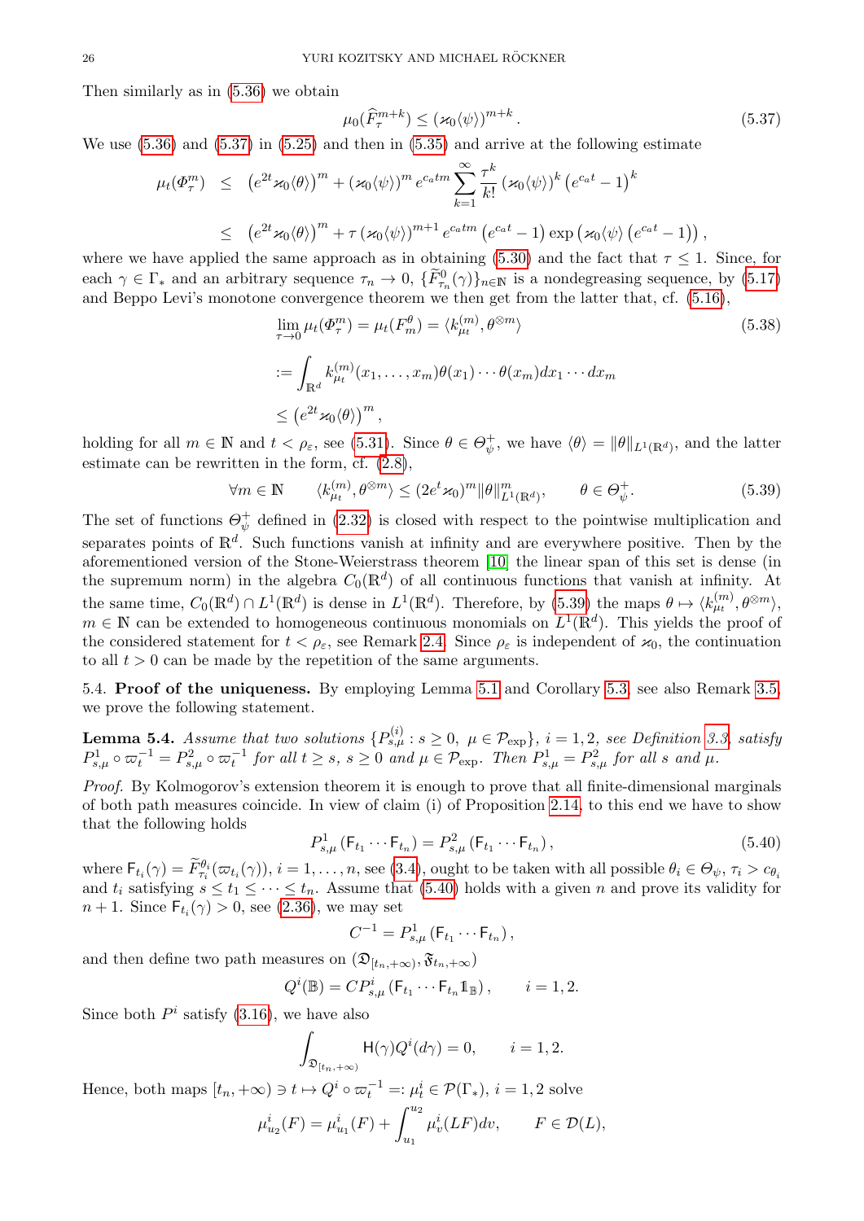Then similarly as in (5.36) we obtain

$$\mu_0(\widehat{F}^{m+k}_\tau) \leq (\varkappa_0 \langle \psi \rangle)^{m+k}. \tag{5.37}$$

We use (5.36) and (5.37) in (5.25) and then in (5.35) and arrive at the following estimate

$$\begin{aligned}
\mu_t(\varPhi^m_\tau) &\leq \left(e^{2t}\varkappa_0\langle\theta\rangle\right)^m + (\varkappa_0\langle\psi\rangle)^m e^{c_a t m} \sum_{k=1}^{\infty} \frac{\tau^k}{k!} (\varkappa_0\langle\psi\rangle)^k \left(e^{c_a t} - 1\right)^k \\
&\leq \left(e^{2t}\varkappa_0\langle\theta\rangle\right)^m + \tau (\varkappa_0\langle\psi\rangle)^{m+1} e^{c_a t m} \left(e^{c_a t} - 1\right) \exp\left(\varkappa_0\langle\psi\rangle \left(e^{c_a t} - 1\right)\right),
\end{aligned}$$

where we have applied the same approach as in obtaining (5.30) and the fact that $\tau \leq 1$. Since, for each $\gamma \in \Gamma_*$ and an arbitrary sequence $\tau_n \to 0$, $\{\widetilde{F}^0_{\tau_n}(\gamma)\}_{n\in\mathbb{N}}$ is a nondegreasing sequence, by (5.17) and Beppo Levi's monotone convergence theorem we then get from the latter that, cf. (5.16),

$$\begin{aligned}
\lim_{\tau\to 0} \mu_t(\varPhi^m_\tau) &= \mu_t(F^\theta_m) = \langle k^{(m)}_{\mu_t}, \theta^{\otimes m}\rangle \\
&:= \int_{\mathbb{R}^d} k^{(m)}_{\mu_t}(x_1, \dots, x_m)\theta(x_1)\cdots\theta(x_m)dx_1\cdots dx_m \\
&\leq \left(e^{2t}\varkappa_0\langle\theta\rangle\right)^m,
\end{aligned} \tag{5.38}$$

holding for all $m \in \mathbb{N}$ and $t < \rho_\varepsilon$, see (5.31). Since $\theta \in \varTheta^+_\psi$, we have $\langle\theta\rangle = \|\theta\|_{L^1(\mathbb{R}^d)}$, and the latter estimate can be rewritten in the form, cf. (2.8),

$$\forall m \in \mathbb{N} \qquad \langle k^{(m)}_{\mu_t}, \theta^{\otimes m}\rangle \leq (2e^t\varkappa_0)^m \|\theta\|^m_{L^1(\mathbb{R}^d)}, \qquad \theta \in \varTheta^+_\psi. \tag{5.39}$$

The set of functions $\varTheta^+_\psi$ defined in (2.32) is closed with respect to the pointwise multiplication and separates points of $\mathbb{R}^d$. Such functions vanish at infinity and are everywhere positive. Then by the aforementioned version of the Stone-Weierstrass theorem [10] the linear span of this set is dense (in the supremum norm) in the algebra $C_0(\mathbb{R}^d)$ of all continuous functions that vanish at infinity. At the same time, $C_0(\mathbb{R}^d) \cap L^1(\mathbb{R}^d)$ is dense in $L^1(\mathbb{R}^d)$. Therefore, by (5.39) the maps $\theta \mapsto \langle k^{(m)}_{\mu_t}, \theta^{\otimes m}\rangle$, $m \in \mathbb{N}$ can be extended to homogeneous continuous monomials on $L^1(\mathbb{R}^d)$. This yields the proof of the considered statement for $t < \rho_\varepsilon$, see Remark 2.4. Since $\rho_\varepsilon$ is independent of $\varkappa_0$, the continuation to all $t > 0$ can be made by the repetition of the same arguments.

5.4. **Proof of the uniqueness.** By employing Lemma 5.1 and Corollary 5.3, see also Remark 3.5, we prove the following statement.

**Lemma 5.4.** *Assume that two solutions $\{P^{(i)}_{s,\mu} : s \geq 0,\ \mu \in \mathcal{P}_{\rm exp}\}$, $i = 1, 2$, see Definition 3.3, satisfy $P^1_{s,\mu} \circ \varpi_t^{-1} = P^2_{s,\mu} \circ \varpi_t^{-1}$ for all $t \geq s$, $s \geq 0$ and $\mu \in \mathcal{P}_{\rm exp}$. Then $P^1_{s,\mu} = P^2_{s,\mu}$ for all $s$ and $\mu$.*

*Proof.* By Kolmogorov's extension theorem it is enough to prove that all finite-dimensional marginals of both path measures coincide. In view of claim (i) of Proposition 2.14, to this end we have to show that the following holds

$$P^1_{s,\mu}\left(\mathsf{F}_{t_1}\cdots\mathsf{F}_{t_n}\right) = P^2_{s,\mu}\left(\mathsf{F}_{t_1}\cdots\mathsf{F}_{t_n}\right), \tag{5.40}$$

where $\mathsf{F}_{t_i}(\gamma) = \widetilde{F}^{\theta_i}_{\tau_i}(\varpi_{t_i}(\gamma))$, $i = 1, \dots, n$, see (3.4), ought to be taken with all possible $\theta_i \in \varTheta_\psi$, $\tau_i > c_{\theta_i}$ and $t_i$ satisfying $s \leq t_1 \leq \cdots \leq t_n$. Assume that (5.40) holds with a given $n$ and prove its validity for $n+1$. Since $\mathsf{F}_{t_i}(\gamma) > 0$, see (2.36), we may set

$$C^{-1} = P^1_{s,\mu}\left(\mathsf{F}_{t_1}\cdots\mathsf{F}_{t_n}\right),$$

and then define two path measures on $(\mathfrak{D}_{[t_n,+\infty)}, \mathfrak{F}_{t_n,+\infty})$

$$Q^i(\mathbb{B}) = C P^i_{s,\mu}\left(\mathsf{F}_{t_1}\cdots\mathsf{F}_{t_n}\mathbb{1}_{\mathbb{B}}\right), \qquad i = 1, 2.$$

Since both $P^i$ satisfy (3.16), we have also

$$\int_{\mathfrak{D}_{[t_n,+\infty)}} \mathsf{H}(\gamma) Q^i(d\gamma) = 0, \qquad i = 1, 2.$$

Hence, both maps $[t_n, +\infty) \ni t \mapsto Q^i \circ \varpi_t^{-1} =: \mu^i_t \in \mathcal{P}(\Gamma_*)$, $i = 1, 2$ solve

$$\mu^i_{u_2}(F) = \mu^i_{u_1}(F) + \int_{u_1}^{u_2} \mu^i_v(LF)dv, \qquad F \in \mathcal{D}(L),$$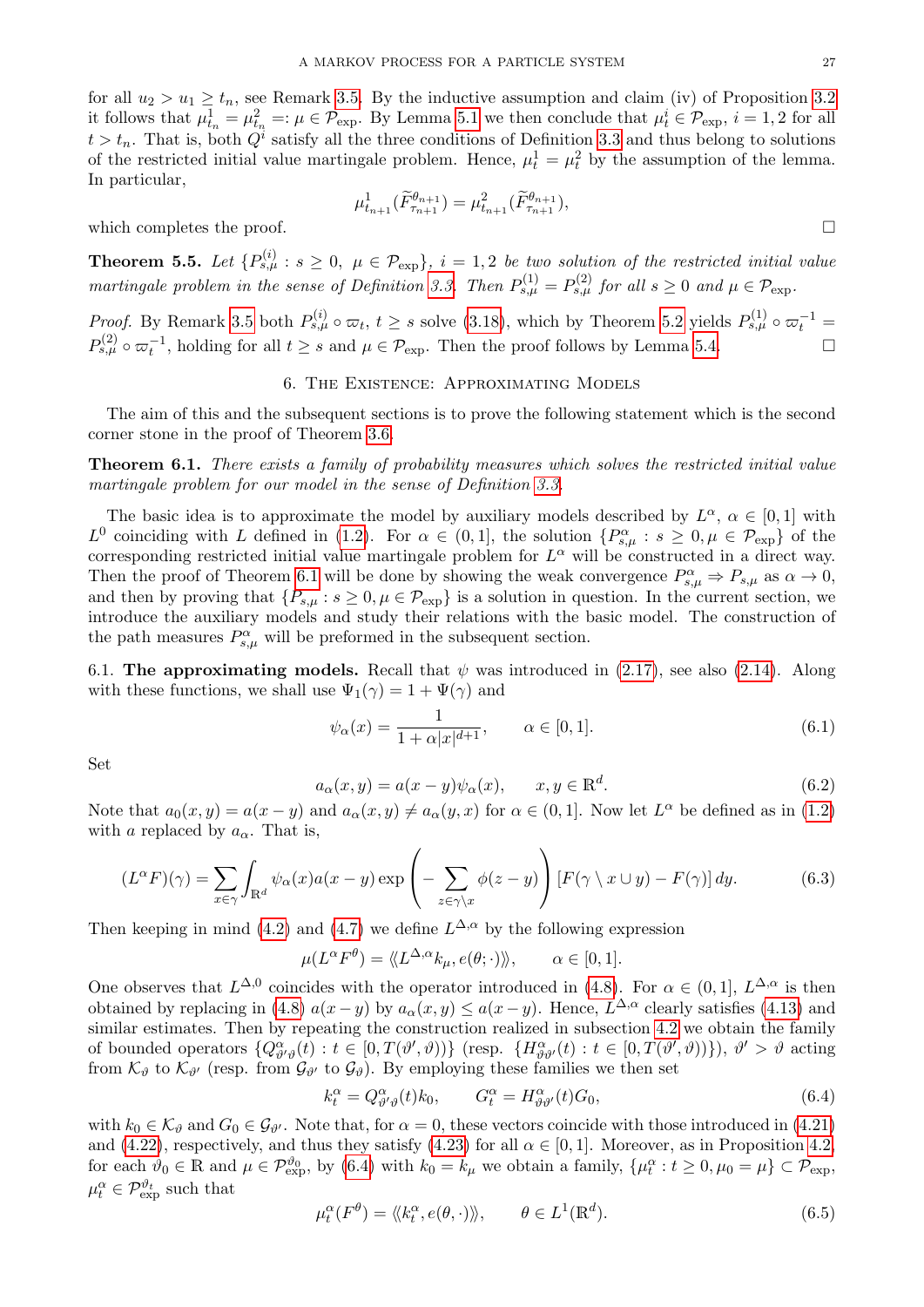for all $u_2 > u_1 \geq t_n$, see Remark 3.5. By the inductive assumption and claim (iv) of Proposition 3.2 it follows that $\mu^1_{t_n} = \mu^2_{t_n} =: \mu \in \mathcal{P}_{\rm exp}$. By Lemma 5.1 we then conclude that $\mu^i_t \in \mathcal{P}_{\rm exp}$, $i = 1, 2$ for all $t > t_n$. That is, both $Q^i$ satisfy all the three conditions of Definition 3.3 and thus belong to solutions of the restricted initial value martingale problem. Hence, $\mu^1_t = \mu^2_t$ by the assumption of the lemma. In particular,

$$\mu^1_{t_{n+1}}(\widetilde{F}^{\theta_{n+1}}_{\tau_{n+1}}) = \mu^2_{t_{n+1}}(\widetilde{F}^{\theta_{n+1}}_{\tau_{n+1}}),$$

which completes the proof. $\square$

**Theorem 5.5.** *Let $\{P^{(i)}_{s,\mu} : s \geq 0, \ \mu \in \mathcal{P}_{\rm exp}\}$, $i = 1, 2$ be two solution of the restricted initial value martingale problem in the sense of Definition 3.3. Then $P^{(1)}_{s,\mu} = P^{(2)}_{s,\mu}$ for all $s \geq 0$ and $\mu \in \mathcal{P}_{\rm exp}$.*

*Proof.* By Remark 3.5 both $P^{(i)}_{s,\mu} \circ \varpi_t$, $t \geq s$ solve (3.18), which by Theorem 5.2 yields $P^{(1)}_{s,\mu} \circ \varpi_t^{-1} = P^{(2)}_{s,\mu} \circ \varpi_t^{-1}$, holding for all $t \geq s$ and $\mu \in \mathcal{P}_{\rm exp}$. Then the proof follows by Lemma 5.4. $\square$

## 6. The Existence: Approximating Models

The aim of this and the subsequent sections is to prove the following statement which is the second corner stone in the proof of Theorem 3.6.

**Theorem 6.1.** *There exists a family of probability measures which solves the restricted initial value martingale problem for our model in the sense of Definition 3.3.*

The basic idea is to approximate the model by auxiliary models described by $L^\alpha$, $\alpha \in [0, 1]$ with $L^0$ coinciding with $L$ defined in (1.2). For $\alpha \in (0, 1]$, the solution $\{P^\alpha_{s,\mu} : s \geq 0, \mu \in \mathcal{P}_{\rm exp}\}$ of the corresponding restricted initial value martingale problem for $L^\alpha$ will be constructed in a direct way. Then the proof of Theorem 6.1 will be done by showing the weak convergence $P^\alpha_{s,\mu} \Rightarrow P_{s,\mu}$ as $\alpha \to 0$, and then by proving that $\{P_{s,\mu} : s \geq 0, \mu \in \mathcal{P}_{\rm exp}\}$ is a solution in question. In the current section, we introduce the auxiliary models and study their relations with the basic model. The construction of the path measures $P^\alpha_{s,\mu}$ will be preformed in the subsequent section.

6.1. **The approximating models.** Recall that $\psi$ was introduced in (2.17), see also (2.14). Along with these functions, we shall use $\Psi_1(\gamma) = 1 + \Psi(\gamma)$ and

$$\psi_\alpha(x) = \frac{1}{1 + \alpha|x|^{d+1}}, \qquad \alpha \in [0, 1]. \tag{6.1}$$

Set

$$a_\alpha(x, y) = a(x - y)\psi_\alpha(x), \qquad x, y \in \mathbb{R}^d. \tag{6.2}$$

Note that $a_0(x, y) = a(x - y)$ and $a_\alpha(x, y) \neq a_\alpha(y, x)$ for $\alpha \in (0, 1]$. Now let $L^\alpha$ be defined as in (1.2) with $a$ replaced by $a_\alpha$. That is,

$$(L^\alpha F)(\gamma) = \sum_{x\in\gamma} \int_{\mathbb{R}^d} \psi_\alpha(x) a(x - y) \exp\left( - \sum_{z\in\gamma\setminus x} \phi(z - y) \right) [F(\gamma \setminus x \cup y) - F(\gamma)]\, dy. \tag{6.3}$$

Then keeping in mind (4.2) and (4.7) we define $L^{\Delta,\alpha}$ by the following expression

$$\mu(L^\alpha F^\theta) = \langle\!\langle L^{\Delta,\alpha} k_\mu, e(\theta; \cdot)\rangle\!\rangle, \qquad \alpha \in [0, 1].$$

One observes that $L^{\Delta,0}$ coincides with the operator introduced in (4.8). For $\alpha \in (0, 1]$, $L^{\Delta,\alpha}$ is then obtained by replacing in (4.8) $a(x - y)$ by $a_\alpha(x, y) \leq a(x - y)$. Hence, $L^{\Delta,\alpha}$ clearly satisfies (4.13) and similar estimates. Then by repeating the construction realized in subsection 4.2 we obtain the family of bounded operators $\{Q^\alpha_{\vartheta'\vartheta}(t) : t \in [0, T(\vartheta', \vartheta))\}$ (resp. $\{H^\alpha_{\vartheta\vartheta'}(t) : t \in [0, T(\vartheta', \vartheta))\}$), $\vartheta' > \vartheta$ acting from $\mathcal{K}_\vartheta$ to $\mathcal{K}_{\vartheta'}$ (resp. from $\mathcal{G}_{\vartheta'}$ to $\mathcal{G}_\vartheta$). By employing these families we then set

$$k^\alpha_t = Q^\alpha_{\vartheta'\vartheta}(t) k_0, \qquad G^\alpha_t = H^\alpha_{\vartheta\vartheta'}(t) G_0, \tag{6.4}$$

with $k_0 \in \mathcal{K}_\vartheta$ and $G_0 \in \mathcal{G}_{\vartheta'}$. Note that, for $\alpha = 0$, these vectors coincide with those introduced in (4.21) and (4.22), respectively, and thus they satisfy (4.23) for all $\alpha \in [0, 1]$. Moreover, as in Proposition 4.2, for each $\vartheta_0 \in \mathbb{R}$ and $\mu \in \mathcal{P}^{\vartheta_0}_{\rm exp}$, by (6.4) with $k_0 = k_\mu$ we obtain a family, $\{\mu^\alpha_t : t \geq 0, \mu_0 = \mu\} \subset \mathcal{P}_{\rm exp}$, $\mu^\alpha_t \in \mathcal{P}^{\vartheta_t}_{\rm exp}$ such that

$$\mu^\alpha_t(F^\theta) = \langle\!\langle k^\alpha_t, e(\theta, \cdot)\rangle\!\rangle, \qquad \theta \in L^1(\mathbb{R}^d). \tag{6.5}$$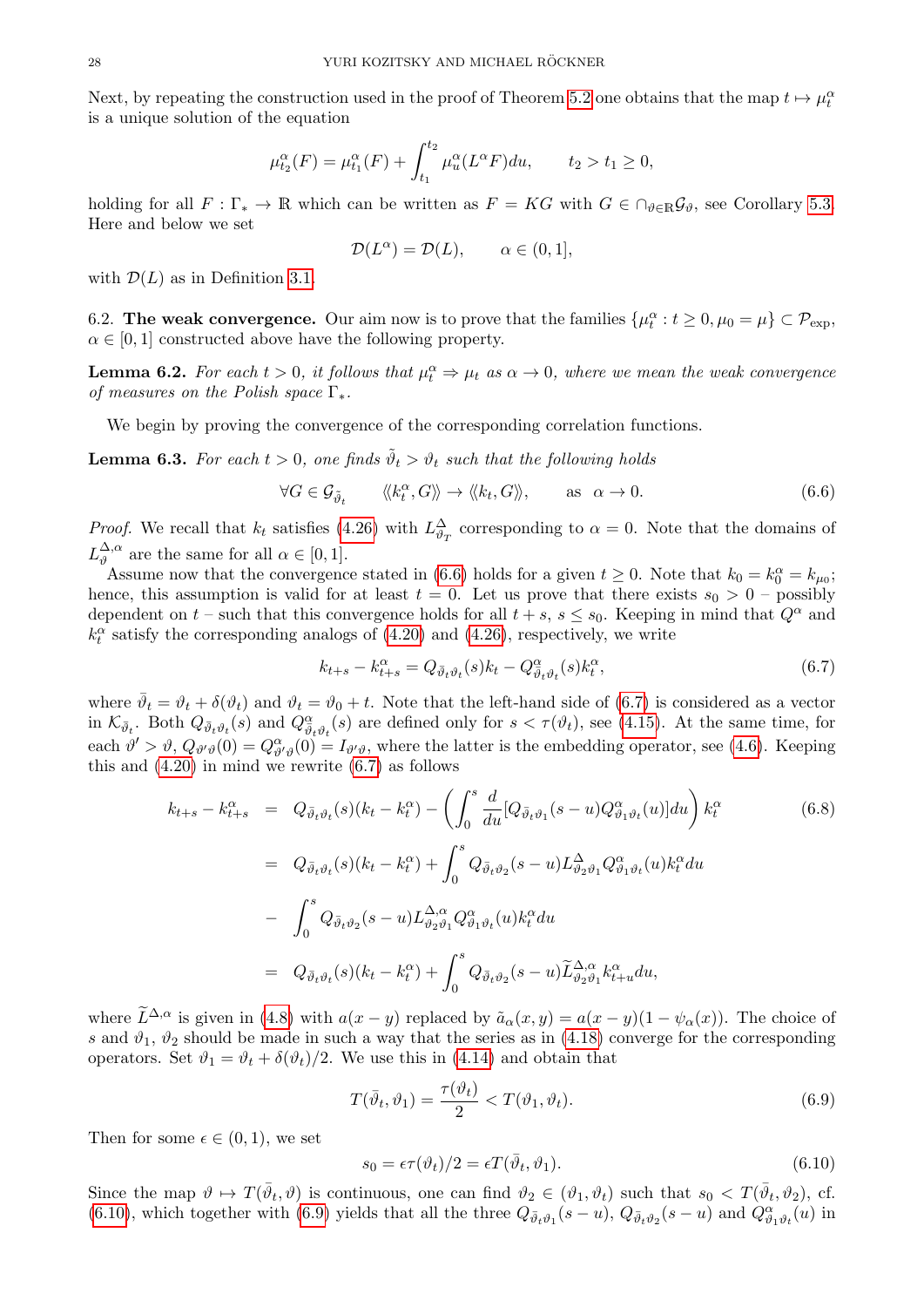Next, by repeating the construction used in the proof of Theorem 5.2 one obtains that the map $t \mapsto \mu_t^\alpha$ is a unique solution of the equation

$$\mu_{t_2}^\alpha(F) = \mu_{t_1}^\alpha(F) + \int_{t_1}^{t_2} \mu_u^\alpha(L^\alpha F) du, \qquad t_2 > t_1 \geq 0,$$

holding for all $F : \Gamma_* \to \mathbb{R}$ which can be written as $F = KG$ with $G \in \cap_{\vartheta \in \mathbb{R}} \mathcal{G}_\vartheta$, see Corollary 5.3. Here and below we set

$$\mathcal{D}(L^\alpha) = \mathcal{D}(L), \qquad \alpha \in (0,1],$$

with $\mathcal{D}(L)$ as in Definition 3.1.

6.2. **The weak convergence.** Our aim now is to prove that the families $\{\mu_t^\alpha : t \geq 0, \mu_0 = \mu\} \subset \mathcal{P}_{\rm exp}$, $\alpha \in [0,1]$ constructed above have the following property.

**Lemma 6.2.** *For each $t > 0$, it follows that $\mu_t^\alpha \Rightarrow \mu_t$ as $\alpha \to 0$, where we mean the weak convergence of measures on the Polish space $\Gamma_*$.*

We begin by proving the convergence of the corresponding correlation functions.

**Lemma 6.3.** *For each $t > 0$, one finds $\tilde{\vartheta}_t > \vartheta_t$ such that the following holds*

$$\forall G \in \mathcal{G}_{\tilde{\vartheta}_t} \qquad \langle\!\langle k_t^\alpha, G \rangle\!\rangle \to \langle\!\langle k_t, G \rangle\!\rangle, \qquad \text{as} \quad \alpha \to 0. \tag{6.6}$$

*Proof.* We recall that $k_t$ satisfies (4.26) with $L^\Delta_{\vartheta_T}$ corresponding to $\alpha = 0$. Note that the domains of $L_\vartheta^{\Delta,\alpha}$ are the same for all $\alpha \in [0,1]$.

Assume now that the convergence stated in (6.6) holds for a given $t \geq 0$. Note that $k_0 = k_0^\alpha = k_{\mu_0}$; hence, this assumption is valid for at least $t = 0$. Let us prove that there exists $s_0 > 0$ – possibly dependent on $t$ – such that this convergence holds for all $t + s$, $s \leq s_0$. Keeping in mind that $Q^\alpha$ and $k_t^\alpha$ satisfy the corresponding analogs of (4.20) and (4.26), respectively, we write

$$k_{t+s} - k_{t+s}^\alpha = Q_{\bar{\vartheta}_t \vartheta_t}(s) k_t - Q^\alpha_{\bar{\vartheta}_t \vartheta_t}(s) k_t^\alpha, \tag{6.7}$$

where $\bar{\vartheta}_t = \vartheta_t + \delta(\vartheta_t)$ and $\vartheta_t = \vartheta_0 + t$. Note that the left-hand side of (6.7) is considered as a vector in $\mathcal{K}_{\bar{\vartheta}_t}$. Both $Q_{\bar{\vartheta}_t \vartheta_t}(s)$ and $Q^\alpha_{\bar{\vartheta}_t \vartheta_t}(s)$ are defined only for $s < \tau(\vartheta_t)$, see (4.15). At the same time, for each $\vartheta' > \vartheta$, $Q_{\vartheta'\vartheta}(0) = Q^\alpha_{\vartheta'\vartheta}(0) = I_{\vartheta'\vartheta}$, where the latter is the embedding operator, see (4.6). Keeping this and (4.20) in mind we rewrite (6.7) as follows

$$\begin{aligned}
k_{t+s} - k_{t+s}^\alpha &= Q_{\bar{\vartheta}_t \vartheta_t}(s)(k_t - k_t^\alpha) - \left( \int_0^s \frac{d}{du} [Q_{\bar{\vartheta}_t \vartheta_1}(s-u) Q^\alpha_{\vartheta_1 \vartheta_t}(u)] du \right) k_t^\alpha \\
&= Q_{\bar{\vartheta}_t \vartheta_t}(s)(k_t - k_t^\alpha) + \int_0^s Q_{\bar{\vartheta}_t \vartheta_2}(s-u) L^\Delta_{\vartheta_2 \vartheta_1} Q^\alpha_{\vartheta_1 \vartheta_t}(u) k_t^\alpha du \\
&- \int_0^s Q_{\bar{\vartheta}_t \vartheta_2}(s-u) L^{\Delta,\alpha}_{\vartheta_2 \vartheta_1} Q^\alpha_{\vartheta_1 \vartheta_t}(u) k_t^\alpha du \\
&= Q_{\bar{\vartheta}_t \vartheta_t}(s)(k_t - k_t^\alpha) + \int_0^s Q_{\bar{\vartheta}_t \vartheta_2}(s-u) \widetilde{L}^{\Delta,\alpha}_{\vartheta_2 \vartheta_1} k_{t+u}^\alpha du,
\end{aligned} \tag{6.8}$$

where $\widetilde{L}^{\Delta,\alpha}$ is given in (4.8) with $a(x-y)$ replaced by $\tilde{a}_\alpha(x,y) = a(x-y)(1 - \psi_\alpha(x))$. The choice of $s$ and $\vartheta_1$, $\vartheta_2$ should be made in such a way that the series as in (4.18) converge for the corresponding operators. Set $\vartheta_1 = \vartheta_t + \delta(\vartheta_t)/2$. We use this in (4.14) and obtain that

$$T(\bar{\vartheta}_t, \vartheta_1) = \frac{\tau(\vartheta_t)}{2} < T(\vartheta_1, \vartheta_t). \tag{6.9}$$

Then for some $\epsilon \in (0,1)$, we set

$$s_0 = \epsilon \tau(\vartheta_t)/2 = \epsilon T(\bar{\vartheta}_t, \vartheta_1). \tag{6.10}$$

Since the map $\vartheta \mapsto T(\bar{\vartheta}_t, \vartheta)$ is continuous, one can find $\vartheta_2 \in (\vartheta_1, \vartheta_t)$ such that $s_0 < T(\bar{\vartheta}_t, \vartheta_2)$, cf. (6.10), which together with (6.9) yields that all the three $Q_{\bar{\vartheta}_t \vartheta_1}(s-u)$, $Q_{\bar{\vartheta}_t \vartheta_2}(s-u)$ and $Q^\alpha_{\vartheta_1 \vartheta_t}(u)$ in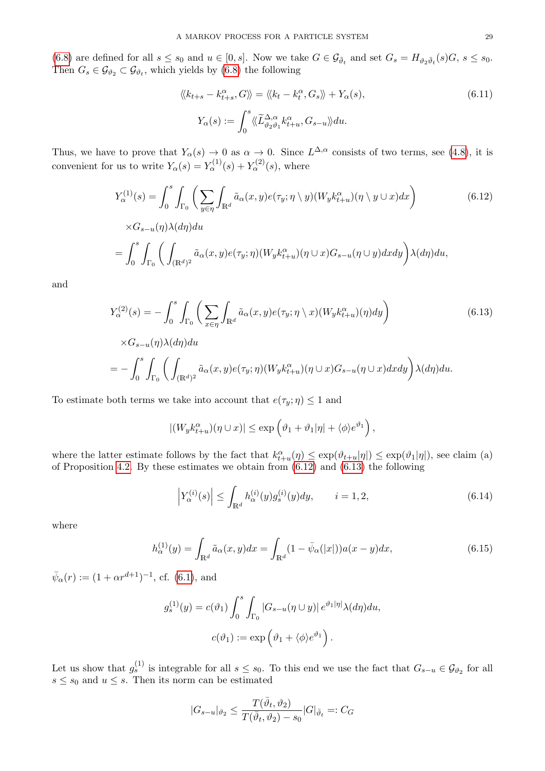(6.8) are defined for all $s \leq s_0$ and $u \in [0, s]$. Now we take $G \in \mathcal{G}_{\bar{\vartheta}_t}$ and set $G_s = H_{\vartheta_2 \bar{\vartheta}_t}(s) G$, $s \leq s_0$. Then $G_s \in \mathcal{G}_{\vartheta_2} \subset \mathcal{G}_{\vartheta_t}$, which yields by (6.8) the following

$$
\langle\!\langle k_{t+s} - k^\alpha_{t+s}, G \rangle\!\rangle = \langle\!\langle k_t - k^\alpha_t, G_s \rangle\!\rangle + Y_\alpha(s), \tag{6.11}
$$

$$
Y_\alpha(s) := \int_0^s \langle\!\langle \widetilde{L}^{\Delta,\alpha}_{\vartheta_2 \vartheta_1} k^\alpha_{t+u}, G_{s-u} \rangle\!\rangle du.
$$

Thus, we have to prove that $Y_\alpha(s) \to 0$ as $\alpha \to 0$. Since $L^{\Delta,\alpha}$ consists of two terms, see (4.8), it is convenient for us to write $Y_\alpha(s) = Y^{(1)}_\alpha(s) + Y^{(2)}_\alpha(s)$, where

$$
\begin{aligned}
Y^{(1)}_\alpha(s) &= \int_0^s \int_{\Gamma_0} \bigg( \sum_{y \in \eta} \int_{\mathbb{R}^d} \tilde{a}_\alpha(x,y) e(\tau_y; \eta \setminus y)(W_y k^\alpha_{t+u})(\eta \setminus y \cup x) dx \bigg) \\
&\quad \times G_{s-u}(\eta) \lambda(d\eta) du \\
&= \int_0^s \int_{\Gamma_0} \bigg( \int_{(\mathbb{R}^d)^2} \tilde{a}_\alpha(x,y) e(\tau_y; \eta)(W_y k^\alpha_{t+u})(\eta \cup x) G_{s-u}(\eta \cup y) dx dy \bigg) \lambda(d\eta) du,
\end{aligned} \tag{6.12}
$$

and

$$
\begin{aligned}
Y^{(2)}_\alpha(s) &= -\int_0^s \int_{\Gamma_0} \bigg( \sum_{x \in \eta} \int_{\mathbb{R}^d} \tilde{a}_\alpha(x,y) e(\tau_y; \eta \setminus x)(W_y k^\alpha_{t+u})(\eta) dy \bigg) \\
&\quad \times G_{s-u}(\eta) \lambda(d\eta) du \\
&= -\int_0^s \int_{\Gamma_0} \bigg( \int_{(\mathbb{R}^d)^2} \tilde{a}_\alpha(x,y) e(\tau_y; \eta)(W_y k^\alpha_{t+u})(\eta \cup x) G_{s-u}(\eta \cup x) dx dy \bigg) \lambda(d\eta) du.
\end{aligned} \tag{6.13}
$$

To estimate both terms we take into account that $e(\tau_y; \eta) \leq 1$ and

$$
|(W_y k^\alpha_{t+u})(\eta \cup x)| \leq \exp\Big( \vartheta_1 + \vartheta_1 |\eta| + \langle \phi \rangle e^{\vartheta_1} \Big),
$$

where the latter estimate follows by the fact that $k^\alpha_{t+u}(\eta) \leq \exp(\vartheta_{t+u}|\eta|) \leq \exp(\vartheta_1 |\eta|)$, see claim (a) of Proposition 4.2. By these estimates we obtain from (6.12) and (6.13) the following

$$
\Big| Y^{(i)}_\alpha(s) \Big| \leq \int_{\mathbb{R}^d} h^{(i)}_\alpha(y) g^{(i)}_s(y) dy, \qquad i = 1, 2, \tag{6.14}
$$

where

$$
h^{(1)}_\alpha(y) = \int_{\mathbb{R}^d} \tilde{a}_\alpha(x,y) dx = \int_{\mathbb{R}^d} (1 - \bar{\psi}_\alpha(|x|)) a(x-y) dx, \tag{6.15}
$$

$\bar{\psi}_\alpha(r) := (1 + \alpha r^{d+1})^{-1}$, cf. (6.1), and

$$
g^{(1)}_s(y) = c(\vartheta_1) \int_0^s \int_{\Gamma_0} |G_{s-u}(\eta \cup y)| \, e^{\vartheta_1 |\eta|} \lambda(d\eta) du,
$$

$$
c(\vartheta_1) := \exp\Big( \vartheta_1 + \langle \phi \rangle e^{\vartheta_1} \Big).
$$

Let us show that $g^{(1)}_s$ is integrable for all $s \leq s_0$. To this end we use the fact that $G_{s-u} \in \mathcal{G}_{\vartheta_2}$ for all $s \leq s_0$ and $u \leq s$. Then its norm can be estimated

$$
|G_{s-u}|_{\vartheta_2} \leq \frac{T(\bar{\vartheta}_t, \vartheta_2)}{T(\bar{\vartheta}_t, \vartheta_2) - s_0} |G|_{\bar{\vartheta}_t} =: C_G
$$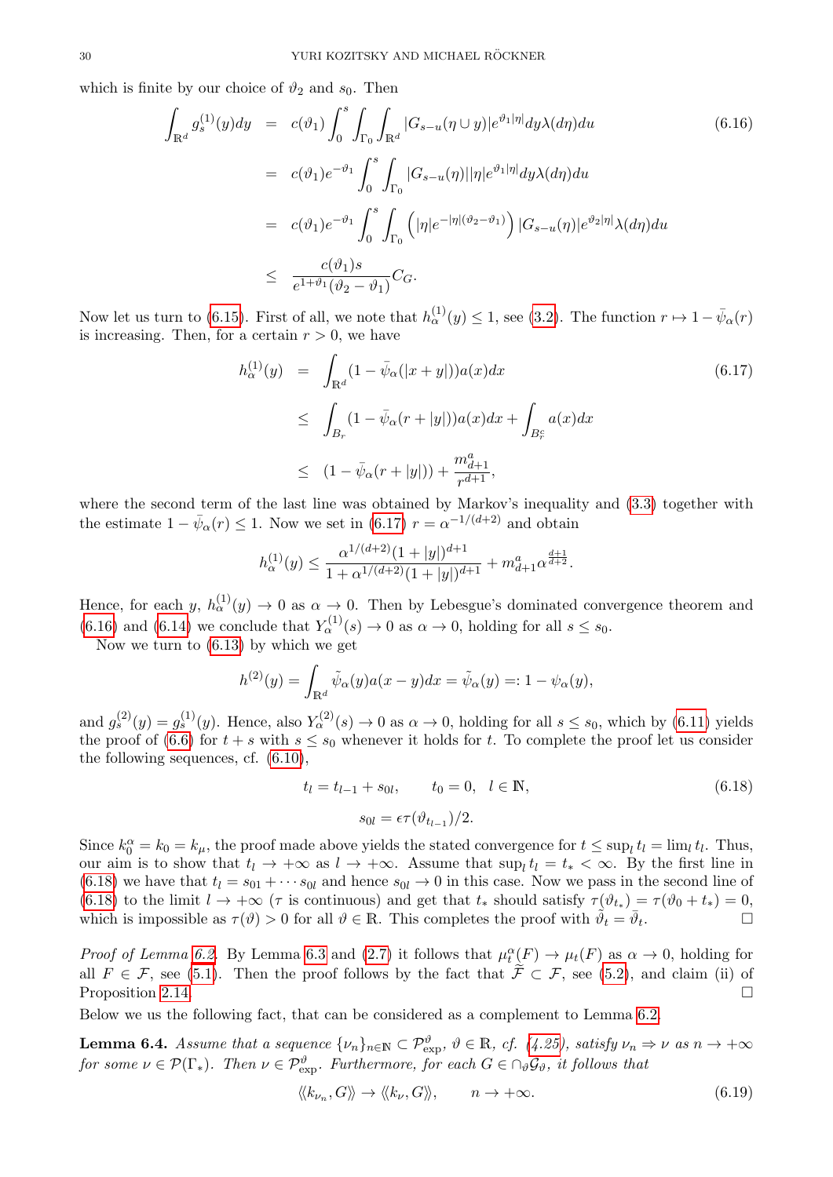which is finite by our choice of $\vartheta_2$ and $s_0$. Then

$$
\begin{aligned}
\int_{\mathbb{R}^d} g_s^{(1)}(y)dy &= c(\vartheta_1)\int_0^s \int_{\Gamma_0}\int_{\mathbb{R}^d} |G_{s-u}(\eta\cup y)|e^{\vartheta_1|\eta|}dy\lambda(d\eta)du \qquad (6.16)\\
&= c(\vartheta_1)e^{-\vartheta_1}\int_0^s \int_{\Gamma_0} |G_{s-u}(\eta)||\eta|e^{\vartheta_1|\eta|}dy\lambda(d\eta)du\\
&= c(\vartheta_1)e^{-\vartheta_1}\int_0^s \int_{\Gamma_0} \left(|\eta|e^{-|\eta|(\vartheta_2-\vartheta_1)}\right)|G_{s-u}(\eta)|e^{\vartheta_2|\eta|}\lambda(d\eta)du\\
&\leq \frac{c(\vartheta_1)s}{e^{1+\vartheta_1}(\vartheta_2-\vartheta_1)}C_G.
\end{aligned}
$$

Now let us turn to (6.15). First of all, we note that $h_\alpha^{(1)}(y)\leq 1$, see (3.2). The function $r\mapsto 1-\bar{\psi}_\alpha(r)$ is increasing. Then, for a certain $r>0$, we have

$$
\begin{aligned}
h_\alpha^{(1)}(y) &= \int_{\mathbb{R}^d}(1-\bar{\psi}_\alpha(|x+y|))a(x)dx \qquad (6.17)\\
&\leq \int_{B_r}(1-\bar{\psi}_\alpha(r+|y|))a(x)dx + \int_{B_r^c}a(x)dx\\
&\leq (1-\bar{\psi}_\alpha(r+|y|)) + \frac{m_{d+1}^a}{r^{d+1}},
\end{aligned}
$$

where the second term of the last line was obtained by Markov's inequality and (3.3) together with the estimate $1-\bar{\psi}_\alpha(r)\leq 1$. Now we set in (6.17) $r=\alpha^{-1/(d+2)}$ and obtain

$$
h_\alpha^{(1)}(y)\leq \frac{\alpha^{1/(d+2)}(1+|y|)^{d+1}}{1+\alpha^{1/(d+2)}(1+|y|)^{d+1}} + m_{d+1}^a\alpha^{\frac{d+1}{d+2}}.
$$

Hence, for each $y$, $h_\alpha^{(1)}(y)\to 0$ as $\alpha\to 0$. Then by Lebesgue's dominated convergence theorem and (6.16) and (6.14) we conclude that $Y_\alpha^{(1)}(s)\to 0$ as $\alpha\to 0$, holding for all $s\leq s_0$.

Now we turn to (6.13) by which we get

$$
h^{(2)}(y) = \int_{\mathbb{R}^d}\tilde{\psi}_\alpha(y)a(x-y)dx = \tilde{\psi}_\alpha(y) =: 1-\psi_\alpha(y),
$$

and $g_s^{(2)}(y)=g_s^{(1)}(y)$. Hence, also $Y_\alpha^{(2)}(s)\to 0$ as $\alpha\to 0$, holding for all $s\leq s_0$, which by (6.11) yields the proof of (6.6) for $t+s$ with $s\leq s_0$ whenever it holds for $t$. To complete the proof let us consider the following sequences, cf. (6.10),

$$
\begin{aligned}
t_l = t_{l-1}+s_{0l}, \qquad t_0=0,\ \ l\in\mathbb{N}, \qquad (6.18)\\
s_{0l}=\epsilon\tau(\vartheta_{t_{l-1}})/2.
\end{aligned}
$$

Since $k_0^\alpha=k_0=k_\mu$, the proof made above yields the stated convergence for $t\leq\sup_l t_l=\lim_l t_l$. Thus, our aim is to show that $t_l\to+\infty$ as $l\to+\infty$. Assume that $\sup_l t_l = t_*<\infty$. By the first line in (6.18) we have that $t_l = s_{01}+\cdots s_{0l}$ and hence $s_{0l}\to 0$ in this case. Now we pass in the second line of (6.18) to the limit $l\to+\infty$ ($\tau$ is continuous) and get that $t_*$ should satisfy $\tau(\vartheta_{t_*})=\tau(\vartheta_0+t_*)=0$, which is impossible as $\tau(\vartheta)>0$ for all $\vartheta\in\mathbb{R}$. This completes the proof with $\tilde{\vartheta}_t=\bar{\vartheta}_t$. $\square$

*Proof of Lemma 6.2.* By Lemma 6.3 and (2.7) it follows that $\mu_t^\alpha(F)\to\mu_t(F)$ as $\alpha\to 0$, holding for all $F\in\mathcal{F}$, see (5.1). Then the proof follows by the fact that $\widetilde{\mathcal{F}}\subset\mathcal{F}$, see (5.2), and claim (ii) of Proposition 2.14. $\square$

Below we us the following fact, that can be considered as a complement to Lemma 6.2.

**Lemma 6.4.** *Assume that a sequence $\{\nu_n\}_{n\in\mathbb{N}}\subset\mathcal{P}_{\rm exp}^\vartheta$, $\vartheta\in\mathbb{R}$, cf. (4.25), satisfy $\nu_n\Rightarrow\nu$ as $n\to+\infty$ for some $\nu\in\mathcal{P}(\Gamma_*)$. Then $\nu\in\mathcal{P}_{\rm exp}^\vartheta$. Furthermore, for each $G\in\cap_\vartheta\mathcal{G}_\vartheta$, it follows that*

$$
\langle\!\langle k_{\nu_n},G\rangle\!\rangle\to\langle\!\langle k_\nu,G\rangle\!\rangle, \qquad n\to+\infty. \qquad (6.19)
$$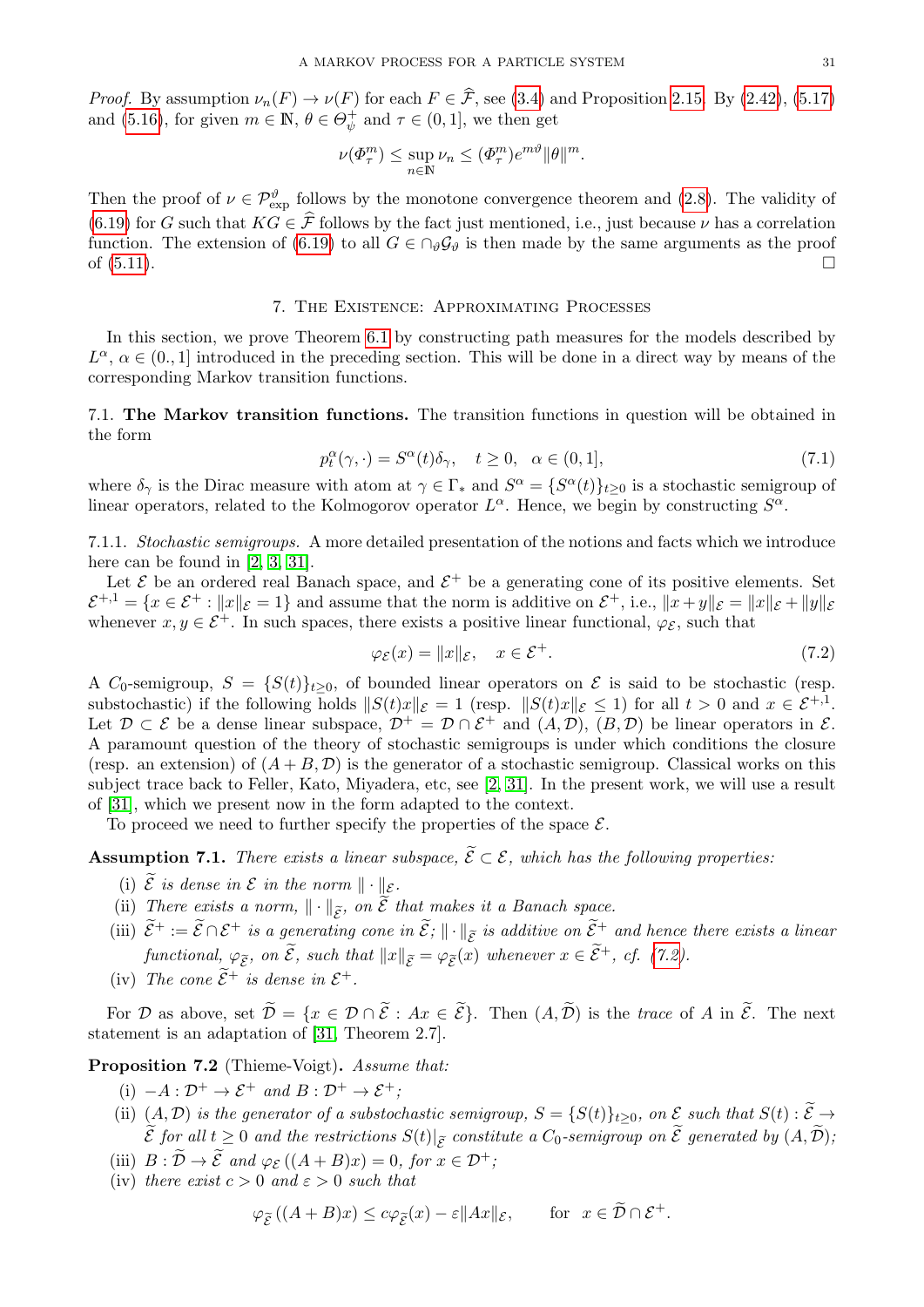*Proof.* By assumption $\nu_n(F) \to \nu(F)$ for each $F \in \widehat{\mathcal{F}}$, see (3.4) and Proposition 2.15. By (2.42), (5.17) and (5.16), for given $m \in \mathbb{N}$, $\theta \in \Theta_\psi^+$ and $\tau \in (0,1]$, we then get

$$\nu(\Phi_\tau^m) \leq \sup_{n\in\mathbb{N}} \nu_n \leq (\Phi_\tau^m) e^{m\vartheta} \|\theta\|^m.$$

Then the proof of $\nu \in \mathcal{P}_{\rm exp}^\vartheta$ follows by the monotone convergence theorem and (2.8). The validity of (6.19) for $G$ such that $KG \in \widehat{\mathcal{F}}$ follows by the fact just mentioned, i.e., just because $\nu$ has a correlation function. The extension of (6.19) to all $G \in \cap_\vartheta \mathcal{G}_\vartheta$ is then made by the same arguments as the proof of (5.11). $\square$

## 7. The Existence: Approximating Processes

In this section, we prove Theorem 6.1 by constructing path measures for the models described by $L^\alpha$, $\alpha \in (0.,1]$ introduced in the preceding section. This will be done in a direct way by means of the corresponding Markov transition functions.

### 7.1. **The Markov transition functions.**

The transition functions in question will be obtained in the form

$$p_t^\alpha(\gamma, \cdot) = S^\alpha(t)\delta_\gamma, \quad t \geq 0, \quad \alpha \in (0,1], \tag{7.1}$$

where $\delta_\gamma$ is the Dirac measure with atom at $\gamma \in \Gamma_*$ and $S^\alpha = \{S^\alpha(t)\}_{t\geq 0}$ is a stochastic semigroup of linear operators, related to the Kolmogorov operator $L^\alpha$. Hence, we begin by constructing $S^\alpha$.

#### 7.1.1. *Stochastic semigroups.*

A more detailed presentation of the notions and facts which we introduce here can be found in [2, 3, 31].

Let $\mathcal{E}$ be an ordered real Banach space, and $\mathcal{E}^+$ be a generating cone of its positive elements. Set $\mathcal{E}^{+,1} = \{x \in \mathcal{E}^+ : \|x\|_{\mathcal{E}} = 1\}$ and assume that the norm is additive on $\mathcal{E}^+$, i.e., $\|x+y\|_{\mathcal{E}} = \|x\|_{\mathcal{E}} + \|y\|_{\mathcal{E}}$ whenever $x, y \in \mathcal{E}^+$. In such spaces, there exists a positive linear functional, $\varphi_{\mathcal{E}}$, such that

$$\varphi_{\mathcal{E}}(x) = \|x\|_{\mathcal{E}}, \quad x \in \mathcal{E}^+. \tag{7.2}$$

A $C_0$-semigroup, $S = \{S(t)\}_{t\geq 0}$, of bounded linear operators on $\mathcal{E}$ is said to be stochastic (resp. substochastic) if the following holds $\|S(t)x\|_{\mathcal{E}} = 1$ (resp. $\|S(t)x\|_{\mathcal{E}} \leq 1$) for all $t > 0$ and $x \in \mathcal{E}^{+,1}$. Let $\mathcal{D} \subset \mathcal{E}$ be a dense linear subspace, $\mathcal{D}^+ = \mathcal{D} \cap \mathcal{E}^+$ and $(A, \mathcal{D})$, $(B, \mathcal{D})$ be linear operators in $\mathcal{E}$. A paramount question of the theory of stochastic semigroups is under which conditions the closure (resp. an extension) of $(A+B, \mathcal{D})$ is the generator of a stochastic semigroup. Classical works on this subject trace back to Feller, Kato, Miyadera, etc, see [2, 31]. In the present work, we will use a result of [31], which we present now in the form adapted to the context.

To proceed we need to further specify the properties of the space $\mathcal{E}$.

**Assumption 7.1.** *There exists a linear subspace, $\widetilde{\mathcal{E}} \subset \mathcal{E}$, which has the following properties:*

- (i) *$\widetilde{\mathcal{E}}$ is dense in $\mathcal{E}$ in the norm $\|\cdot\|_{\mathcal{E}}$.*
- (ii) *There exists a norm, $\|\cdot\|_{\widetilde{\mathcal{E}}}$, on $\widetilde{\mathcal{E}}$ that makes it a Banach space.*
- (iii) *$\widetilde{\mathcal{E}}^+ := \widetilde{\mathcal{E}} \cap \mathcal{E}^+$ is a generating cone in $\widetilde{\mathcal{E}}$; $\|\cdot\|_{\widetilde{\mathcal{E}}}$ is additive on $\widetilde{\mathcal{E}}^+$ and hence there exists a linear functional, $\varphi_{\widetilde{\mathcal{E}}}$, on $\widetilde{\mathcal{E}}$, such that $\|x\|_{\widetilde{\mathcal{E}}} = \varphi_{\widetilde{\mathcal{E}}}(x)$ whenever $x \in \widetilde{\mathcal{E}}^+$, cf. (7.2).*
- (iv) *The cone $\widetilde{\mathcal{E}}^+$ is dense in $\mathcal{E}^+$.*

For $\mathcal{D}$ as above, set $\widetilde{\mathcal{D}} = \{x \in \mathcal{D} \cap \widetilde{\mathcal{E}} : Ax \in \widetilde{\mathcal{E}}\}$. Then $(A, \widetilde{\mathcal{D}})$ is the *trace* of $A$ in $\widetilde{\mathcal{E}}$. The next statement is an adaptation of [31, Theorem 2.7].

**Proposition 7.2** (Thieme-Voigt)**.** *Assume that:*

- (i) *$-A : \mathcal{D}^+ \to \mathcal{E}^+$ and $B : \mathcal{D}^+ \to \mathcal{E}^+$;*
- (ii) *$(A, \mathcal{D})$ is the generator of a substochastic semigroup, $S = \{S(t)\}_{t\geq 0}$, on $\mathcal{E}$ such that $S(t) : \widetilde{\mathcal{E}} \to \widetilde{\mathcal{E}}$ for all $t \geq 0$ and the restrictions $S(t)|_{\widetilde{\mathcal{E}}}$ constitute a $C_0$-semigroup on $\widetilde{\mathcal{E}}$ generated by $(A, \widetilde{\mathcal{D}})$;*
- (iii) *$B : \widetilde{\mathcal{D}} \to \widetilde{\mathcal{E}}$ and $\varphi_{\mathcal{E}}((A+B)x) = 0$, for $x \in \mathcal{D}^+$;*
- (iv) *there exist $c > 0$ and $\varepsilon > 0$ such that*

$$\varphi_{\widetilde{\mathcal{E}}}((A+B)x) \leq c\varphi_{\widetilde{\mathcal{E}}}(x) - \varepsilon\|Ax\|_{\mathcal{E}}, \qquad \text{for } \ x \in \widetilde{\mathcal{D}} \cap \mathcal{E}^+.$$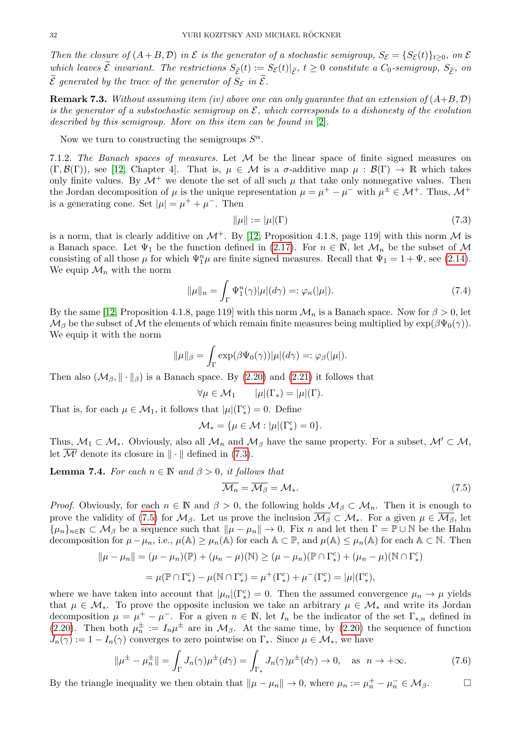*Then the closure of $(A+B,\mathcal{D})$ in $\mathcal{E}$ is the generator of a stochastic semigroup, $S_{\mathcal{E}} = \{S_{\mathcal{E}}(t)\}_{t\geq 0}$, on $\mathcal{E}$ which leaves $\widetilde{\mathcal{E}}$ invariant. The restrictions $S_{\widetilde{\mathcal{E}}}(t) := S_{\mathcal{E}}(t)|_{\widetilde{\mathcal{E}}}$, $t \geq 0$ constitute a $C_0$-semigroup, $S_{\widetilde{\mathcal{E}}}$, on $\widetilde{\mathcal{E}}$ generated by the trace of the generator of $S_{\mathcal{E}}$ in $\widetilde{\mathcal{E}}$.*

**Remark 7.3.** *Without assuming item (iv) above one can only guarantee that an extension of $(A+B,\mathcal{D})$ is the generator of a substochastic semigroup on $\mathcal{E}$, which corresponds to a dishonesty of the evolution described by this semigroup. More on this item can be found in [2].*

Now we turn to constructing the semigroups $S^{\alpha}$.

7.1.2. *The Banach spaces of measures.* Let $\mathcal{M}$ be the linear space of finite signed measures on $(\Gamma,\mathcal{B}(\Gamma))$, see [12, Chapter 4]. That is, $\mu \in \mathcal{M}$ is a $\sigma$-additive map $\mu : \mathcal{B}(\Gamma) \to \mathbb{R}$ which takes only finite values. By $\mathcal{M}^+$ we denote the set of all such $\mu$ that take only nonnegative values. Then the Jordan decomposition of $\mu$ is the unique representation $\mu = \mu^+ - \mu^-$ with $\mu^\pm \in \mathcal{M}^+$. Thus, $\mathcal{M}^+$ is a generating cone. Set $|\mu| = \mu^+ + \mu^-$. Then

$$\|\mu\| := |\mu|(\Gamma) \tag{7.3}$$

is a norm, that is clearly additive on $\mathcal{M}^+$. By [12, Proposition 4.1.8, page 119] with this norm $\mathcal{M}$ is a Banach space. Let $\Psi_1$ be the function defined in (2.17). For $n \in \mathbb{N}$, let $\mathcal{M}_n$ be the subset of $\mathcal{M}$ consisting of all those $\mu$ for which $\Psi_1^n \mu$ are finite signed measures. Recall that $\Psi_1 = 1 + \Psi$, see (2.14). We equip $\mathcal{M}_n$ with the norm

$$\|\mu\|_n = \int_\Gamma \Psi_1^n(\gamma)|\mu|(d\gamma) =: \varphi_n(|\mu|). \tag{7.4}$$

By the same [12, Proposition 4.1.8, page 119] with this norm $\mathcal{M}_n$ is a Banach space. Now for $\beta > 0$, let $\mathcal{M}_\beta$ be the subset of $\mathcal{M}$ the elements of which remain finite measures being multiplied by $\exp(\beta\Psi_0(\gamma))$. We equip it with the norm

$$\|\mu\|_\beta = \int_\Gamma \exp(\beta\Psi_0(\gamma))|\mu|(d\gamma) =: \varphi_\beta(|\mu|).$$

Then also $(\mathcal{M}_\beta, \|\cdot\|_\beta)$ is a Banach space. By (2.20) and (2.21) it follows that

$$\forall \mu \in \mathcal{M}_1 \qquad |\mu|(\Gamma_*) = |\mu|(\Gamma).$$

That is, for each $\mu \in \mathcal{M}_1$, it follows that $|\mu|(\Gamma_*^c) = 0$. Define

$$\mathcal{M}_* = \{\mu \in \mathcal{M} : |\mu|(\Gamma_*^c) = 0\}.$$

Thus, $\mathcal{M}_1 \subset \mathcal{M}_*$. Obviously, also all $\mathcal{M}_n$ and $\mathcal{M}_\beta$ have the same property. For a subset, $\mathcal{M}' \subset \mathcal{M}$, let $\overline{\mathcal{M}'}$ denote its closure in $\|\cdot\|$ defined in (7.3).

**Lemma 7.4.** *For each $n \in \mathbb{N}$ and $\beta > 0$, it follows that*

$$\overline{\mathcal{M}_n} = \overline{\mathcal{M}_\beta} = \mathcal{M}_*. \tag{7.5}$$

*Proof.* Obviously, for each $n \in \mathbb{N}$ and $\beta > 0$, the following holds $\mathcal{M}_\beta \subset \mathcal{M}_n$. Then it is enough to prove the validity of (7.5) for $\mathcal{M}_\beta$. Let us prove the inclusion $\overline{\mathcal{M}_\beta} \subset \mathcal{M}_*$. For a given $\mu \in \overline{\mathcal{M}_\beta}$, let $\{\mu_n\}_{n\in\mathbb{N}} \subset \mathcal{M}_\beta$ be a sequence such that $\|\mu - \mu_n\| \to 0$. Fix $n$ and let then $\Gamma = \mathbb{P} \cup \mathbb{N}$ be the Hahn decomposition for $\mu - \mu_n$, i.e., $\mu(\mathbb{A}) \geq \mu_n(\mathbb{A})$ for each $\mathbb{A} \subset \mathbb{P}$, and $\mu(\mathbb{A}) \leq \mu_n(\mathbb{A})$ for each $\mathbb{A} \subset \mathbb{N}$. Then

$$\|\mu - \mu_n\| = (\mu - \mu_n)(\mathbb{P}) + (\mu_n - \mu)(\mathbb{N}) \geq (\mu - \mu_n)(\mathbb{P} \cap \Gamma_*^c) + (\mu_n - \mu)(\mathbb{N} \cap \Gamma_*^c)$$

$$= \mu(\mathbb{P} \cap \Gamma_*^c) - \mu(\mathbb{N} \cap \Gamma_*^c) = \mu^+(\Gamma_*^c) + \mu^-(\Gamma_*^c) = |\mu|(\Gamma_*^c),$$

where we have taken into account that $|\mu_n|(\Gamma_*^c) = 0$. Then the assumed convergence $\mu_n \to \mu$ yields that $\mu \in \mathcal{M}_*$. To prove the opposite inclusion we take an arbitrary $\mu \in \mathcal{M}_*$ and write its Jordan decomposition $\mu = \mu^+ - \mu^-$. For a given $n \in \mathbb{N}$, let $I_n$ be the indicator of the set $\Gamma_{*,n}$ defined in (2.20). Then both $\mu_n^\pm := I_n\mu^\pm$ are in $\mathcal{M}_\beta$. At the same time, by (2.20) the sequence of function $J_n(\gamma) := 1 - I_n(\gamma)$ converges to zero pointwise on $\Gamma_*$. Since $\mu \in \mathcal{M}_*$, we have

$$\|\mu^\pm - \mu_n^\pm\| = \int_\Gamma J_n(\gamma)\mu^\pm(d\gamma) = \int_{\Gamma_*} J_n(\gamma)\mu^\pm(d\gamma) \to 0, \quad \text{as } \ n \to +\infty. \tag{7.6}$$

By the triangle inequality we then obtain that $\|\mu - \mu_n\| \to 0$, where $\mu_n := \mu_n^+ - \mu_n^- \in \mathcal{M}_\beta$. $\square$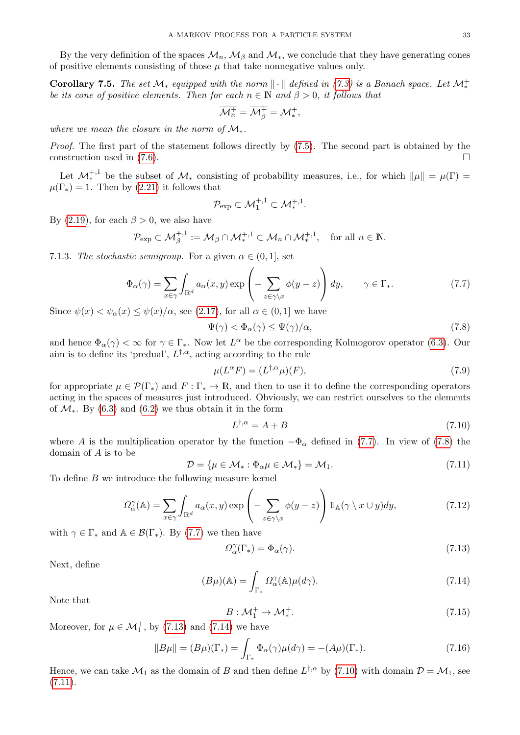By the very definition of the spaces $\mathcal{M}_n$, $\mathcal{M}_\beta$ and $\mathcal{M}_*$, we conclude that they have generating cones of positive elements consisting of those $\mu$ that take nonnegative values only.

**Corollary 7.5.** *The set $\mathcal{M}_*$ equipped with the norm $\|\cdot\|$ defined in (7.3) is a Banach space. Let $\mathcal{M}_*^+$ be its cone of positive elements. Then for each $n \in \mathbb{N}$ and $\beta > 0$, it follows that*

$$\overline{\mathcal{M}_n^+} = \overline{\mathcal{M}_\beta^+} = \mathcal{M}_*^+,$$

*where we mean the closure in the norm of $\mathcal{M}_*$.*

*Proof.* The first part of the statement follows directly by (7.5). The second part is obtained by the construction used in (7.6). $\square$

Let $\mathcal{M}_*^{+,1}$ be the subset of $\mathcal{M}_*$ consisting of probability measures, i.e., for which $\|\mu\| = \mu(\Gamma) = \mu(\Gamma_*) = 1$. Then by (2.21) it follows that

$$\mathcal{P}_{\rm exp} \subset \mathcal{M}_1^{+,1} \subset \mathcal{M}_*^{+,1}.$$

By (2.19), for each $\beta > 0$, we also have

$$\mathcal{P}_{\rm exp} \subset \mathcal{M}_\beta^{+,1} := \mathcal{M}_\beta \cap \mathcal{M}_*^{+,1} \subset \mathcal{M}_n \cap \mathcal{M}_*^{+,1}, \quad \text{for all } n \in \mathbb{N}.$$

7.1.3. *The stochastic semigroup.* For a given $\alpha \in (0,1]$, set

$$\Phi_\alpha(\gamma) = \sum_{x\in\gamma} \int_{\mathbb{R}^d} a_\alpha(x,y) \exp\left( - \sum_{z\in\gamma\setminus x} \phi(y-z)\right) dy, \qquad \gamma \in \Gamma_*. \tag{7.7}$$

Since $\psi(x) < \psi_\alpha(x) \leq \psi(x)/\alpha$, see (2.17), for all $\alpha \in (0,1]$ we have

$$\Psi(\gamma) < \Phi_\alpha(\gamma) \leq \Psi(\gamma)/\alpha, \tag{7.8}$$

and hence $\Phi_\alpha(\gamma) < \infty$ for $\gamma \in \Gamma_*$. Now let $L^\alpha$ be the corresponding Kolmogorov operator (6.3). Our aim is to define its 'predual', $L^{\dagger,\alpha}$, acting according to the rule

$$\mu(L^\alpha F) = (L^{\dagger,\alpha}\mu)(F), \tag{7.9}$$

for appropriate $\mu \in \mathcal{P}(\Gamma_*)$ and $F : \Gamma_* \to \mathbb{R}$, and then to use it to define the corresponding operators acting in the spaces of measures just introduced. Obviously, we can restrict ourselves to the elements of $\mathcal{M}_*$. By (6.3) and (6.2) we thus obtain it in the form

$$L^{\dagger,\alpha} = A + B \tag{7.10}$$

where $A$ is the multiplication operator by the function $-\Phi_\alpha$ defined in (7.7). In view of (7.8) the domain of $A$ is to be

$$\mathcal{D} = \{\mu \in \mathcal{M}_* : \Phi_\alpha \mu \in \mathcal{M}_*\} = \mathcal{M}_1. \tag{7.11}$$

To define $B$ we introduce the following measure kernel

$$\Omega_\alpha^\gamma(\mathbb{A}) = \sum_{x\in\gamma} \int_{\mathbb{R}^d} a_\alpha(x,y) \exp\left( - \sum_{z\in\gamma\setminus x} \phi(y-z)\right) \mathbb{1}_{\mathbb{A}}(\gamma\setminus x \cup y) dy, \tag{7.12}$$

with $\gamma \in \Gamma_*$ and $\mathbb{A} \in \mathcal{B}(\Gamma_*)$. By (7.7) we then have

$$\Omega_\alpha^\gamma(\Gamma_*) = \Phi_\alpha(\gamma). \tag{7.13}$$

Next, define

$$(B\mu)(\mathbb{A}) = \int_{\Gamma_*} \Omega_\alpha^\gamma(\mathbb{A})\mu(d\gamma). \tag{7.14}$$

Note that

$$B : \mathcal{M}_1^+ \to \mathcal{M}_*^+. \tag{7.15}$$

Moreover, for $\mu \in \mathcal{M}_1^+$, by (7.13) and (7.14) we have

$$\|B\mu\| = (B\mu)(\Gamma_*) = \int_{\Gamma_*} \Phi_\alpha(\gamma)\mu(d\gamma) = -(A\mu)(\Gamma_*). \tag{7.16}$$

Hence, we can take $\mathcal{M}_1$ as the domain of $B$ and then define $L^{\dagger,\alpha}$ by (7.10) with domain $\mathcal{D} = \mathcal{M}_1$, see (7.11).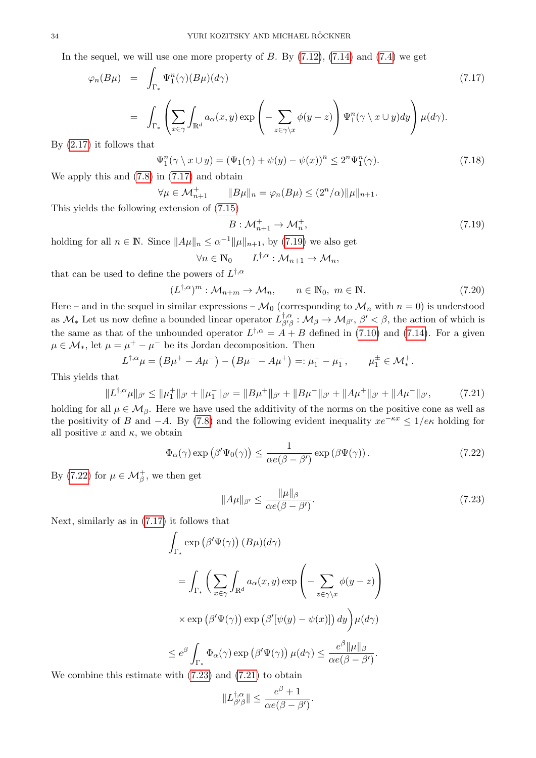In the sequel, we will use one more property of $B$. By (7.12), (7.14) and (7.4) we get

$$
\begin{aligned}
\varphi_n(B\mu) &= \int_{\Gamma_*} \Psi_1^n(\gamma)(B\mu)(d\gamma) \qquad (7.17)\\
&= \int_{\Gamma_*} \left( \sum_{x\in\gamma} \int_{\mathbb{R}^d} a_\alpha(x,y) \exp\left( - \sum_{z\in\gamma\setminus x} \phi(y-z) \right) \Psi_1^n(\gamma\setminus x \cup y) dy \right) \mu(d\gamma).
\end{aligned}
$$

By (2.17) it follows that

$$
\Psi_1^n(\gamma\setminus x\cup y) = (\Psi_1(\gamma) + \psi(y) - \psi(x))^n \leq 2^n \Psi_1^n(\gamma). \qquad (7.18)
$$

We apply this and (7.8) in (7.17) and obtain

$$
\forall \mu \in \mathcal{M}^+_{n+1} \qquad \|B\mu\|_n = \varphi_n(B\mu) \leq (2^n/\alpha)\|\mu\|_{n+1}.
$$

This yields the following extension of (7.15)

$$
B : \mathcal{M}^+_{n+1} \to \mathcal{M}^+_n, \qquad (7.19)
$$

holding for all $n \in \mathbb{N}$. Since $\|A\mu\|_n \leq \alpha^{-1}\|\mu\|_{n+1}$, by (7.19) we also get

$$
\forall n \in \mathbb{N}_0 \qquad L^{\dagger,\alpha} : \mathcal{M}_{n+1} \to \mathcal{M}_n,
$$

that can be used to define the powers of $L^{\dagger,\alpha}$

$$
(L^{\dagger,\alpha})^m : \mathcal{M}_{n+m} \to \mathcal{M}_n, \qquad n \in \mathbb{N}_0, \ m \in \mathbb{N}. \qquad (7.20)
$$

Here – and in the sequel in similar expressions – $\mathcal{M}_0$ (corresponding to $\mathcal{M}_n$ with $n = 0$) is understood as $\mathcal{M}_*$ Let us now define a bounded linear operator $L^{\dagger,\alpha}_{\beta'\beta} : \mathcal{M}_\beta \to \mathcal{M}_{\beta'}$, $\beta' < \beta$, the action of which is the same as that of the unbounded operator $L^{\dagger,\alpha} = A + B$ defined in (7.10) and (7.14). For a given $\mu \in \mathcal{M}_*$, let $\mu = \mu^+ - \mu^-$ be its Jordan decomposition. Then

$$
L^{\dagger,\alpha}\mu = \left(B\mu^+ - A\mu^-\right) - \left(B\mu^- - A\mu^+\right) =: \mu_1^+ - \mu_1^-, \qquad \mu_1^\pm \in \mathcal{M}^+_*.
$$

This yields that

$$
\|L^{\dagger,\alpha}\mu\|_{\beta'} \leq \|\mu_1^+\|_{\beta'} + \|\mu_1^-\|_{\beta'} = \|B\mu^+\|_{\beta'} + \|B\mu^-\|_{\beta'} + \|A\mu^+\|_{\beta'} + \|A\mu^-\|_{\beta'}, \qquad (7.21)
$$

holding for all $\mu \in \mathcal{M}_\beta$. Here we have used the additivity of the norms on the positive cone as well as the positivity of $B$ and $-A$. By (7.8) and the following evident inequality $xe^{-\kappa x} \leq 1/e\kappa$ holding for all positive $x$ and $\kappa$, we obtain

$$
\Phi_\alpha(\gamma) \exp\left(\beta' \Psi_0(\gamma)\right) \leq \frac{1}{\alpha e(\beta - \beta')} \exp\left(\beta \Psi(\gamma)\right). \qquad (7.22)
$$

By (7.22) for $\mu \in \mathcal{M}^+_\beta$, we then get

$$
\|A\mu\|_{\beta'} \leq \frac{\|\mu\|_\beta}{\alpha e(\beta - \beta')}. \qquad (7.23)
$$

Next, similarly as in (7.17) it follows that

$$
\begin{aligned}
&\int_{\Gamma_*} \exp\left(\beta' \Psi(\gamma)\right) (B\mu)(d\gamma) \\
&= \int_{\Gamma_*} \left( \sum_{x\in\gamma} \int_{\mathbb{R}^d} a_\alpha(x,y) \exp\left( - \sum_{z\in\gamma\setminus x} \phi(y-z) \right) \right. \\
&\qquad \left. \times \exp\left(\beta' \Psi(\gamma)\right) \exp\left(\beta' [\psi(y) - \psi(x)]\right) dy \right) \mu(d\gamma) \\
&\leq e^\beta \int_{\Gamma_*} \Phi_\alpha(\gamma) \exp\left(\beta' \Psi(\gamma)\right) \mu(d\gamma) \leq \frac{e^\beta \|\mu\|_\beta}{\alpha e(\beta - \beta')}.
\end{aligned}
$$

We combine this estimate with (7.23) and (7.21) to obtain

$$
\|L^{\dagger,\alpha}_{\beta'\beta}\| \leq \frac{e^\beta + 1}{\alpha e(\beta - \beta')}.
$$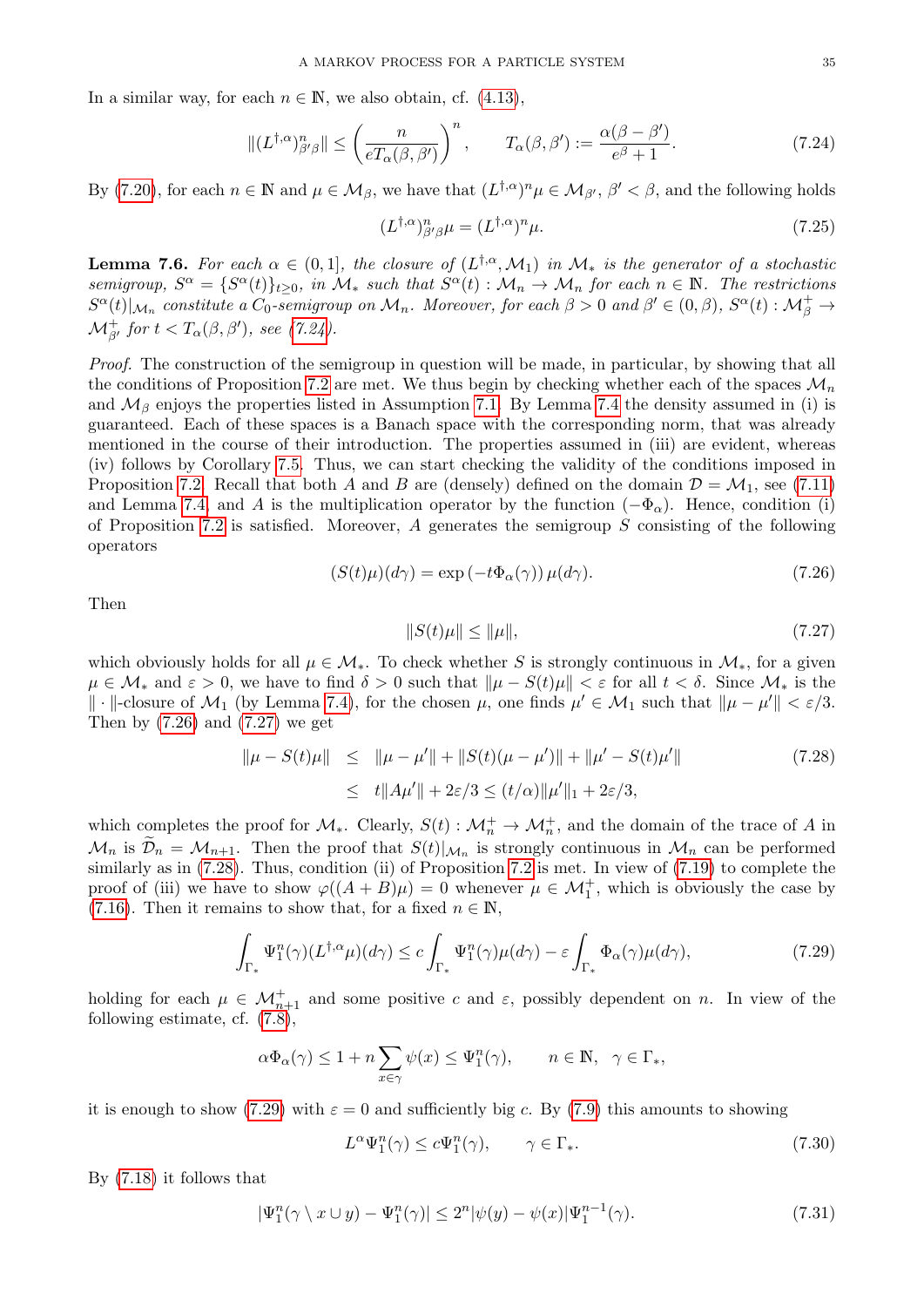In a similar way, for each $n \in \mathbb{N}$, we also obtain, cf. (4.13),

$$\|(L^{\dagger,\alpha})^n_{\beta'\beta}\| \leq \left(\frac{n}{eT_\alpha(\beta,\beta')}\right)^n, \qquad T_\alpha(\beta,\beta') := \frac{\alpha(\beta-\beta')}{e^\beta+1}. \tag{7.24}$$

By (7.20), for each $n \in \mathbb{N}$ and $\mu \in \mathcal{M}_\beta$, we have that $(L^{\dagger,\alpha})^n\mu \in \mathcal{M}_{\beta'}$, $\beta' < \beta$, and the following holds

$$(L^{\dagger,\alpha})^n_{\beta'\beta}\mu = (L^{\dagger,\alpha})^n\mu. \tag{7.25}$$

**Lemma 7.6.** *For each $\alpha \in (0,1]$, the closure of $(L^{\dagger,\alpha}, \mathcal{M}_1)$ in $\mathcal{M}_*$ is the generator of a stochastic semigroup, $S^\alpha = \{S^\alpha(t)\}_{t\geq 0}$, in $\mathcal{M}_*$ such that $S^\alpha(t) : \mathcal{M}_n \to \mathcal{M}_n$ for each $n \in \mathbb{N}$. The restrictions $S^\alpha(t)|_{\mathcal{M}_n}$ constitute a $C_0$-semigroup on $\mathcal{M}_n$. Moreover, for each $\beta > 0$ and $\beta' \in (0,\beta)$, $S^\alpha(t) : \mathcal{M}^+_\beta \to \mathcal{M}^+_{\beta'}$ for $t < T_\alpha(\beta,\beta')$, see (7.24).*

*Proof.* The construction of the semigroup in question will be made, in particular, by showing that all the conditions of Proposition 7.2 are met. We thus begin by checking whether each of the spaces $\mathcal{M}_n$ and $\mathcal{M}_\beta$ enjoys the properties listed in Assumption 7.1. By Lemma 7.4 the density assumed in (i) is guaranteed. Each of these spaces is a Banach space with the corresponding norm, that was already mentioned in the course of their introduction. The properties assumed in (iii) are evident, whereas (iv) follows by Corollary 7.5. Thus, we can start checking the validity of the conditions imposed in Proposition 7.2. Recall that both $A$ and $B$ are (densely) defined on the domain $\mathcal{D} = \mathcal{M}_1$, see (7.11) and Lemma 7.4, and $A$ is the multiplication operator by the function $(-\Phi_\alpha)$. Hence, condition (i) of Proposition 7.2 is satisfied. Moreover, $A$ generates the semigroup $S$ consisting of the following operators

$$(S(t)\mu)(d\gamma) = \exp\left(-t\Phi_\alpha(\gamma)\right)\mu(d\gamma). \tag{7.26}$$

Then

$$\|S(t)\mu\| \leq \|\mu\|, \tag{7.27}$$

which obviously holds for all $\mu \in \mathcal{M}_*$. To check whether $S$ is strongly continuous in $\mathcal{M}_*$, for a given $\mu \in \mathcal{M}_*$ and $\varepsilon > 0$, we have to find $\delta > 0$ such that $\|\mu - S(t)\mu\| < \varepsilon$ for all $t < \delta$. Since $\mathcal{M}_*$ is the $\|\cdot\|$-closure of $\mathcal{M}_1$ (by Lemma 7.4), for the chosen $\mu$, one finds $\mu' \in \mathcal{M}_1$ such that $\|\mu - \mu'\| < \varepsilon/3$. Then by (7.26) and (7.27) we get

$$\begin{aligned}
\|\mu - S(t)\mu\| &\leq \|\mu - \mu'\| + \|S(t)(\mu - \mu')\| + \|\mu' - S(t)\mu'\| \\
&\leq t\|A\mu'\| + 2\varepsilon/3 \leq (t/\alpha)\|\mu'\|_1 + 2\varepsilon/3,
\end{aligned} \tag{7.28}$$

which completes the proof for $\mathcal{M}_*$. Clearly, $S(t) : \mathcal{M}^+_n \to \mathcal{M}^+_n$, and the domain of the trace of $A$ in $\mathcal{M}_n$ is $\widetilde{\mathcal{D}}_n = \mathcal{M}_{n+1}$. Then the proof that $S(t)|_{\mathcal{M}_n}$ is strongly continuous in $\mathcal{M}_n$ can be performed similarly as in (7.28). Thus, condition (ii) of Proposition 7.2 is met. In view of (7.19) to complete the proof of (iii) we have to show $\varphi((A+B)\mu) = 0$ whenever $\mu \in \mathcal{M}^+_1$, which is obviously the case by (7.16). Then it remains to show that, for a fixed $n \in \mathbb{N}$,

$$\int_{\Gamma_*} \Psi^n_1(\gamma)(L^{\dagger,\alpha}\mu)(d\gamma) \leq c\int_{\Gamma_*} \Psi^n_1(\gamma)\mu(d\gamma) - \varepsilon\int_{\Gamma_*} \Phi_\alpha(\gamma)\mu(d\gamma), \tag{7.29}$$

holding for each $\mu \in \mathcal{M}^+_{n+1}$ and some positive $c$ and $\varepsilon$, possibly dependent on $n$. In view of the following estimate, cf. (7.8),

$$\alpha\Phi_\alpha(\gamma) \leq 1 + n\sum_{x\in\gamma}\psi(x) \leq \Psi^n_1(\gamma), \qquad n \in \mathbb{N}, \quad \gamma \in \Gamma_*,$$

it is enough to show (7.29) with $\varepsilon = 0$ and sufficiently big $c$. By (7.9) this amounts to showing

$$L^\alpha\Psi^n_1(\gamma) \leq c\Psi^n_1(\gamma), \qquad \gamma \in \Gamma_*. \tag{7.30}$$

By (7.18) it follows that

$$|\Psi^n_1(\gamma \setminus x \cup y) - \Psi^n_1(\gamma)| \leq 2^n|\psi(y) - \psi(x)|\Psi^{n-1}_1(\gamma). \tag{7.31}$$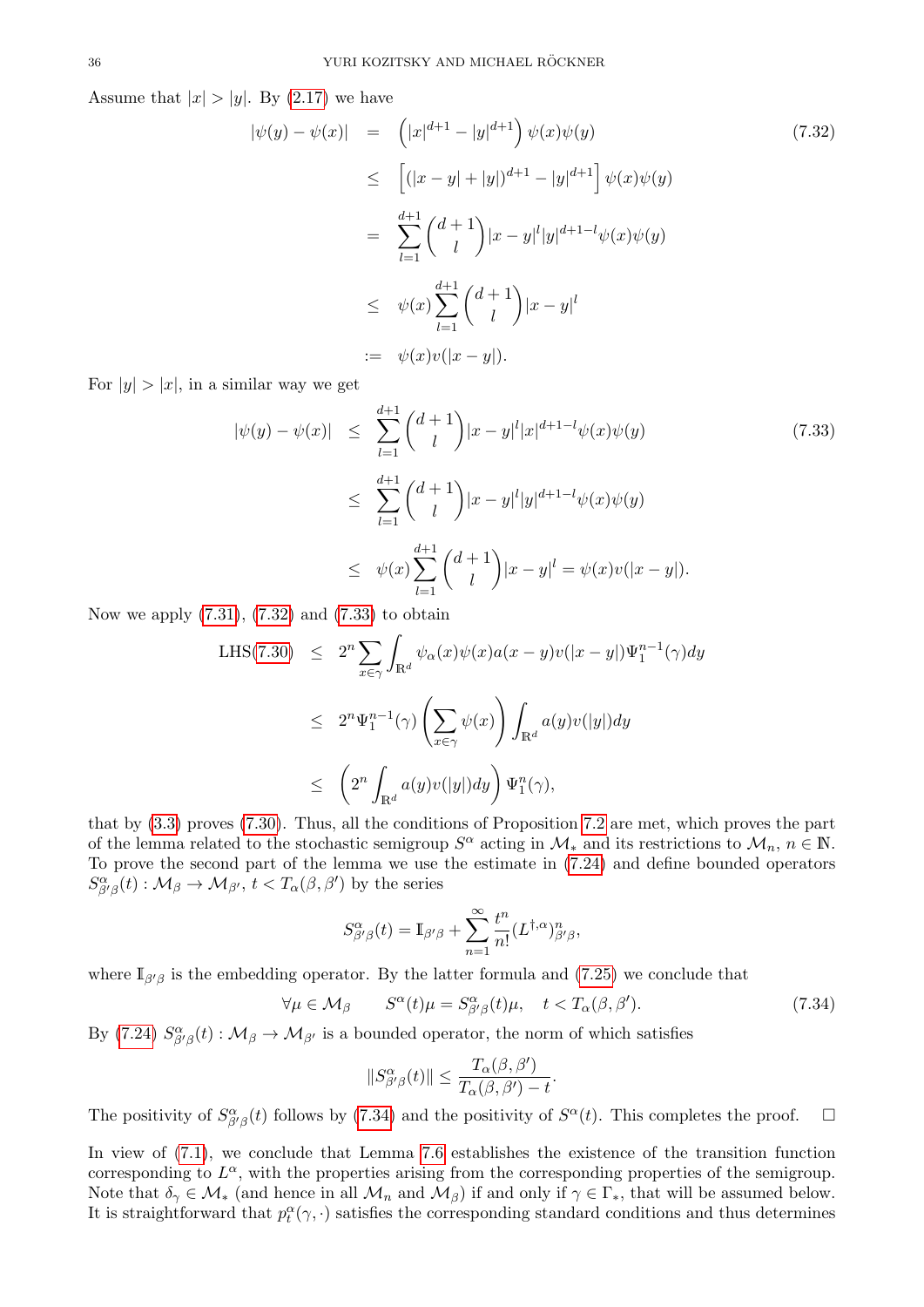Assume that $|x| > |y|$. By (2.17) we have

$$
\begin{aligned}
|\psi(y) - \psi(x)| &= \left(|x|^{d+1} - |y|^{d+1}\right)\psi(x)\psi(y) \qquad (7.32)\\
&\leq \left[(|x-y| + |y|)^{d+1} - |y|^{d+1}\right]\psi(x)\psi(y)\\
&= \sum_{l=1}^{d+1}\binom{d+1}{l}|x-y|^l|y|^{d+1-l}\psi(x)\psi(y)\\
&\leq \psi(x)\sum_{l=1}^{d+1}\binom{d+1}{l}|x-y|^l\\
&:= \psi(x)v(|x-y|).
\end{aligned}
$$

For $|y| > |x|$, in a similar way we get

$$
\begin{aligned}
|\psi(y) - \psi(x)| &\leq \sum_{l=1}^{d+1}\binom{d+1}{l}|x-y|^l|x|^{d+1-l}\psi(x)\psi(y) \qquad (7.33)\\
&\leq \sum_{l=1}^{d+1}\binom{d+1}{l}|x-y|^l|y|^{d+1-l}\psi(x)\psi(y)\\
&\leq \psi(x)\sum_{l=1}^{d+1}\binom{d+1}{l}|x-y|^l = \psi(x)v(|x-y|).
\end{aligned}
$$

Now we apply (7.31), (7.32) and (7.33) to obtain

$$
\begin{aligned}
\text{LHS(7.30)} &\leq 2^n \sum_{x\in\gamma}\int_{\mathbb{R}^d}\psi_\alpha(x)\psi(x)a(x-y)v(|x-y|)\Psi_1^{n-1}(\gamma)dy\\
&\leq 2^n\Psi_1^{n-1}(\gamma)\left(\sum_{x\in\gamma}\psi(x)\right)\int_{\mathbb{R}^d}a(y)v(|y|)dy\\
&\leq \left(2^n\int_{\mathbb{R}^d}a(y)v(|y|)dy\right)\Psi_1^n(\gamma),
\end{aligned}
$$

that by (3.3) proves (7.30). Thus, all the conditions of Proposition 7.2 are met, which proves the part of the lemma related to the stochastic semigroup $S^\alpha$ acting in $\mathcal{M}_*$ and its restrictions to $\mathcal{M}_n$, $n \in \mathbb{N}$. To prove the second part of the lemma we use the estimate in (7.24) and define bounded operators $S^\alpha_{\beta'\beta}(t) : \mathcal{M}_\beta \to \mathcal{M}_{\beta'}$, $t < T_\alpha(\beta, \beta')$ by the series

$$
S^\alpha_{\beta'\beta}(t) = \mathbb{I}_{\beta'\beta} + \sum_{n=1}^\infty \frac{t^n}{n!}(L^{\dagger,\alpha})^n_{\beta'\beta},
$$

where $\mathbb{I}_{\beta'\beta}$ is the embedding operator. By the latter formula and (7.25) we conclude that

$$
\forall \mu \in \mathcal{M}_\beta \qquad S^\alpha(t)\mu = S^\alpha_{\beta'\beta}(t)\mu, \quad t < T_\alpha(\beta,\beta'). \tag{7.34}
$$

By (7.24) $S^\alpha_{\beta'\beta}(t) : \mathcal{M}_\beta \to \mathcal{M}_{\beta'}$ is a bounded operator, the norm of which satisfies

$$
\|S^\alpha_{\beta'\beta}(t)\| \leq \frac{T_\alpha(\beta,\beta')}{T_\alpha(\beta,\beta') - t}.
$$

The positivity of $S^\alpha_{\beta'\beta}(t)$ follows by (7.34) and the positivity of $S^\alpha(t)$. This completes the proof. $\square$

In view of (7.1), we conclude that Lemma 7.6 establishes the existence of the transition function corresponding to $L^\alpha$, with the properties arising from the corresponding properties of the semigroup. Note that $\delta_\gamma \in \mathcal{M}_*$ (and hence in all $\mathcal{M}_n$ and $\mathcal{M}_\beta$) if and only if $\gamma \in \Gamma_*$, that will be assumed below. It is straightforward that $p^\alpha_t(\gamma, \cdot)$ satisfies the corresponding standard conditions and thus determines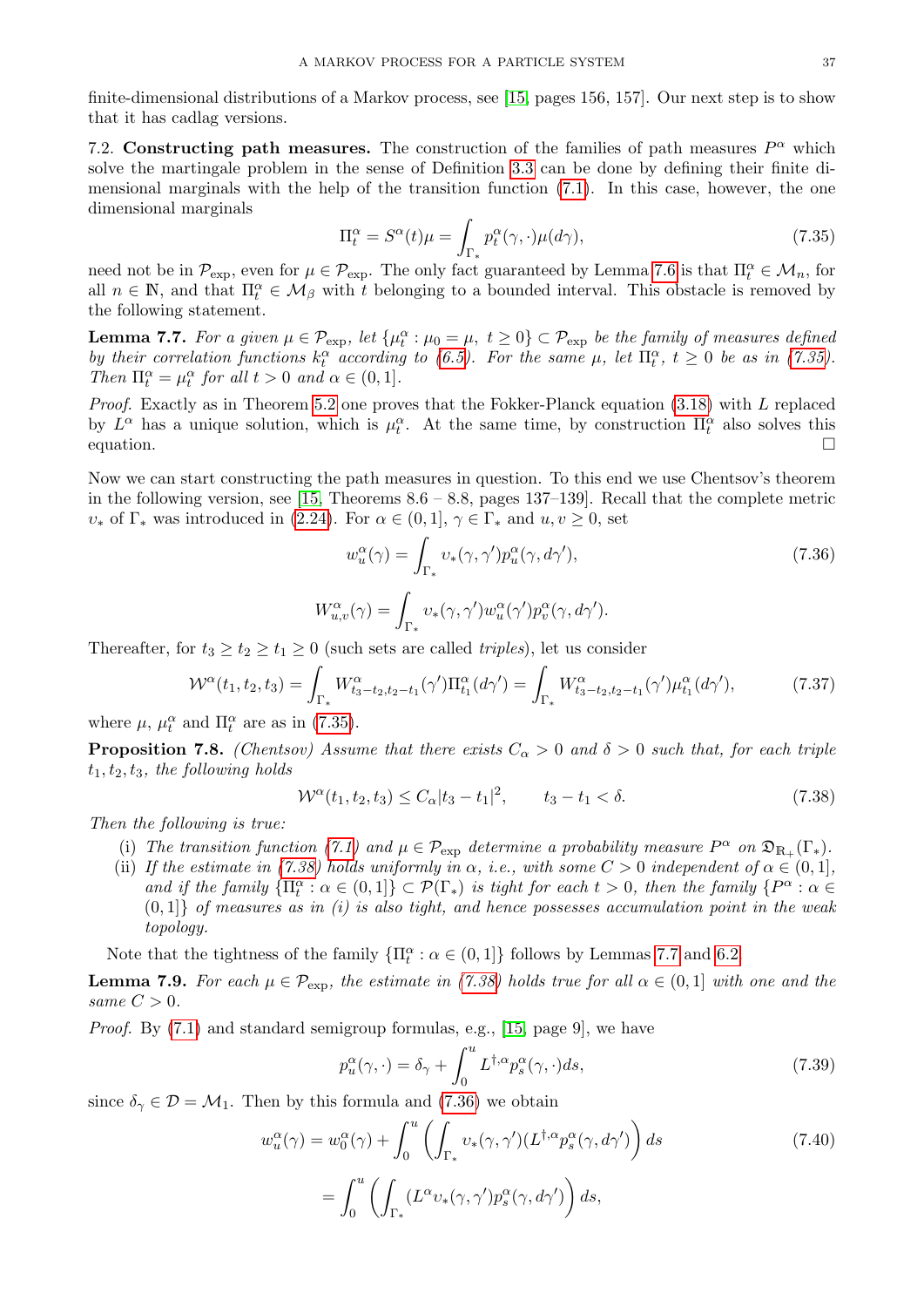finite-dimensional distributions of a Markov process, see [15, pages 156, 157]. Our next step is to show that it has cadlag versions.

7.2. **Constructing path measures.** The construction of the families of path measures $P^\alpha$ which solve the martingale problem in the sense of Definition 3.3 can be done by defining their finite dimensional marginals with the help of the transition function (7.1). In this case, however, the one dimensional marginals

$$\Pi^\alpha_t = S^\alpha(t)\mu = \int_{\Gamma_*} p^\alpha_t(\gamma, \cdot)\mu(d\gamma), \tag{7.35}$$

need not be in $\mathcal{P}_{\rm exp}$, even for $\mu \in \mathcal{P}_{\rm exp}$. The only fact guaranteed by Lemma 7.6 is that $\Pi^\alpha_t \in \mathcal{M}_n$, for all $n \in \mathbb{N}$, and that $\Pi^\alpha_t \in \mathcal{M}_\beta$ with $t$ belonging to a bounded interval. This obstacle is removed by the following statement.

**Lemma 7.7.** *For a given $\mu \in \mathcal{P}_{\rm exp}$, let $\{\mu^\alpha_t : \mu_0 = \mu,\ t \geq 0\} \subset \mathcal{P}_{\rm exp}$ be the family of measures defined by their correlation functions $k^\alpha_t$ according to (6.5). For the same $\mu$, let $\Pi^\alpha_t$, $t \geq 0$ be as in (7.35). Then $\Pi^\alpha_t = \mu^\alpha_t$ for all $t > 0$ and $\alpha \in (0, 1]$.*

*Proof.* Exactly as in Theorem 5.2 one proves that the Fokker-Planck equation (3.18) with $L$ replaced by $L^\alpha$ has a unique solution, which is $\mu^\alpha_t$. At the same time, by construction $\Pi^\alpha_t$ also solves this equation. $\square$

Now we can start constructing the path measures in question. To this end we use Chentsov's theorem in the following version, see [15, Theorems 8.6 – 8.8, pages 137–139]. Recall that the complete metric $\upsilon_*$ of $\Gamma_*$ was introduced in (2.24). For $\alpha \in (0, 1]$, $\gamma \in \Gamma_*$ and $u, v \geq 0$, set

$$w^\alpha_u(\gamma) = \int_{\Gamma_*} \upsilon_*(\gamma, \gamma') p^\alpha_u(\gamma, d\gamma'), \tag{7.36}$$

$$W^\alpha_{u,v}(\gamma) = \int_{\Gamma_*} \upsilon_*(\gamma, \gamma') w^\alpha_u(\gamma') p^\alpha_v(\gamma, d\gamma').$$

Thereafter, for $t_3 \geq t_2 \geq t_1 \geq 0$ (such sets are called *triples*), let us consider

$$\mathcal{W}^\alpha(t_1, t_2, t_3) = \int_{\Gamma_*} W^\alpha_{t_3 - t_2, t_2 - t_1}(\gamma')\Pi^\alpha_{t_1}(d\gamma') = \int_{\Gamma_*} W^\alpha_{t_3 - t_2, t_2 - t_1}(\gamma')\mu^\alpha_{t_1}(d\gamma'), \tag{7.37}$$

where $\mu$, $\mu^\alpha_t$ and $\Pi^\alpha_t$ are as in (7.35).

**Proposition 7.8.** *(Chentsov) Assume that there exists $C_\alpha > 0$ and $\delta > 0$ such that, for each triple $t_1, t_2, t_3$, the following holds*

$$\mathcal{W}^\alpha(t_1, t_2, t_3) \leq C_\alpha |t_3 - t_1|^2, \qquad t_3 - t_1 < \delta. \tag{7.38}$$

*Then the following is true:*

- (i) *The transition function (7.1) and $\mu \in \mathcal{P}_{\rm exp}$ determine a probability measure $P^\alpha$ on $\mathfrak{D}_{\mathbb{R}_+}(\Gamma_*)$.*
- (ii) *If the estimate in (7.38) holds uniformly in $\alpha$, i.e., with some $C > 0$ independent of $\alpha \in (0, 1]$, and if the family $\{\Pi^\alpha_t : \alpha \in (0, 1]\} \subset \mathcal{P}(\Gamma_*)$ is tight for each $t > 0$, then the family $\{P^\alpha : \alpha \in (0, 1]\}$ of measures as in (i) is also tight, and hence possesses accumulation point in the weak topology.*

Note that the tightness of the family $\{\Pi^\alpha_t : \alpha \in (0, 1]\}$ follows by Lemmas 7.7 and 6.2.

**Lemma 7.9.** *For each $\mu \in \mathcal{P}_{\rm exp}$, the estimate in (7.38) holds true for all $\alpha \in (0, 1]$ with one and the same $C > 0$.*

*Proof.* By (7.1) and standard semigroup formulas, e.g., [15, page 9], we have

$$p^\alpha_u(\gamma, \cdot) = \delta_\gamma + \int_0^u L^{\dagger,\alpha} p^\alpha_s(\gamma, \cdot) ds, \tag{7.39}$$

since $\delta_\gamma \in \mathcal{D} = \mathcal{M}_1$. Then by this formula and (7.36) we obtain

$$\begin{aligned} w^\alpha_u(\gamma) &= w^\alpha_0(\gamma) + \int_0^u \left( \int_{\Gamma_*} \upsilon_*(\gamma, \gamma')(L^{\dagger,\alpha} p^\alpha_s(\gamma, d\gamma') \right) ds \\ &= \int_0^u \left( \int_{\Gamma_*} (L^\alpha \upsilon_*(\gamma, \gamma') p^\alpha_s(\gamma, d\gamma') \right) ds, \end{aligned} \tag{7.40}$$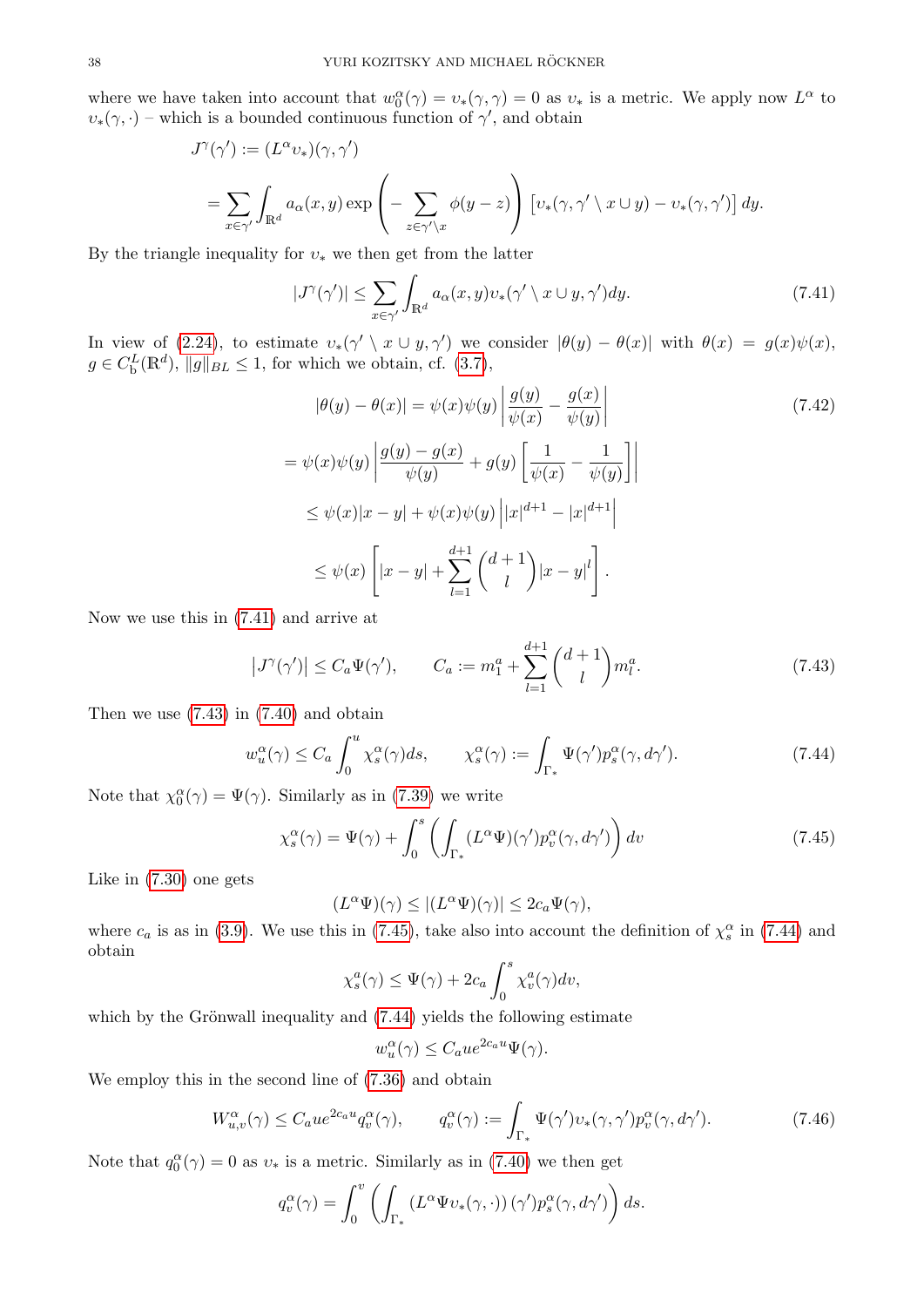where we have taken into account that $w_0^\alpha(\gamma) = \upsilon_*(\gamma,\gamma) = 0$ as $\upsilon_*$ is a metric. We apply now $L^\alpha$ to $\upsilon_*(\gamma,\cdot)$ – which is a bounded continuous function of $\gamma'$, and obtain

$$
\begin{aligned}
J^\gamma(\gamma') &:= (L^\alpha \upsilon_*)(\gamma,\gamma') \\
&= \sum_{x\in\gamma'} \int_{\mathbb{R}^d} a_\alpha(x,y) \exp\left( - \sum_{z\in\gamma'\setminus x} \phi(y-z)\right) \left[\upsilon_*(\gamma, \gamma'\setminus x \cup y) - \upsilon_*(\gamma,\gamma')\right] dy.
\end{aligned}
$$

By the triangle inequality for $\upsilon_*$ we then get from the latter

$$
|J^\gamma(\gamma')| \leq \sum_{x\in\gamma'} \int_{\mathbb{R}^d} a_\alpha(x,y) \upsilon_*(\gamma'\setminus x \cup y, \gamma') dy. \tag{7.41}
$$

In view of (2.24), to estimate $\upsilon_*(\gamma'\setminus x\cup y,\gamma')$ we consider $|\theta(y) - \theta(x)|$ with $\theta(x) = g(x)\psi(x)$, $g\in C_{\rm b}^L(\mathbb{R}^d)$, $\|g\|_{BL}\leq 1$, for which we obtain, cf. (3.7),

$$
\begin{aligned}
|\theta(y) - \theta(x)| &= \psi(x)\psi(y) \left| \frac{g(y)}{\psi(x)} - \frac{g(x)}{\psi(y)}\right| \\
&= \psi(x)\psi(y) \left| \frac{g(y)-g(x)}{\psi(y)} + g(y)\left[\frac{1}{\psi(x)} - \frac{1}{\psi(y)}\right]\right| \\
&\leq \psi(x)|x-y| + \psi(x)\psi(y)\left| |x|^{d+1} - |x|^{d+1}\right| \\
&\leq \psi(x)\left[ |x-y| + \sum_{l=1}^{d+1} \binom{d+1}{l} |x-y|^l \right].
\end{aligned} \tag{7.42}
$$

Now we use this in (7.41) and arrive at

$$
\left|J^\gamma(\gamma')\right| \leq C_a \Psi(\gamma'), \qquad C_a := m_1^a + \sum_{l=1}^{d+1} \binom{d+1}{l} m_l^a. \tag{7.43}
$$

Then we use (7.43) in (7.40) and obtain

$$
w_u^\alpha(\gamma) \leq C_a \int_0^u \chi_s^\alpha(\gamma) ds, \qquad \chi_s^\alpha(\gamma) := \int_{\Gamma_*} \Psi(\gamma') p_s^\alpha(\gamma, d\gamma'). \tag{7.44}
$$

Note that $\chi_0^\alpha(\gamma) = \Psi(\gamma)$. Similarly as in (7.39) we write

$$
\chi_s^\alpha(\gamma) = \Psi(\gamma) + \int_0^s \left( \int_{\Gamma_*} (L^\alpha \Psi)(\gamma') p_v^\alpha(\gamma, d\gamma')\right) dv \tag{7.45}
$$

Like in (7.30) one gets

$$
(L^\alpha\Psi)(\gamma) \leq |(L^\alpha \Psi)(\gamma)| \leq 2c_a \Psi(\gamma),
$$

where $c_a$ is as in (3.9). We use this in (7.45), take also into account the definition of $\chi_s^\alpha$ in (7.44) and obtain

$$
\chi_s^a(\gamma) \leq \Psi(\gamma) + 2c_a \int_0^s \chi_v^a(\gamma) dv,
$$

which by the Grönwall inequality and (7.44) yields the following estimate

$$
w_u^\alpha(\gamma) \leq C_a u e^{2c_a u} \Psi(\gamma).
$$

We employ this in the second line of (7.36) and obtain

$$
W_{u,v}^\alpha(\gamma) \leq C_a u e^{2c_a u} q_v^\alpha(\gamma), \qquad q_v^\alpha(\gamma) := \int_{\Gamma_*} \Psi(\gamma')\upsilon_*(\gamma,\gamma') p_v^\alpha(\gamma, d\gamma'). \tag{7.46}
$$

Note that $q_0^\alpha(\gamma) = 0$ as $\upsilon_*$ is a metric. Similarly as in (7.40) we then get

$$
q_v^\alpha(\gamma) = \int_0^v \left( \int_{\Gamma_*} \left(L^\alpha \Psi \upsilon_*(\gamma,\cdot)\right)(\gamma') p_s^\alpha(\gamma, d\gamma')\right) ds.
$$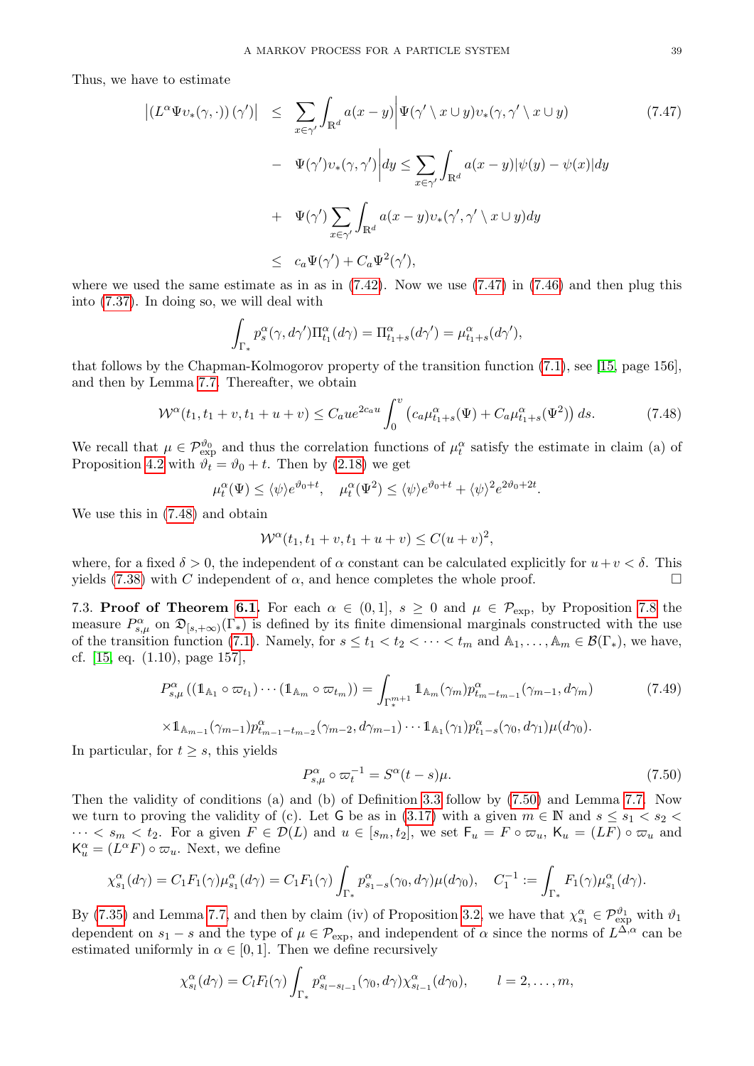Thus, we have to estimate

$$
\begin{aligned}
\left|\left(L^\alpha \Psi \upsilon_*(\gamma,\cdot)\right)(\gamma')\right| &\le \sum_{x\in\gamma'} \int_{\mathbb{R}^d} a(x-y)\Big|\Psi(\gamma'\setminus x\cup y)\upsilon_*(\gamma,\gamma'\setminus x\cup y) \\
&- \Psi(\gamma')\upsilon_*(\gamma,\gamma')\Big|dy \le \sum_{x\in\gamma'} \int_{\mathbb{R}^d} a(x-y)|\psi(y)-\psi(x)|dy \\
&+ \Psi(\gamma')\sum_{x\in\gamma'} \int_{\mathbb{R}^d} a(x-y)\upsilon_*(\gamma',\gamma'\setminus x\cup y)dy \\
&\le c_a\Psi(\gamma') + C_a\Psi^2(\gamma'),
\end{aligned} \tag{7.47}
$$

where we used the same estimate as in as in (7.42). Now we use (7.47) in (7.46) and then plug this into (7.37). In doing so, we will deal with

$$
\int_{\Gamma_*} p^\alpha_s(\gamma, d\gamma')\Pi^\alpha_{t_1}(d\gamma) = \Pi^\alpha_{t_1+s}(d\gamma') = \mu^\alpha_{t_1+s}(d\gamma'),
$$

that follows by the Chapman-Kolmogorov property of the transition function (7.1), see [15, page 156], and then by Lemma 7.7. Thereafter, we obtain

$$
\mathcal{W}^\alpha(t_1, t_1+v, t_1+u+v) \le C_a u e^{2c_a u}\int_0^v \left(c_a\mu^\alpha_{t_1+s}(\Psi) + C_a\mu^\alpha_{t_1+s}(\Psi^2)\right)ds. \tag{7.48}
$$

We recall that $\mu \in \mathcal{P}^{\vartheta_0}_{\rm exp}$ and thus the correlation functions of $\mu^\alpha_t$ satisfy the estimate in claim (a) of Proposition 4.2 with $\vartheta_t = \vartheta_0 + t$. Then by (2.18) we get

$$
\mu^\alpha_t(\Psi) \le \langle\psi\rangle e^{\vartheta_0+t}, \quad \mu^\alpha_t(\Psi^2) \le \langle\psi\rangle e^{\vartheta_0+t} + \langle\psi\rangle^2 e^{2\vartheta_0+2t}.
$$

We use this in (7.48) and obtain

$$
\mathcal{W}^\alpha(t_1, t_1+v, t_1+u+v) \le C(u+v)^2,
$$

where, for a fixed $\delta>0$, the independent of $\alpha$ constant can be calculated explicitly for $u+v<\delta$. This yields (7.38) with $C$ independent of $\alpha$, and hence completes the whole proof. □

7.3. **Proof of Theorem 6.1.** For each $\alpha \in (0,1]$, $s\ge 0$ and $\mu \in \mathcal{P}_{\rm exp}$, by Proposition 7.8 the measure $P^\alpha_{s,\mu}$ on $\mathfrak{D}_{[s,+\infty)}(\Gamma_*)$ is defined by its finite dimensional marginals constructed with the use of the transition function (7.1). Namely, for $s\le t_1<t_2<\cdots<t_m$ and $\mathbb{A}_1,\dots,\mathbb{A}_m \in \mathcal{B}(\Gamma_*)$, we have, cf. [15, eq. (1.10), page 157],

$$
\begin{aligned}
P^\alpha_{s,\mu}\left((\mathbb{1}_{\mathbb{A}_1}\circ\varpi_{t_1})\cdots(\mathbb{1}_{\mathbb{A}_m}\circ\varpi_{t_m})\right) &= \int_{\Gamma_*^{m+1}} \mathbb{1}_{\mathbb{A}_m}(\gamma_m)p^\alpha_{t_m-t_{m-1}}(\gamma_{m-1},d\gamma_m) \\
&\times \mathbb{1}_{\mathbb{A}_{m-1}}(\gamma_{m-1})p^\alpha_{t_{m-1}-t_{m-2}}(\gamma_{m-2},d\gamma_{m-1})\cdots\mathbb{1}_{\mathbb{A}_1}(\gamma_1)p^\alpha_{t_1-s}(\gamma_0,d\gamma_1)\mu(d\gamma_0).
\end{aligned} \tag{7.49}
$$

In particular, for $t\ge s$, this yields

$$
P^\alpha_{s,\mu}\circ\varpi_t^{-1} = S^\alpha(t-s)\mu. \tag{7.50}
$$

Then the validity of conditions (a) and (b) of Definition 3.3 follow by (7.50) and Lemma 7.7. Now we turn to proving the validity of (c). Let $\mathsf{G}$ be as in (3.17) with a given $m\in\mathbb{N}$ and $s\le s_1<s_2<\cdots<s_m<t_2$. For a given $F\in\mathcal{D}(L)$ and $u\in[s_m,t_2]$, we set $\mathsf{F}_u = F\circ\varpi_u$, $\mathsf{K}_u = (LF)\circ\varpi_u$ and $\mathsf{K}^\alpha_u = (L^\alpha F)\circ\varpi_u$. Next, we define

$$
\chi^\alpha_{s_1}(d\gamma) = C_1F_1(\gamma)\mu^\alpha_{s_1}(d\gamma) = C_1F_1(\gamma)\int_{\Gamma_*} p^\alpha_{s_1-s}(\gamma_0,d\gamma)\mu(d\gamma_0), \quad C_1^{-1} := \int_{\Gamma_*} F_1(\gamma)\mu^\alpha_{s_1}(d\gamma).
$$

By (7.35) and Lemma 7.7, and then by claim (iv) of Proposition 3.2, we have that $\chi^\alpha_{s_1}\in\mathcal{P}^{\vartheta_1}_{\rm exp}$ with $\vartheta_1$ dependent on $s_1-s$ and the type of $\mu\in\mathcal{P}_{\rm exp}$, and independent of $\alpha$ since the norms of $L^{\Delta,\alpha}$ can be estimated uniformly in $\alpha\in[0,1]$. Then we define recursively

$$
\chi^\alpha_{s_l}(d\gamma) = C_lF_l(\gamma)\int_{\Gamma_*} p^\alpha_{s_l-s_{l-1}}(\gamma_0,d\gamma)\chi^\alpha_{s_{l-1}}(d\gamma_0), \qquad l=2,\dots,m,
$$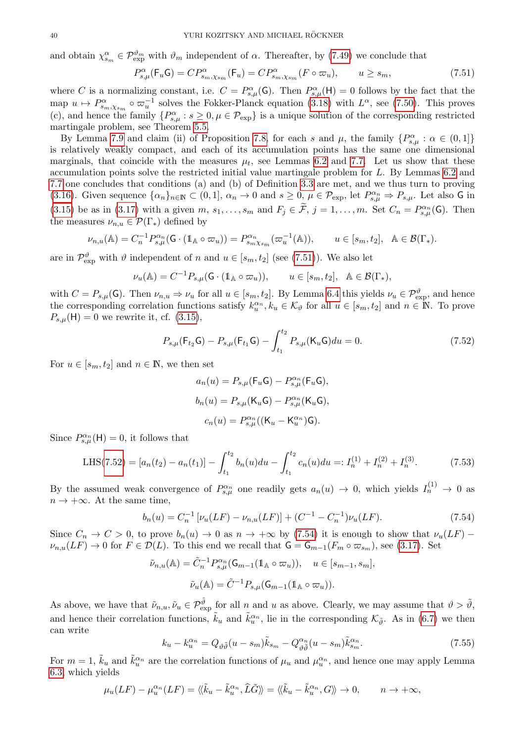and obtain $\chi^\alpha_{s_m} \in \mathcal{P}^{\vartheta_m}_{\rm exp}$ with $\vartheta_m$ independent of $\alpha$. Thereafter, by (7.49) we conclude that

$$P^\alpha_{s,\mu}(\mathsf{F}_u \mathsf{G}) = C P^\alpha_{s_m,\chi_{s_m}}(\mathsf{F}_u) = C P^\alpha_{s_m,\chi_{s_m}}(F \circ \varpi_u), \qquad u \geq s_m, \tag{7.51}$$

where $C$ is a normalizing constant, i.e. $C = P^\alpha_{s,\mu}(\mathsf{G})$. Then $P^\alpha_{s,\mu}(\mathsf{H}) = 0$ follows by the fact that the map $u \mapsto P^\alpha_{s_m,\chi_{s_m}} \circ \varpi_u^{-1}$ solves the Fokker-Planck equation (3.18) with $L^\alpha$, see (7.50). This proves (c), and hence the family $\{P^\alpha_{s,\mu} : s \geq 0, \mu \in \mathcal{P}_{\rm exp}\}$ is a unique solution of the corresponding restricted martingale problem, see Theorem 5.5.

By Lemma 7.9 and claim (ii) of Proposition 7.8, for each $s$ and $\mu$, the family $\{P^\alpha_{s,\mu} : \alpha \in (0,1]\}$ is relatively weakly compact, and each of its accumulation points has the same one dimensional marginals, that coincide with the measures $\mu_t$, see Lemmas 6.2 and 7.7. Let us show that these accumulation points solve the restricted initial value martingale problem for $L$. By Lemmas 6.2 and 7.7 one concludes that conditions (a) and (b) of Definition 3.3 are met, and we thus turn to proving (3.16). Given sequence $\{\alpha_n\}_{n\in\mathbb{N}} \subset (0,1]$, $\alpha_n \to 0$ and $s \geq 0$, $\mu \in \mathcal{P}_{\rm exp}$, let $P^{\alpha_n}_{s,\mu} \Rightarrow P_{s,\mu}$. Let also $\mathsf{G}$ in (3.15) be as in (3.17) with a given $m$, $s_1, \dots, s_m$ and $F_j \in \widetilde{\mathcal{F}}$, $j = 1, \dots, m$. Set $C_n = P^{\alpha_n}_{s,\mu}(\mathsf{G})$. Then the measures $\nu_{n,u} \in \mathcal{P}(\Gamma_*)$ defined by

$$\nu_{n,u}(\mathbb{A}) = C_n^{-1} P^{\alpha_n}_{s,\mu}(\mathsf{G} \cdot (\mathbb{1}_{\mathbb{A}} \circ \varpi_u)) = P^{\alpha_n}_{s_m \chi_{s_m}}(\varpi_u^{-1}(\mathbb{A})), \qquad u \in [s_m, t_2], \quad \mathbb{A} \in \mathcal{B}(\Gamma_*).$$

are in $\mathcal{P}^\vartheta_{\rm exp}$ with $\vartheta$ independent of $n$ and $u \in [s_m, t_2]$ (see (7.51)). We also let

$$\nu_u(\mathbb{A}) = C^{-1} P_{s,\mu}(\mathsf{G} \cdot (\mathbb{1}_{\mathbb{A}} \circ \varpi_u)), \qquad u \in [s_m, t_2], \quad \mathbb{A} \in \mathcal{B}(\Gamma_*),$$

with $C = P_{s,\mu}(\mathsf{G})$. Then $\nu_{n,u} \Rightarrow \nu_u$ for all $u \in [s_m, t_2]$. By Lemma 6.4 this yields $\nu_u \in \mathcal{P}^\vartheta_{\rm exp}$, and hence the corresponding correlation functions satisfy $k^{\alpha_n}_u, k_u \in \mathcal{K}_\vartheta$ for all $u \in [s_m, t_2]$ and $n \in \mathbb{N}$. To prove $P_{s,\mu}(\mathsf{H}) = 0$ we rewrite it, cf. (3.15),

$$P_{s,\mu}(\mathsf{F}_{t_2}\mathsf{G}) - P_{s,\mu}(\mathsf{F}_{t_1}\mathsf{G}) - \int_{t_1}^{t_2} P_{s,\mu}(\mathsf{K}_u \mathsf{G}) du = 0. \tag{7.52}$$

For $u \in [s_m, t_2]$ and $n \in \mathbb{N}$, we then set

$$a_n(u) = P_{s,\mu}(\mathsf{F}_u \mathsf{G}) - P^{\alpha_n}_{s,\mu}(\mathsf{F}_u \mathsf{G}),$$

$$b_n(u) = P_{s,\mu}(\mathsf{K}_u \mathsf{G}) - P^{\alpha_n}_{s,\mu}(\mathsf{K}_u \mathsf{G}),$$

$$c_n(u) = P^{\alpha_n}_{s,\mu}((\mathsf{K}_u - \mathsf{K}^{\alpha_n}_u)\mathsf{G}).$$

Since $P^{\alpha_n}_{s,\mu}(\mathsf{H}) = 0$, it follows that

$$\text{LHS(7.52)} = [a_n(t_2) - a_n(t_1)] - \int_{t_1}^{t_2} b_n(u) du - \int_{t_1}^{t_2} c_n(u) du =: I^{(1)}_n + I^{(2)}_n + I^{(3)}_n. \tag{7.53}$$

By the assumed weak convergence of $P^{\alpha_n}_{s,\mu}$ one readily gets $a_n(u) \to 0$, which yields $I^{(1)}_n \to 0$ as $n \to +\infty$. At the same time,

$$b_n(u) = C_n^{-1} [\nu_u(LF) - \nu_{n,u}(LF)] + (C^{-1} - C_n^{-1}) \nu_u(LF). \tag{7.54}$$

Since $C_n \to C > 0$, to prove $b_n(u) \to 0$ as $n \to +\infty$ by (7.54) it is enough to show that $\nu_u(LF) - \nu_{n,u}(LF) \to 0$ for $F \in \mathcal{D}(L)$. To this end we recall that $\mathsf{G} = \mathsf{G}_{m-1}(F_m \circ \varpi_{s_m})$, see (3.17). Set

$$\tilde{\nu}_{n,u}(\mathbb{A}) = \tilde{C}_n^{-1} P^{\alpha_n}_{s,\mu}(\mathsf{G}_{m-1}(\mathbb{1}_{\mathbb{A}} \circ \varpi_u)), \quad u \in [s_{m-1}, s_m],$$

$$\tilde{\nu}_u(\mathbb{A}) = \tilde{C}^{-1} P_{s,\mu}(\mathsf{G}_{m-1}(\mathbb{1}_{\mathbb{A}} \circ \varpi_u)).$$

As above, we have that $\tilde{\nu}_{n,u}, \tilde{\nu}_u \in \mathcal{P}^{\tilde{\vartheta}}_{\rm exp}$ for all $n$ and $u$ as above. Clearly, we may assume that $\vartheta > \tilde{\vartheta}$, and hence their correlation functions, $\tilde{k}_u$ and $\tilde{k}^{\alpha_n}_u$, lie in the corresponding $\mathcal{K}_{\tilde{\vartheta}}$. As in (6.7) we then can write

$$k_u - k^{\alpha_n}_u = Q_{\vartheta\tilde{\vartheta}}(u - s_m)\tilde{k}_{s_m} - Q^{\alpha_n}_{\vartheta\tilde{\vartheta}}(u - s_m)\tilde{k}^{\alpha_n}_{s_m}. \tag{7.55}$$

For $m = 1$, $\tilde{k}_u$ and $\tilde{k}^{\alpha_n}_u$ are the correlation functions of $\mu_u$ and $\mu^{\alpha_n}_u$, and hence one may apply Lemma 6.3, which yields

$$\mu_u(LF) - \mu^{\alpha_n}_u(LF) = \langle\!\langle \tilde{k}_u - \tilde{k}^{\alpha_n}_u, \widehat{L}\tilde{G} \rangle\!\rangle = \langle\!\langle \tilde{k}_u - \tilde{k}^{\alpha_n}_u, G \rangle\!\rangle \to 0, \qquad n \to +\infty,$$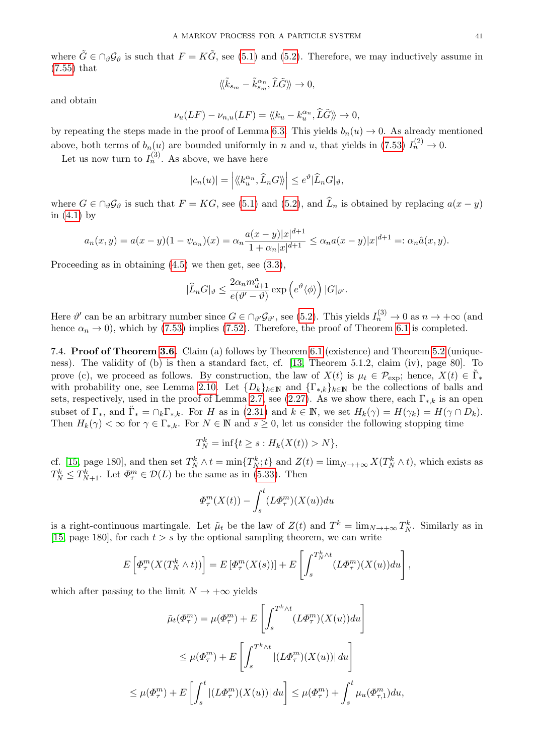where $\tilde{G} \in \cap_\vartheta \mathcal{G}_\vartheta$ is such that $F = K\tilde{G}$, see (5.1) and (5.2). Therefore, we may inductively assume in (7.55) that

$$\langle\!\langle \tilde{k}_{s_m} - \tilde{k}^{\alpha_n}_{s_m}, \widehat{L}\tilde{G} \rangle\!\rangle \to 0,$$

and obtain

$$\nu_u(LF) - \nu_{n,u}(LF) = \langle\!\langle k_u - k^{\alpha_n}_u, \widehat{L}\tilde{G} \rangle\!\rangle \to 0,$$

by repeating the steps made in the proof of Lemma 6.3. This yields $b_n(u) \to 0$. As already mentioned above, both terms of $b_n(u)$ are bounded uniformly in $n$ and $u$, that yields in (7.53) $I^{(2)}_n \to 0$.

Let us now turn to $I^{(3)}_n$. As above, we have here

$$|c_n(u)| = \left| \langle\!\langle k^{\alpha_n}_u, \widehat{L}_n G \rangle\!\rangle \right| \leq e^\vartheta |\widehat{L}_n G|_\vartheta,$$

where $G \in \cap_\vartheta \mathcal{G}_\vartheta$ is such that $F = KG$, see (5.1) and (5.2), and $\widehat{L}_n$ is obtained by replacing $a(x-y)$ in (4.1) by

$$a_n(x,y) = a(x-y)(1-\psi_{\alpha_n})(x) = \alpha_n \frac{a(x-y)|x|^{d+1}}{1+\alpha_n|x|^{d+1}} \leq \alpha_n a(x-y)|x|^{d+1} =: \alpha_n \hat{a}(x,y).$$

Proceeding as in obtaining (4.5) we then get, see (3.3),

$$|\widehat{L}_n G|_\vartheta \leq \frac{2\alpha_n m^a_{d+1}}{e(\vartheta' - \vartheta)} \exp\left(e^\vartheta \langle \phi \rangle\right) |G|_{\vartheta'}.$$

Here $\vartheta'$ can be an arbitrary number since $G \in \cap_{\vartheta'} \mathcal{G}_{\vartheta'}$, see (5.2). This yields $I^{(3)}_n \to 0$ as $n \to +\infty$ (and hence $\alpha_n \to 0$), which by (7.53) implies (7.52). Therefore, the proof of Theorem 6.1 is completed.

7.4. **Proof of Theorem 3.6.** Claim (a) follows by Theorem 6.1 (existence) and Theorem 5.2 (uniqueness). The validity of (b) is then a standard fact, cf. [13, Theorem 5.1.2, claim (iv), page 80]. To prove (c), we proceed as follows. By construction, the law of $X(t)$ is $\mu_t \in \mathcal{P}_{\rm exp}$; hence, $X(t) \in \breve{\Gamma}_*$ with probability one, see Lemma 2.10. Let $\{D_k\}_{k\in\mathbb{N}}$ and $\{\Gamma_{*,k}\}_{k\in\mathbb{N}}$ be the collections of balls and sets, respectively, used in the proof of Lemma 2.7, see (2.27). As we show there, each $\Gamma_{*,k}$ is an open subset of $\Gamma_*$, and $\breve{\Gamma}_* = \cap_k \Gamma_{*,k}$. For $H$ as in (2.31) and $k \in \mathbb{N}$, we set $H_k(\gamma) = H(\gamma_k) = H(\gamma \cap D_k)$. Then $H_k(\gamma) < \infty$ for $\gamma \in \Gamma_{*,k}$. For $N \in \mathbb{N}$ and $s \geq 0$, let us consider the following stopping time

$$T^k_N = \inf\{t \geq s : H_k(X(t)) > N\},$$

cf. [15, page 180], and then set $T^k_N \wedge t = \min\{T^k_N; t\}$ and $Z(t) = \lim_{N\to+\infty} X(T^k_N \wedge t)$, which exists as $T^k_N \leq T^k_{N+1}$. Let $\varPhi^m_\tau \in \mathcal{D}(L)$ be the same as in (5.33). Then

$$\varPhi^m_\tau(X(t)) - \int_s^t (L\varPhi^m_\tau)(X(u))du$$

is a right-continuous martingale. Let $\tilde{\mu}_t$ be the law of $Z(t)$ and $T^k = \lim_{N\to+\infty} T^k_N$. Similarly as in [15, page 180], for each $t > s$ by the optional sampling theorem, we can write

$$E\left[\varPhi^m_\tau(X(T^k_N \wedge t))\right] = E\left[\varPhi^m_\tau(X(s))\right] + E\left[\int_s^{T^k_N \wedge t} (L\varPhi^m_\tau)(X(u))du\right],$$

which after passing to the limit $N \to +\infty$ yields

$$\begin{aligned}
\tilde{\mu}_t(\varPhi^m_\tau) &= \mu(\varPhi^m_\tau) + E\left[\int_s^{T^k \wedge t} (L\varPhi^m_\tau)(X(u))du\right] \\
&\leq \mu(\varPhi^m_\tau) + E\left[\int_s^{T^k \wedge t} |(L\varPhi^m_\tau)(X(u))|\,du\right] \\
&\leq \mu(\varPhi^m_\tau) + E\left[\int_s^{t} |(L\varPhi^m_\tau)(X(u))|\,du\right] \leq \mu(\varPhi^m_\tau) + \int_s^t \mu_u(\varPhi^m_{\tau,1})du,
\end{aligned}$$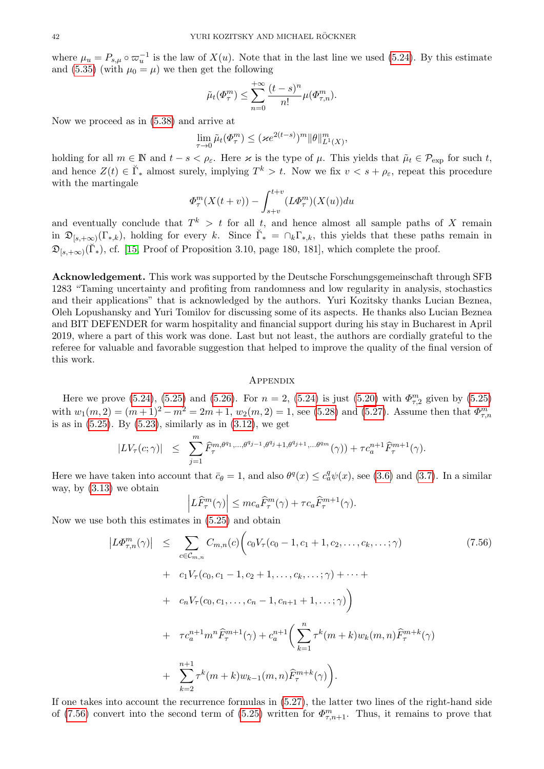where $\mu_u = P_{s,\mu} \circ \varpi_u^{-1}$ is the law of $X(u)$. Note that in the last line we used (5.24). By this estimate and (5.35) (with $\mu_0 = \mu$) we then get the following

$$\tilde{\mu}_t(\Phi^m_\tau) \leq \sum_{n=0}^{+\infty} \frac{(t-s)^n}{n!} \mu(\Phi^m_{\tau,n}).$$

Now we proceed as in (5.38) and arrive at

$$\lim_{\tau \to 0} \tilde{\mu}_t(\Phi^m_\tau) \leq (\varkappa e^{2(t-s)})^m \|\theta\|^m_{L^1(X)},$$

holding for all $m \in \mathbb{N}$ and $t - s < \rho_\varepsilon$. Here $\varkappa$ is the type of $\mu$. This yields that $\tilde{\mu}_t \in \mathcal{P}_{\rm exp}$ for such $t$, and hence $Z(t) \in \breve{\Gamma}_*$ almost surely, implying $T^k > t$. Now we fix $v < s + \rho_\varepsilon$, repeat this procedure with the martingale

$$\Phi^m_\tau(X(t+v)) - \int_{s+v}^{t+v} (L\Phi^m_\tau)(X(u))du$$

and eventually conclude that $T^k > t$ for all $t$, and hence almost all sample paths of $X$ remain in $\mathfrak{D}_{[s,+\infty)}(\Gamma_{*,k})$, holding for every $k$. Since $\breve{\Gamma}_* = \cap_k \Gamma_{*,k}$, this yields that these paths remain in $\mathfrak{D}_{[s,+\infty)}(\breve{\Gamma}_*)$, cf. [15, Proof of Proposition 3.10, page 180, 181], which complete the proof.

**Acknowledgement.** This work was supported by the Deutsche Forschungsgemeinschaft through SFB 1283 "Taming uncertainty and profiting from randomness and low regularity in analysis, stochastics and their applications" that is acknowledged by the authors. Yuri Kozitsky thanks Lucian Beznea, Oleh Lopushansky and Yuri Tomilov for discussing some of its aspects. He thanks also Lucian Beznea and BIT DEFENDER for warm hospitality and financial support during his stay in Bucharest in April 2019, where a part of this work was done. Last but not least, the authors are cordially grateful to the referee for valuable and favorable suggestion that helped to improve the quality of the final version of this work.

## Appendix

Here we prove (5.24), (5.25) and (5.26). For $n = 2$, (5.24) is just (5.20) with $\Phi^m_{\tau,2}$ given by (5.25) with $w_1(m,2) = (m+1)^2 - m^2 = 2m+1$, $w_2(m,2) = 1$, see (5.28) and (5.27). Assume then that $\Phi^m_{\tau,n}$ is as in (5.25). By (5.23), similarly as in (3.12), we get

$$|LV_\tau(c;\gamma)| \leq \sum_{j=1}^m \widehat{F}_\tau^{m,\theta^{q_1},\dots,\theta^{q_{j-1}},\theta^{q_j}+1,\theta^{q_{j+1}},\dots\theta^{q_m}}(\gamma)) + \tau c_a^{n+1} \widehat{F}^{m+1}_\tau(\gamma).$$

Here we have taken into account that $\bar{c}_\theta = 1$, and also $\theta^q(x) \leq c_a^q \psi(x)$, see (3.6) and (3.7). In a similar way, by (3.13) we obtain

$$\left| L\widehat{F}^m_\tau(\gamma) \right| \leq mc_a \widehat{F}^m_\tau(\gamma) + \tau c_a \widehat{F}^{m+1}_\tau(\gamma).$$

Now we use both this estimates in (5.25) and obtain

$$\begin{aligned}
\left|L\Phi^m_{\tau,n}(\gamma)\right| \leq & \sum_{c \in \mathcal{C}_{m,n}} C_{m,n}(c) \bigg( c_0 V_\tau(c_0 - 1, c_1 + 1, c_2, \dots, c_k, \dots; \gamma) \\
& + c_1 V_\tau(c_0, c_1 - 1, c_2 + 1, \dots, c_k, \dots; \gamma) + \dots + \\
& + c_n V_\tau(c_0, c_1, \dots, c_n - 1, c_{n+1} + 1, \dots; \gamma) \bigg) \\
& + \tau c_a^{n+1} m^n \widehat{F}^{m+1}_\tau(\gamma) + c_a^{n+1} \bigg( \sum_{k=1}^n \tau^k (m+k) w_k(m,n) \widehat{F}^{m+k}_\tau(\gamma) \\
& + \sum_{k=2}^{n+1} \tau^k (m+k) w_{k-1}(m,n) \widehat{F}^{m+k}_\tau(\gamma) \bigg).
\end{aligned} \tag{7.56}$$

If one takes into account the recurrence formulas in (5.27), the latter two lines of the right-hand side of (7.56) convert into the second term of (5.25) written for $\Phi^m_{\tau,n+1}$. Thus, it remains to prove that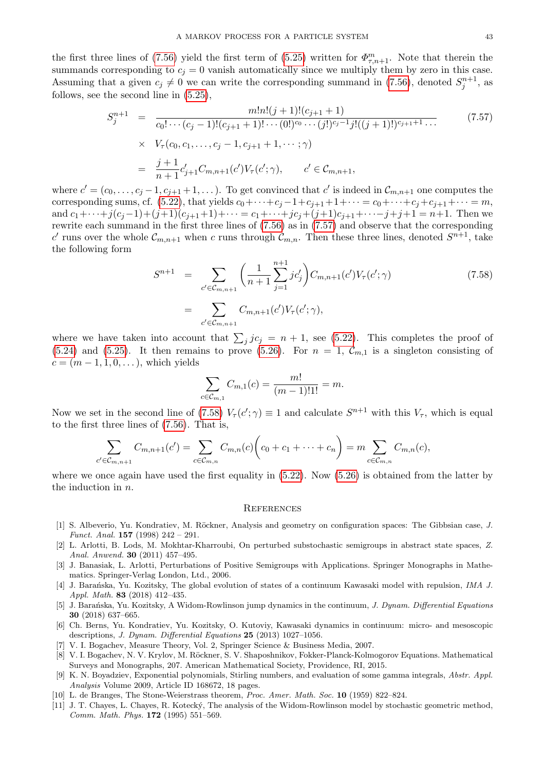the first three lines of (7.56) yield the first term of (5.25) written for $\Phi^m_{\tau,n+1}$. Note that therein the summands corresponding to $c_j = 0$ vanish automatically since we multiply them by zero in this case. Assuming that a given $c_j \neq 0$ we can write the corresponding summand in (7.56), denoted $S^{n+1}_j$, as follows, see the second line in (5.25),

$$
\begin{aligned}
S^{n+1}_j &= \frac{m!n!(j+1)!(c_{j+1}+1)}{c_0!\cdots(c_j-1)!(c_{j+1}+1)!\cdots(0!)^{c_0}\cdots(j!)^{c_j-1}j!((j+1)!)^{c_{j+1}+1}\cdots} \\
&\times \ V_\tau(c_0, c_1, \dots, c_j - 1, c_{j+1}+1, \cdots; \gamma) \\
&= \frac{j+1}{n+1} c'_{j+1} C_{m,n+1}(c') V_\tau(c';\gamma), \qquad c' \in \mathcal{C}_{m,n+1},
\end{aligned} \tag{7.57}
$$

where $c' = (c_0, \dots, c_j - 1, c_{j+1}+1, \dots)$. To get convinced that $c'$ is indeed in $\mathcal{C}_{m,n+1}$ one computes the corresponding sums, cf. (5.22), that yields $c_0 + \cdots + c_j - 1 + c_{j+1} + 1 + \cdots = c_0 + \cdots + c_j + c_{j+1} + \cdots = m$, and $c_1 + \cdots + j(c_j - 1) + (j+1)(c_{j+1}+1) + \cdots = c_1 + \cdots + jc_j + (j+1)c_{j+1} + \cdots - j + j + 1 = n+1$. Then we rewrite each summand in the first three lines of (7.56) as in (7.57) and observe that the corresponding $c'$ runs over the whole $\mathcal{C}_{m,n+1}$ when $c$ runs through $\mathcal{C}_{m,n}$. Then these three lines, denoted $S^{n+1}$, take the following form

$$
\begin{aligned}
S^{n+1} &= \sum_{c' \in \mathcal{C}_{m,n+1}} \left( \frac{1}{n+1} \sum_{j=1}^{n+1} j c'_j \right) C_{m,n+1}(c') V_\tau(c';\gamma) \\
&= \sum_{c' \in \mathcal{C}_{m,n+1}} C_{m,n+1}(c') V_\tau(c';\gamma),
\end{aligned} \tag{7.58}
$$

where we have taken into account that $\sum_j j c_j = n+1$, see (5.22). This completes the proof of (5.24) and (5.25). It then remains to prove (5.26). For $n = 1$, $\mathcal{C}_{m,1}$ is a singleton consisting of $c = (m-1, 1, 0, \dots)$, which yields

$$
\sum_{c \in \mathcal{C}_{m,1}} C_{m,1}(c) = \frac{m!}{(m-1)!1!} = m.
$$

Now we set in the second line of (7.58) $V_\tau(c';\gamma) \equiv 1$ and calculate $S^{n+1}$ with this $V_\tau$, which is equal to the first three lines of (7.56). That is,

$$
\sum_{c' \in \mathcal{C}_{m,n+1}} C_{m,n+1}(c') = \sum_{c \in \mathcal{C}_{m,n}} C_{m,n}(c) \Big( c_0 + c_1 + \cdots + c_n \Big) = m \sum_{c \in \mathcal{C}_{m,n}} C_{m,n}(c),
$$

where we once again have used the first equality in (5.22). Now (5.26) is obtained from the latter by the induction in $n$.

## References

[1] S. Albeverio, Yu. Kondratiev, M. Röckner, Analysis and geometry on configuration spaces: The Gibbsian case, *J. Funct. Anal.* **157** (1998) 242 – 291.

[2] L. Arlotti, B. Lods, M. Mokhtar-Kharroubi, On perturbed substochastic semigroups in abstract state spaces, *Z. Anal. Anwend.* **30** (2011) 457–495.

[3] J. Banasiak, L. Arlotti, Perturbations of Positive Semigroups with Applications. Springer Monographs in Mathematics. Springer-Verlag London, Ltd., 2006.

[4] J. Barańska, Yu. Kozitsky, The global evolution of states of a continuum Kawasaki model with repulsion, *IMA J. Appl. Math.* **83** (2018) 412–435.

[5] J. Barańska, Yu. Kozitsky, A Widom-Rowlinson jump dynamics in the continuum, *J. Dynam. Differential Equations* **30** (2018) 637–665.

[6] Ch. Berns, Yu. Kondratiev, Yu. Kozitsky, O. Kutoviy, Kawasaki dynamics in continuum: micro- and mesoscopic descriptions, *J. Dynam. Differential Equations* **25** (2013) 1027–1056.

[7] V. I. Bogachev, Measure Theory, Vol. 2, Springer Science & Business Media, 2007.

[8] V. I. Bogachev, N. V. Krylov, M. Röckner, S. V. Shaposhnikov, Fokker-Planck-Kolmogorov Equations. Mathematical Surveys and Monographs, 207. American Mathematical Society, Providence, RI, 2015.

[9] K. N. Boyadziev, Exponential polynomials, Stirling numbers, and evaluation of some gamma integrals, *Abstr. Appl. Analysis* Volume 2009, Article ID 168672, 18 pages.

[10] L. de Branges, The Stone-Weierstrass theorem, *Proc. Amer. Math. Soc.* **10** (1959) 822–824.

[11] J. T. Chayes, L. Chayes, R. Kotecký, The analysis of the Widom-Rowlinson model by stochastic geometric method, *Comm. Math. Phys.* **172** (1995) 551–569.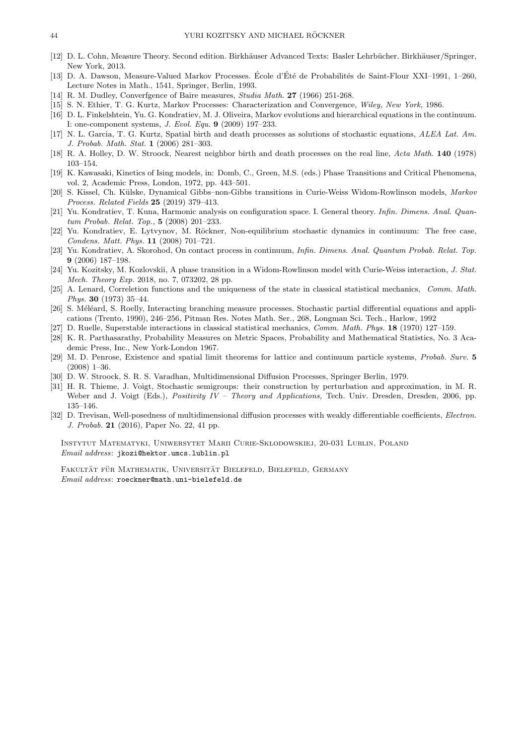[12] D. L. Cohn, Measure Theory. Second edition. Birkhäuser Advanced Texts: Basler Lehrbücher. Birkhäuser/Springer, New York, 2013.

[13] D. A. Dawson, Measure-Valued Markov Processes. École d'Été de Probabilités de Saint-Flour XXI–1991, 1–260, Lecture Notes in Math., 1541, Springer, Berlin, 1993.

[14] R. M. Dudley, Converfgence of Baire measures, *Studia Math.* **27** (1966) 251-268.

[15] S. N. Ethier, T. G. Kurtz, Markov Processes: Characterization and Convergence, *Wiley, New York,* 1986.

[16] D. L. Finkelshtein, Yu. G. Kondratiev, M. J. Oliveira, Markov evolutions and hierarchical equations in the continuum. I: one-component systems, *J. Evol. Equ.* **9** (2009) 197–233.

[17] N. L. Garcia, T. G. Kurtz, Spatial birth and death processes as solutions of stochastic equations, *ALEA Lat. Am. J. Probab. Math. Stat.* **1** (2006) 281–303.

[18] R. A. Holley, D. W. Stroock, Nearest neighbor birth and death processes on the real line, *Acta Math.* **140** (1978) 103–154.

[19] K. Kawasaki, Kinetics of Ising models, in: Domb, C., Green, M.S. (eds.) Phase Transitions and Critical Phenomena, vol. 2, Academic Press, London, 1972, pp. 443–501.

[20] S. Kissel, Ch. Külske, Dynamical Gibbs–non-Gibbs transitions in Curie-Weiss Widom-Rowlinson models, *Markov Process. Related Fields* **25** (2019) 379–413.

[21] Yu. Kondratiev, T. Kuna, Harmonic analysis on configuration space. I. General theory. *Infin. Dimens. Anal. Quantum Probab. Relat. Top.,* **5** (2008) 201–233.

[22] Yu. Kondratiev, E. Lytvynov, M. Röckner, Non-equilibrium stochastic dynamics in continuum: The free case, *Condens. Matt. Phys.* **11** (2008) 701–721.

[23] Yu. Kondratiev, A. Skorohod, On contact process in continuum, *Infin. Dimens. Anal. Quantum Probab. Relat. Top.* **9** (2006) 187–198.

[24] Yu. Kozitsky, M. Kozlovskii, A phase transition in a Widom-Rowlinson model with Curie-Weiss interaction, *J. Stat. Mech. Theory Exp.* 2018, no. 7, 073202, 28 pp.

[25] A. Lenard, Correletion functions and the uniqueness of the state in classical statistical mechanics, *Comm. Math. Phys.* **30** (1973) 35–44.

[26] S. Méléard, S. Roelly, Interacting branching measure processes. Stochastic partial differential equations and applications (Trento, 1990), 246–256, Pitman Res. Notes Math. Ser., 268, Longman Sci. Tech., Harlow, 1992

[27] D. Ruelle, Superstable interactions in classical statistical mechanics, *Comm. Math. Phys.* **18** (1970) 127–159.

[28] K. R. Parthasarathy, Probability Measures on Metric Spaces, Probability and Mathematical Statistics, No. 3 Academic Press, Inc., New York-London 1967.

[29] M. D. Penrose, Existence and spatial limit theorems for lattice and continuum particle systems, *Probab. Surv.* **5** (2008) 1–36.

[30] D. W. Stroock, S. R. S. Varadhan, Multidimensional Diffusion Processes, Springer Berlin, 1979.

[31] H. R. Thieme, J. Voigt, Stochastic semigroups: their construction by perturbation and approximation, in M. R. Weber and J. Voigt (Eds.), *Positivity IV – Theory and Applications,* Tech. Univ. Dresden, Dresden, 2006, pp. 135–146.

[32] D. Trevisan, Well-posedness of multidimensional diffusion processes with weakly differentiable coefficients, *Electron. J. Probab.* **21** (2016), Paper No. 22, 41 pp.

Instytut Matematyki, Uniwersytet Marii Curie-Skłodowskiej, 20-031 Lublin, Poland
*Email address*: jkozi@hektor.umcs.lublin.pl

Fakultät für Mathematik, Universität Bielefeld, Bielefeld, Germany
*Email address*: roeckner@math.uni-bielefeld.de